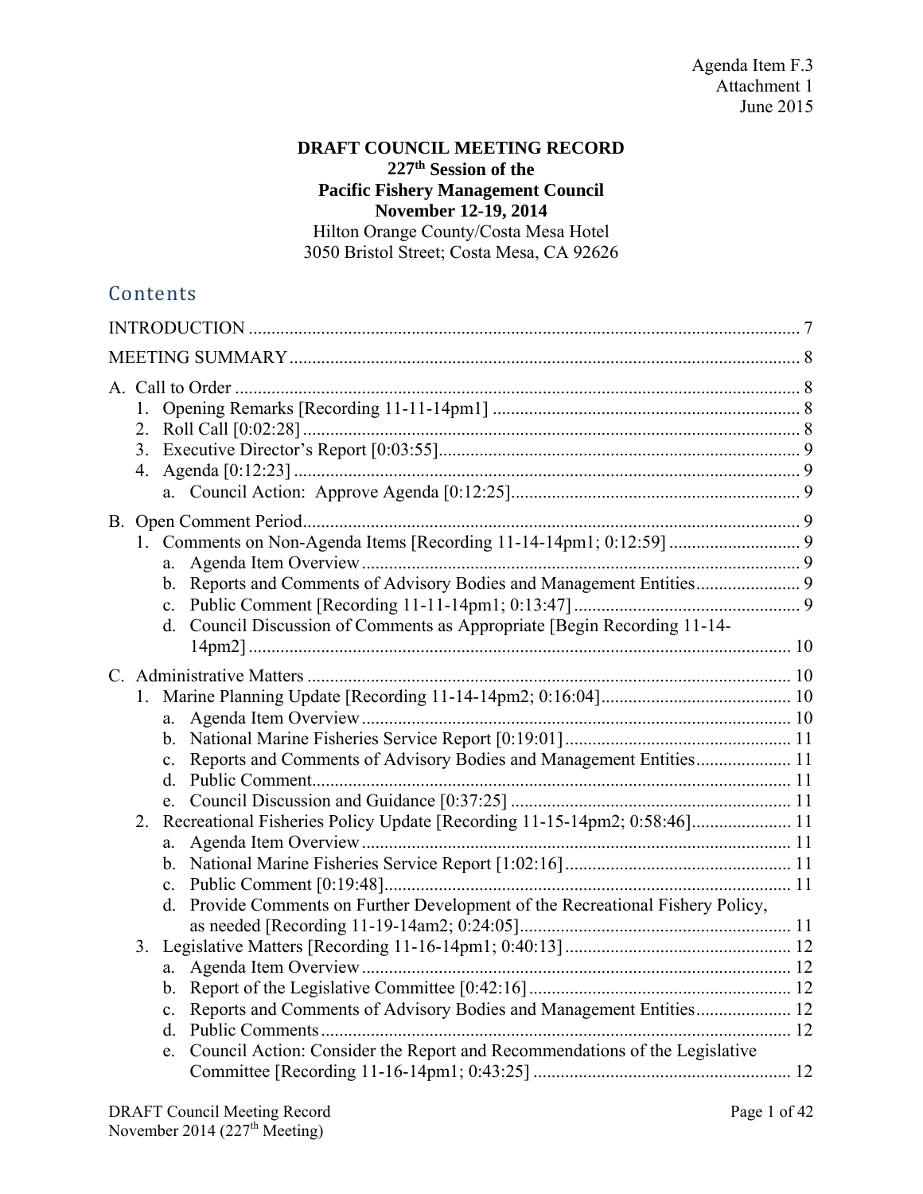Agenda Item F.3
Attachment 1
June 2015

**DRAFT COUNCIL MEETING RECORD**
**227th Session of the**
**Pacific Fishery Management Council**
**November 12-19, 2014**
Hilton Orange County/Costa Mesa Hotel
3050 Bristol Street; Costa Mesa, CA 92626

## Contents

INTRODUCTION ..... 7

MEETING SUMMARY ..... 8

A. Call to Order ..... 8
  1. Opening Remarks [Recording 11-11-14pm1] ..... 8
  2. Roll Call [0:02:28] ..... 8
  3. Executive Director's Report [0:03:55] ..... 9
  4. Agenda [0:12:23] ..... 9
    a. Council Action: Approve Agenda [0:12:25] ..... 9

B. Open Comment Period ..... 9
  1. Comments on Non-Agenda Items [Recording 11-14-14pm1; 0:12:59] ..... 9
    a. Agenda Item Overview ..... 9
    b. Reports and Comments of Advisory Bodies and Management Entities ..... 9
    c. Public Comment [Recording 11-11-14pm1; 0:13:47] ..... 9
    d. Council Discussion of Comments as Appropriate [Begin Recording 11-14-14pm2] ..... 10

C. Administrative Matters ..... 10
  1. Marine Planning Update [Recording 11-14-14pm2; 0:16:04] ..... 10
    a. Agenda Item Overview ..... 10
    b. National Marine Fisheries Service Report [0:19:01] ..... 11
    c. Reports and Comments of Advisory Bodies and Management Entities ..... 11
    d. Public Comment ..... 11
    e. Council Discussion and Guidance [0:37:25] ..... 11
  2. Recreational Fisheries Policy Update [Recording 11-15-14pm2; 0:58:46] ..... 11
    a. Agenda Item Overview ..... 11
    b. National Marine Fisheries Service Report [1:02:16] ..... 11
    c. Public Comment [0:19:48] ..... 11
    d. Provide Comments on Further Development of the Recreational Fishery Policy, as needed [Recording 11-19-14am2; 0:24:05] ..... 11
  3. Legislative Matters [Recording 11-16-14pm1; 0:40:13] ..... 12
    a. Agenda Item Overview ..... 12
    b. Report of the Legislative Committee [0:42:16] ..... 12
    c. Reports and Comments of Advisory Bodies and Management Entities ..... 12
    d. Public Comments ..... 12
    e. Council Action: Consider the Report and Recommendations of the Legislative Committee [Recording 11-16-14pm1; 0:43:25] ..... 12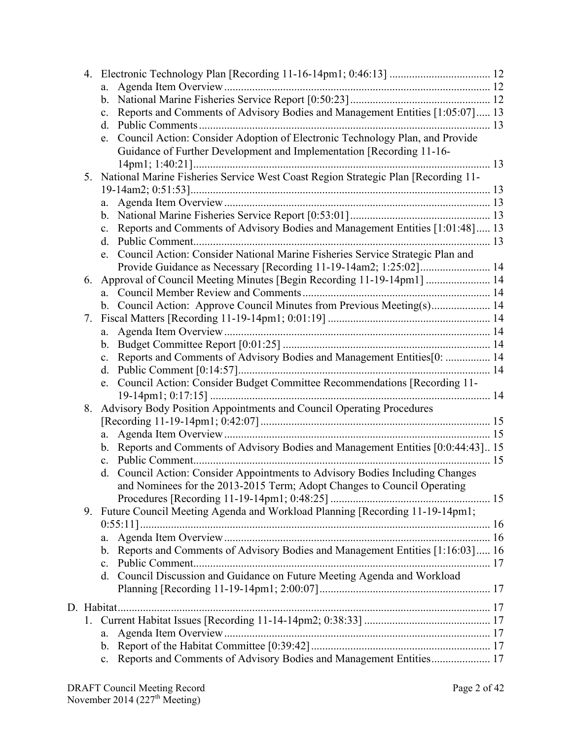4. Electronic Technology Plan [Recording 11-16-14pm1; 0:46:13] .................................... 12
    a. Agenda Item Overview ............................................................................................. 12
    b. National Marine Fisheries Service Report [0:50:23] .................................................. 12
    c. Reports and Comments of Advisory Bodies and Management Entities [1:05:07] ..... 13
    d. Public Comments ....................................................................................................... 13
    e. Council Action: Consider Adoption of Electronic Technology Plan, and Provide Guidance of Further Development and Implementation [Recording 11-16-14pm1; 1:40:21] ......................................................................................................... 13
5. National Marine Fisheries Service West Coast Region Strategic Plan [Recording 11-19-14am2; 0:51:53] .......................................................................................................... 13
    a. Agenda Item Overview ............................................................................................. 13
    b. National Marine Fisheries Service Report [0:53:01] .................................................. 13
    c. Reports and Comments of Advisory Bodies and Management Entities [1:01:48] ..... 13
    d. Public Comment ......................................................................................................... 13
    e. Council Action: Consider National Marine Fisheries Service Strategic Plan and Provide Guidance as Necessary [Recording 11-19-14am2; 1:25:02] ......................... 14
6. Approval of Council Meeting Minutes [Begin Recording 11-19-14pm1] ....................... 14
    a. Council Member Review and Comments ................................................................... 14
    b. Council Action: Approve Council Minutes from Previous Meeting(s) ..................... 14
7. Fiscal Matters [Recording 11-19-14pm1; 0:01:19] .......................................................... 14
    a. Agenda Item Overview ............................................................................................. 14
    b. Budget Committee Report [0:01:25] .......................................................................... 14
    c. Reports and Comments of Advisory Bodies and Management Entities[0: ................ 14
    d. Public Comment [0:14:57] .......................................................................................... 14
    e. Council Action: Consider Budget Committee Recommendations [Recording 11-19-14pm1; 0:17:15] .................................................................................................... 14
8. Advisory Body Position Appointments and Council Operating Procedures [Recording 11-19-14pm1; 0:42:07] ................................................................................. 15
    a. Agenda Item Overview ............................................................................................. 15
    b. Reports and Comments of Advisory Bodies and Management Entities [0:0:44:43] .. 15
    c. Public Comment ......................................................................................................... 15
    d. Council Action: Consider Appointments to Advisory Bodies Including Changes and Nominees for the 2013-2015 Term; Adopt Changes to Council Operating Procedures [Recording 11-19-14pm1; 0:48:25] ......................................................... 15
9. Future Council Meeting Agenda and Workload Planning [Recording 11-19-14pm1; 0:55:11] ............................................................................................................................ 16
    a. Agenda Item Overview ............................................................................................. 16
    b. Reports and Comments of Advisory Bodies and Management Entities [1:16:03] ..... 16
    c. Public Comment ......................................................................................................... 17
    d. Council Discussion and Guidance on Future Meeting Agenda and Workload Planning [Recording 11-19-14pm1; 2:00:07] ............................................................ 17

D. Habitat .................................................................................................................................... 17
1. Current Habitat Issues [Recording 11-14-14pm2; 0:38:33] ............................................. 17
    a. Agenda Item Overview ............................................................................................. 17
    b. Report of the Habitat Committee [0:39:42] ................................................................ 17
    c. Reports and Comments of Advisory Bodies and Management Entities ..................... 17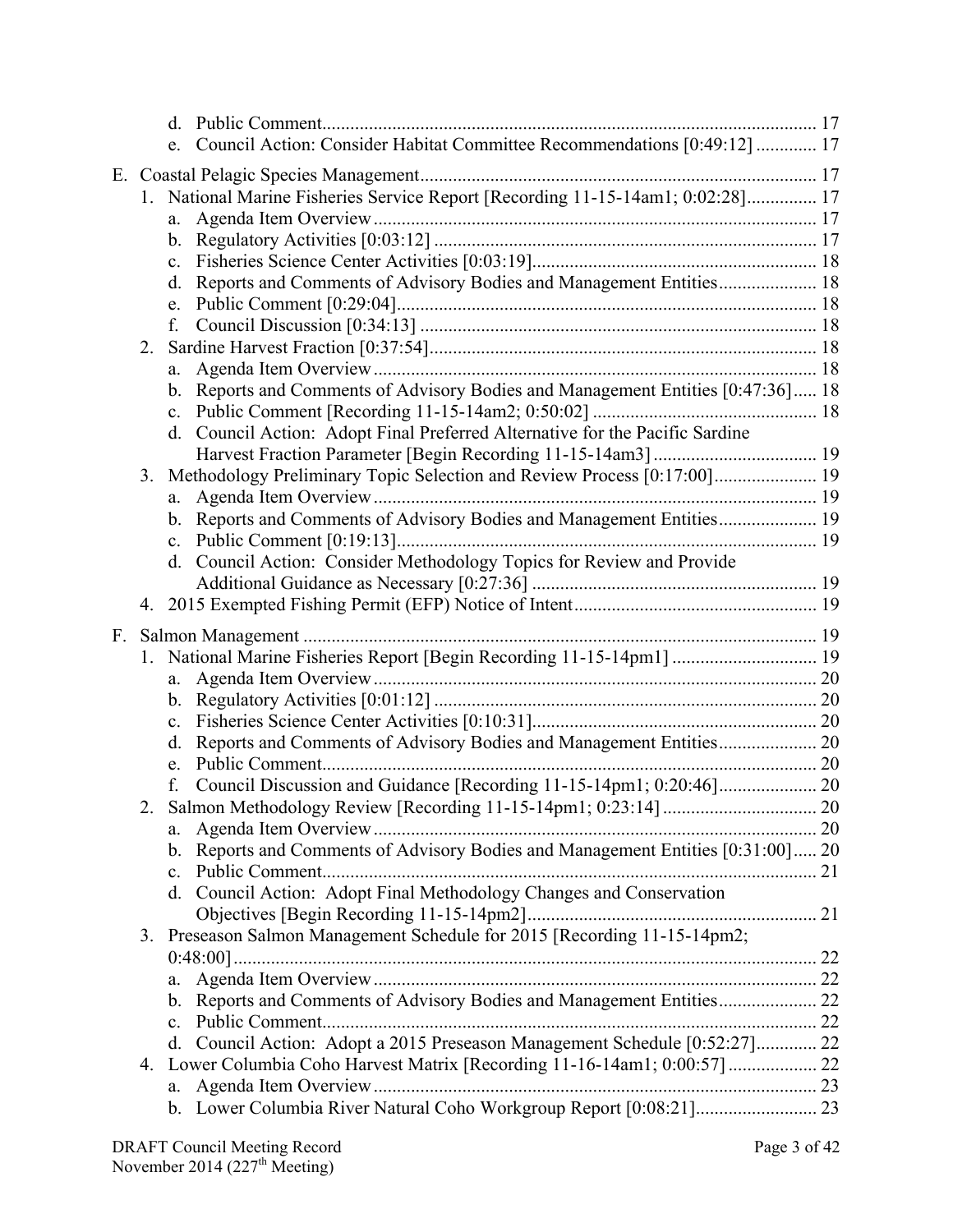- d. Public Comment ........................................................................................................ 17
- e. Council Action: Consider Habitat Committee Recommendations [0:49:12] ............. 17

E. Coastal Pelagic Species Management ..................................................................................... 17

1. National Marine Fisheries Service Report [Recording 11-15-14am1; 0:02:28] ............... 17
   - a. Agenda Item Overview ............................................................................................. 17
   - b. Regulatory Activities [0:03:12] ................................................................................. 17
   - c. Fisheries Science Center Activities [0:03:19] ............................................................ 18
   - d. Reports and Comments of Advisory Bodies and Management Entities ..................... 18
   - e. Public Comment [0:29:04] ......................................................................................... 18
   - f. Council Discussion [0:34:13] ..................................................................................... 18
2. Sardine Harvest Fraction [0:37:54] ..................................................................................... 18
   - a. Agenda Item Overview ............................................................................................. 18
   - b. Reports and Comments of Advisory Bodies and Management Entities [0:47:36] ..... 18
   - c. Public Comment [Recording 11-15-14am2; 0:50:02] ............................................... 18
   - d. Council Action: Adopt Final Preferred Alternative for the Pacific Sardine Harvest Fraction Parameter [Begin Recording 11-15-14am3] ................................... 19
3. Methodology Preliminary Topic Selection and Review Process [0:17:00] ...................... 19
   - a. Agenda Item Overview ............................................................................................. 19
   - b. Reports and Comments of Advisory Bodies and Management Entities ..................... 19
   - c. Public Comment [0:19:13] ......................................................................................... 19
   - d. Council Action: Consider Methodology Topics for Review and Provide Additional Guidance as Necessary [0:27:36] ............................................................ 19
4. 2015 Exempted Fishing Permit (EFP) Notice of Intent .................................................... 19

F. Salmon Management ............................................................................................................. 19

1. National Marine Fisheries Report [Begin Recording 11-15-14pm1] ............................... 19
   - a. Agenda Item Overview ............................................................................................. 20
   - b. Regulatory Activities [0:01:12] ................................................................................. 20
   - c. Fisheries Science Center Activities [0:10:31] ............................................................ 20
   - d. Reports and Comments of Advisory Bodies and Management Entities ..................... 20
   - e. Public Comment ........................................................................................................ 20
   - f. Council Discussion and Guidance [Recording 11-15-14pm1; 0:20:46] ..................... 20
2. Salmon Methodology Review [Recording 11-15-14pm1; 0:23:14] ................................. 20
   - a. Agenda Item Overview ............................................................................................. 20
   - b. Reports and Comments of Advisory Bodies and Management Entities [0:31:00] ..... 20
   - c. Public Comment ........................................................................................................ 21
   - d. Council Action: Adopt Final Methodology Changes and Conservation Objectives [Begin Recording 11-15-14pm2] ............................................................. 21
3. Preseason Salmon Management Schedule for 2015 [Recording 11-15-14pm2; 0:48:00] ............................................................................................................................ 22
   - a. Agenda Item Overview ............................................................................................. 22
   - b. Reports and Comments of Advisory Bodies and Management Entities ..................... 22
   - c. Public Comment ........................................................................................................ 22
   - d. Council Action: Adopt a 2015 Preseason Management Schedule [0:52:27] ............. 22
4. Lower Columbia Coho Harvest Matrix [Recording 11-16-14am1; 0:00:57] ................... 22
   - a. Agenda Item Overview ............................................................................................. 23
   - b. Lower Columbia River Natural Coho Workgroup Report [0:08:21] .......................... 23

DRAFT Council Meeting Record
November 2014 (227th Meeting)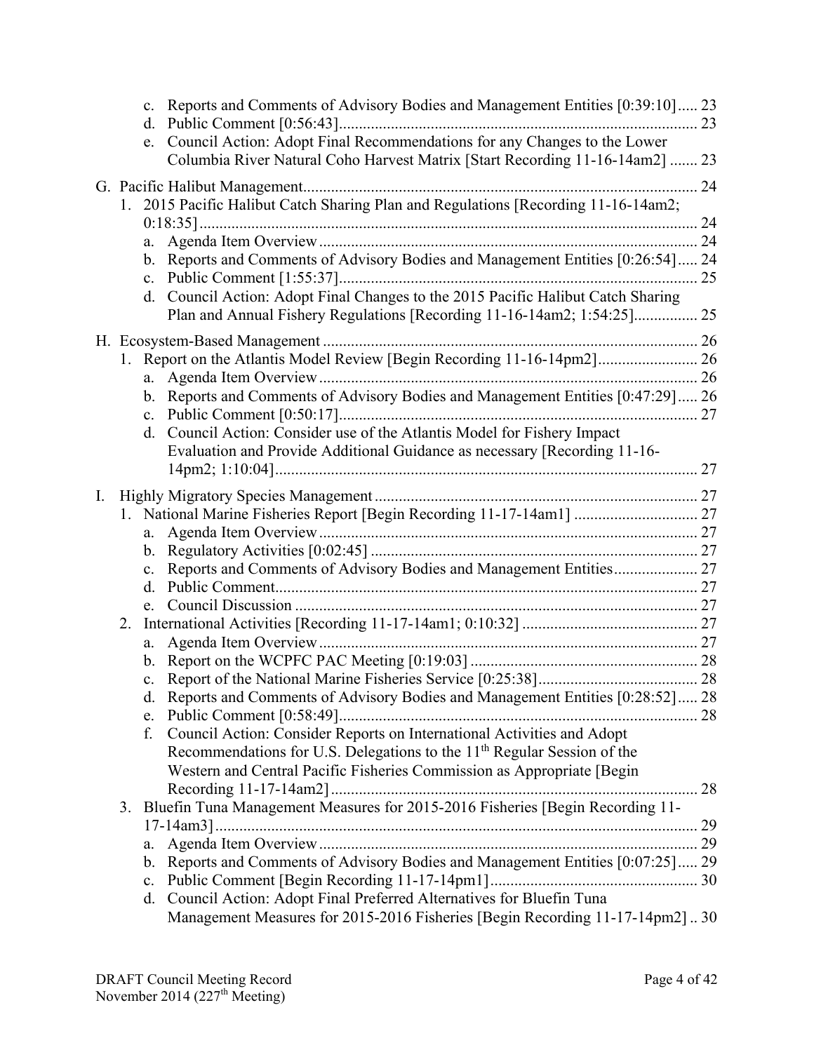c. Reports and Comments of Advisory Bodies and Management Entities [0:39:10]..... 23
d. Public Comment [0:56:43]......................................................................................... 23
e. Council Action: Adopt Final Recommendations for any Changes to the Lower Columbia River Natural Coho Harvest Matrix [Start Recording 11-16-14am2] ....... 23

G. Pacific Halibut Management.................................................................................................. 24
1. 2015 Pacific Halibut Catch Sharing Plan and Regulations [Recording 11-16-14am2; 0:18:35]............................................................................................................................ 24
a. Agenda Item Overview.............................................................................................. 24
b. Reports and Comments of Advisory Bodies and Management Entities [0:26:54]..... 24
c. Public Comment [1:55:37]......................................................................................... 25
d. Council Action: Adopt Final Changes to the 2015 Pacific Halibut Catch Sharing Plan and Annual Fishery Regulations [Recording 11-16-14am2; 1:54:25]................ 25

H. Ecosystem-Based Management ............................................................................................. 26
1. Report on the Atlantis Model Review [Begin Recording 11-16-14pm2]......................... 26
a. Agenda Item Overview.............................................................................................. 26
b. Reports and Comments of Advisory Bodies and Management Entities [0:47:29]..... 26
c. Public Comment [0:50:17]......................................................................................... 27
d. Council Action: Consider use of the Atlantis Model for Fishery Impact Evaluation and Provide Additional Guidance as necessary [Recording 11-16-14pm2; 1:10:04]......................................................................................................... 27

I. Highly Migratory Species Management ................................................................................ 27
1. National Marine Fisheries Report [Begin Recording 11-17-14am1] ............................... 27
a. Agenda Item Overview.............................................................................................. 27
b. Regulatory Activities [0:02:45] ................................................................................. 27
c. Reports and Comments of Advisory Bodies and Management Entities..................... 27
d. Public Comment......................................................................................................... 27
e. Council Discussion .................................................................................................... 27
2. International Activities [Recording 11-17-14am1; 0:10:32] ............................................ 27
a. Agenda Item Overview.............................................................................................. 27
b. Report on the WCPFC PAC Meeting [0:19:03] ......................................................... 28
c. Report of the National Marine Fisheries Service [0:25:38]........................................ 28
d. Reports and Comments of Advisory Bodies and Management Entities [0:28:52]..... 28
e. Public Comment [0:58:49]......................................................................................... 28
f. Council Action: Consider Reports on International Activities and Adopt Recommendations for U.S. Delegations to the 11th Regular Session of the Western and Central Pacific Fisheries Commission as Appropriate [Begin Recording 11-17-14am2]........................................................................................... 28
3. Bluefin Tuna Management Measures for 2015-2016 Fisheries [Begin Recording 11-17-14am3]........................................................................................................................ 29
a. Agenda Item Overview.............................................................................................. 29
b. Reports and Comments of Advisory Bodies and Management Entities [0:07:25]..... 29
c. Public Comment [Begin Recording 11-17-14pm1].................................................... 30
d. Council Action: Adopt Final Preferred Alternatives for Bluefin Tuna Management Measures for 2015-2016 Fisheries [Begin Recording 11-17-14pm2] .. 30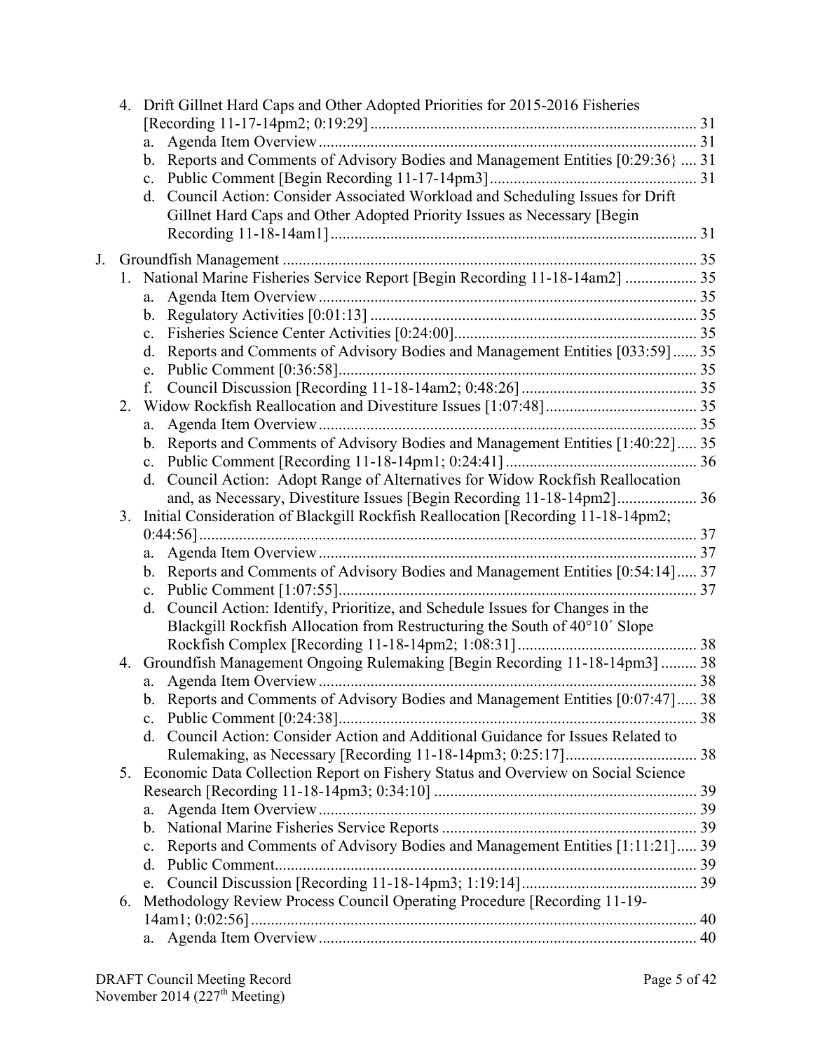4. Drift Gillnet Hard Caps and Other Adopted Priorities for 2015-2016 Fisheries [Recording 11-17-14pm2; 0:19:29] ..... 31
   a. Agenda Item Overview ..... 31
   b. Reports and Comments of Advisory Bodies and Management Entities [0:29:36} ..... 31
   c. Public Comment [Begin Recording 11-17-14pm3] ..... 31
   d. Council Action: Consider Associated Workload and Scheduling Issues for Drift Gillnet Hard Caps and Other Adopted Priority Issues as Necessary [Begin Recording 11-18-14am1] ..... 31

J. Groundfish Management ..... 35
1. National Marine Fisheries Service Report [Begin Recording 11-18-14am2] ..... 35
   a. Agenda Item Overview ..... 35
   b. Regulatory Activities [0:01:13] ..... 35
   c. Fisheries Science Center Activities [0:24:00] ..... 35
   d. Reports and Comments of Advisory Bodies and Management Entities [033:59] ..... 35
   e. Public Comment [0:36:58] ..... 35
   f. Council Discussion [Recording 11-18-14am2; 0:48:26] ..... 35
2. Widow Rockfish Reallocation and Divestiture Issues [1:07:48] ..... 35
   a. Agenda Item Overview ..... 35
   b. Reports and Comments of Advisory Bodies and Management Entities [1:40:22] ..... 35
   c. Public Comment [Recording 11-18-14pm1; 0:24:41] ..... 36
   d. Council Action: Adopt Range of Alternatives for Widow Rockfish Reallocation and, as Necessary, Divestiture Issues [Begin Recording 11-18-14pm2] ..... 36
3. Initial Consideration of Blackgill Rockfish Reallocation [Recording 11-18-14pm2; 0:44:56] ..... 37
   a. Agenda Item Overview ..... 37
   b. Reports and Comments of Advisory Bodies and Management Entities [0:54:14] ..... 37
   c. Public Comment [1:07:55] ..... 37
   d. Council Action: Identify, Prioritize, and Schedule Issues for Changes in the Blackgill Rockfish Allocation from Restructuring the South of 40°10′ Slope Rockfish Complex [Recording 11-18-14pm2; 1:08:31] ..... 38
4. Groundfish Management Ongoing Rulemaking [Begin Recording 11-18-14pm3] ..... 38
   a. Agenda Item Overview ..... 38
   b. Reports and Comments of Advisory Bodies and Management Entities [0:07:47] ..... 38
   c. Public Comment [0:24:38] ..... 38
   d. Council Action: Consider Action and Additional Guidance for Issues Related to Rulemaking, as Necessary [Recording 11-18-14pm3; 0:25:17] ..... 38
5. Economic Data Collection Report on Fishery Status and Overview on Social Science Research [Recording 11-18-14pm3; 0:34:10] ..... 39
   a. Agenda Item Overview ..... 39
   b. National Marine Fisheries Service Reports ..... 39
   c. Reports and Comments of Advisory Bodies and Management Entities [1:11:21] ..... 39
   d. Public Comment ..... 39
   e. Council Discussion [Recording 11-18-14pm3; 1:19:14] ..... 39
6. Methodology Review Process Council Operating Procedure [Recording 11-19-14am1; 0:02:56] ..... 40
   a. Agenda Item Overview ..... 40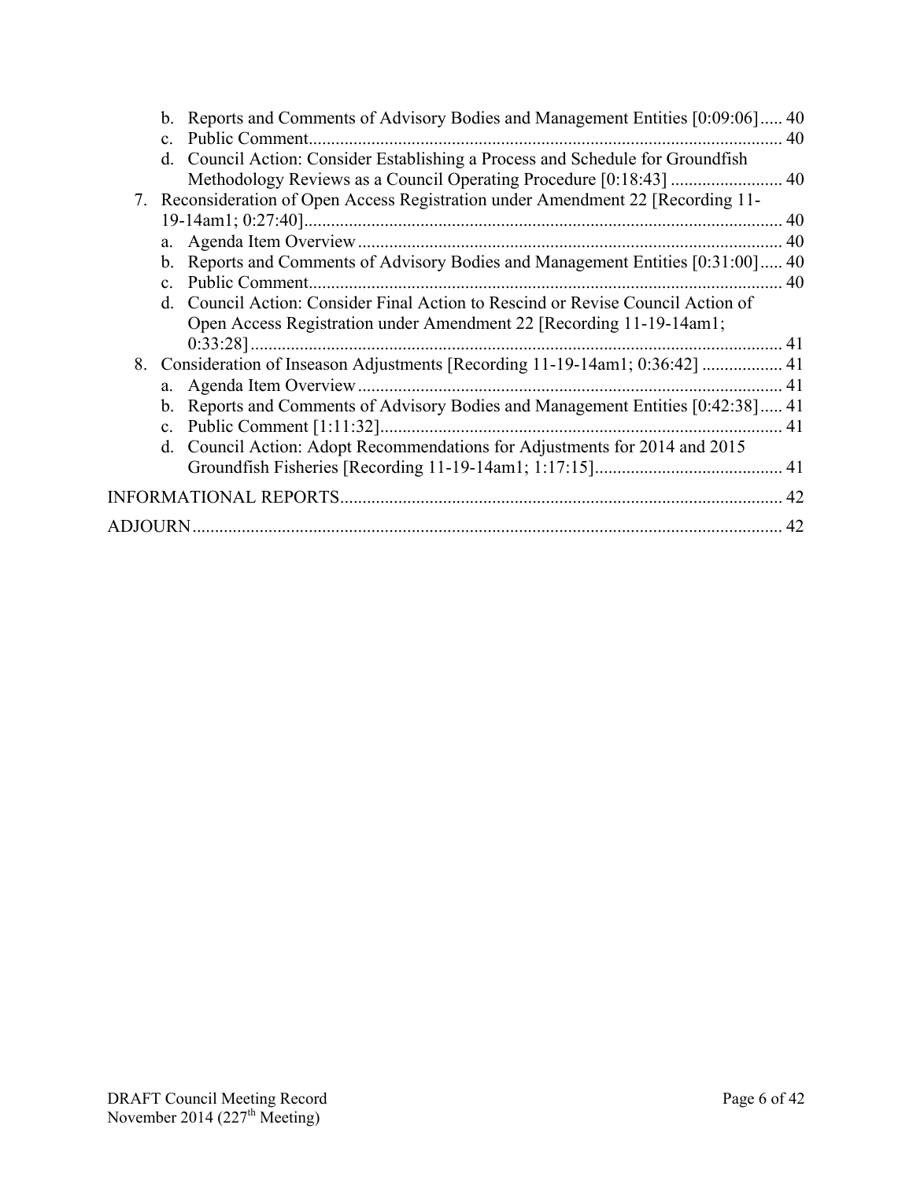- b. Reports and Comments of Advisory Bodies and Management Entities [0:09:06] ..... 40
   - c. Public Comment ..... 40
   - d. Council Action: Consider Establishing a Process and Schedule for Groundfish Methodology Reviews as a Council Operating Procedure [0:18:43] ..... 40
7. Reconsideration of Open Access Registration under Amendment 22 [Recording 11-19-14am1; 0:27:40] ..... 40
   - a. Agenda Item Overview ..... 40
   - b. Reports and Comments of Advisory Bodies and Management Entities [0:31:00] ..... 40
   - c. Public Comment ..... 40
   - d. Council Action: Consider Final Action to Rescind or Revise Council Action of Open Access Registration under Amendment 22 [Recording 11-19-14am1; 0:33:28] ..... 41
8. Consideration of Inseason Adjustments [Recording 11-19-14am1; 0:36:42] ..... 41
   - a. Agenda Item Overview ..... 41
   - b. Reports and Comments of Advisory Bodies and Management Entities [0:42:38] ..... 41
   - c. Public Comment [1:11:32] ..... 41
   - d. Council Action: Adopt Recommendations for Adjustments for 2014 and 2015 Groundfish Fisheries [Recording 11-19-14am1; 1:17:15] ..... 41

INFORMATIONAL REPORTS ..... 42

ADJOURN ..... 42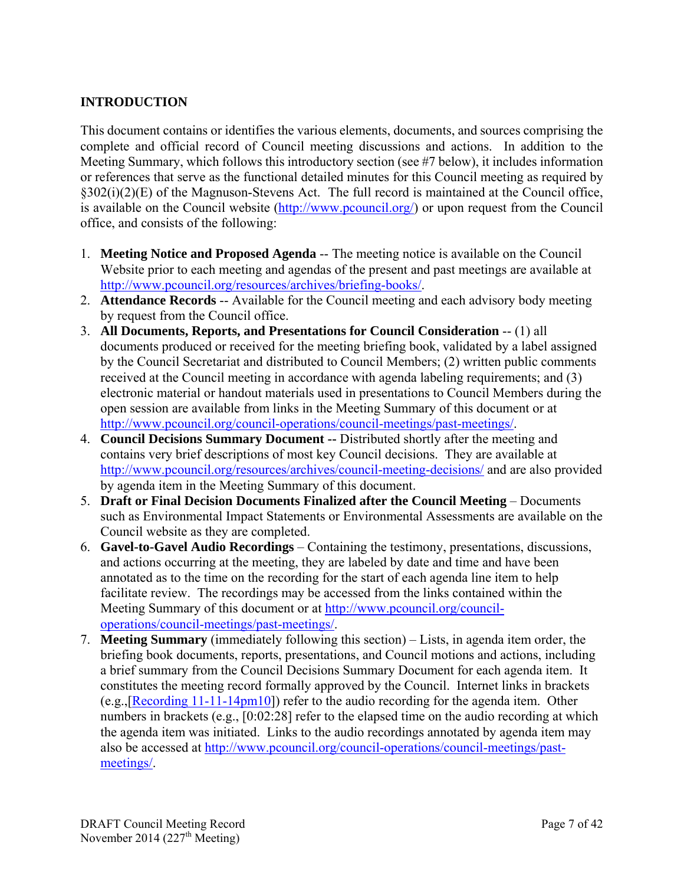## INTRODUCTION

This document contains or identifies the various elements, documents, and sources comprising the complete and official record of Council meeting discussions and actions. In addition to the Meeting Summary, which follows this introductory section (see #7 below), it includes information or references that serve as the functional detailed minutes for this Council meeting as required by §302(i)(2)(E) of the Magnuson-Stevens Act. The full record is maintained at the Council office, is available on the Council website (http://www.pcouncil.org/) or upon request from the Council office, and consists of the following:

1. **Meeting Notice and Proposed Agenda** -- The meeting notice is available on the Council Website prior to each meeting and agendas of the present and past meetings are available at http://www.pcouncil.org/resources/archives/briefing-books/.
2. **Attendance Records** -- Available for the Council meeting and each advisory body meeting by request from the Council office.
3. **All Documents, Reports, and Presentations for Council Consideration** -- (1) all documents produced or received for the meeting briefing book, validated by a label assigned by the Council Secretariat and distributed to Council Members; (2) written public comments received at the Council meeting in accordance with agenda labeling requirements; and (3) electronic material or handout materials used in presentations to Council Members during the open session are available from links in the Meeting Summary of this document or at http://www.pcouncil.org/council-operations/council-meetings/past-meetings/.
4. **Council Decisions Summary Document --** Distributed shortly after the meeting and contains very brief descriptions of most key Council decisions. They are available at http://www.pcouncil.org/resources/archives/council-meeting-decisions/ and are also provided by agenda item in the Meeting Summary of this document.
5. **Draft or Final Decision Documents Finalized after the Council Meeting** – Documents such as Environmental Impact Statements or Environmental Assessments are available on the Council website as they are completed.
6. **Gavel-to-Gavel Audio Recordings** – Containing the testimony, presentations, discussions, and actions occurring at the meeting, they are labeled by date and time and have been annotated as to the time on the recording for the start of each agenda line item to help facilitate review. The recordings may be accessed from the links contained within the Meeting Summary of this document or at http://www.pcouncil.org/council-operations/council-meetings/past-meetings/.
7. **Meeting Summary** (immediately following this section) – Lists, in agenda item order, the briefing book documents, reports, presentations, and Council motions and actions, including a brief summary from the Council Decisions Summary Document for each agenda item. It constitutes the meeting record formally approved by the Council. Internet links in brackets (e.g.,[Recording 11-11-14pm10]) refer to the audio recording for the agenda item. Other numbers in brackets (e.g., [0:02:28] refer to the elapsed time on the audio recording at which the agenda item was initiated. Links to the audio recordings annotated by agenda item may also be accessed at http://www.pcouncil.org/council-operations/council-meetings/past-meetings/.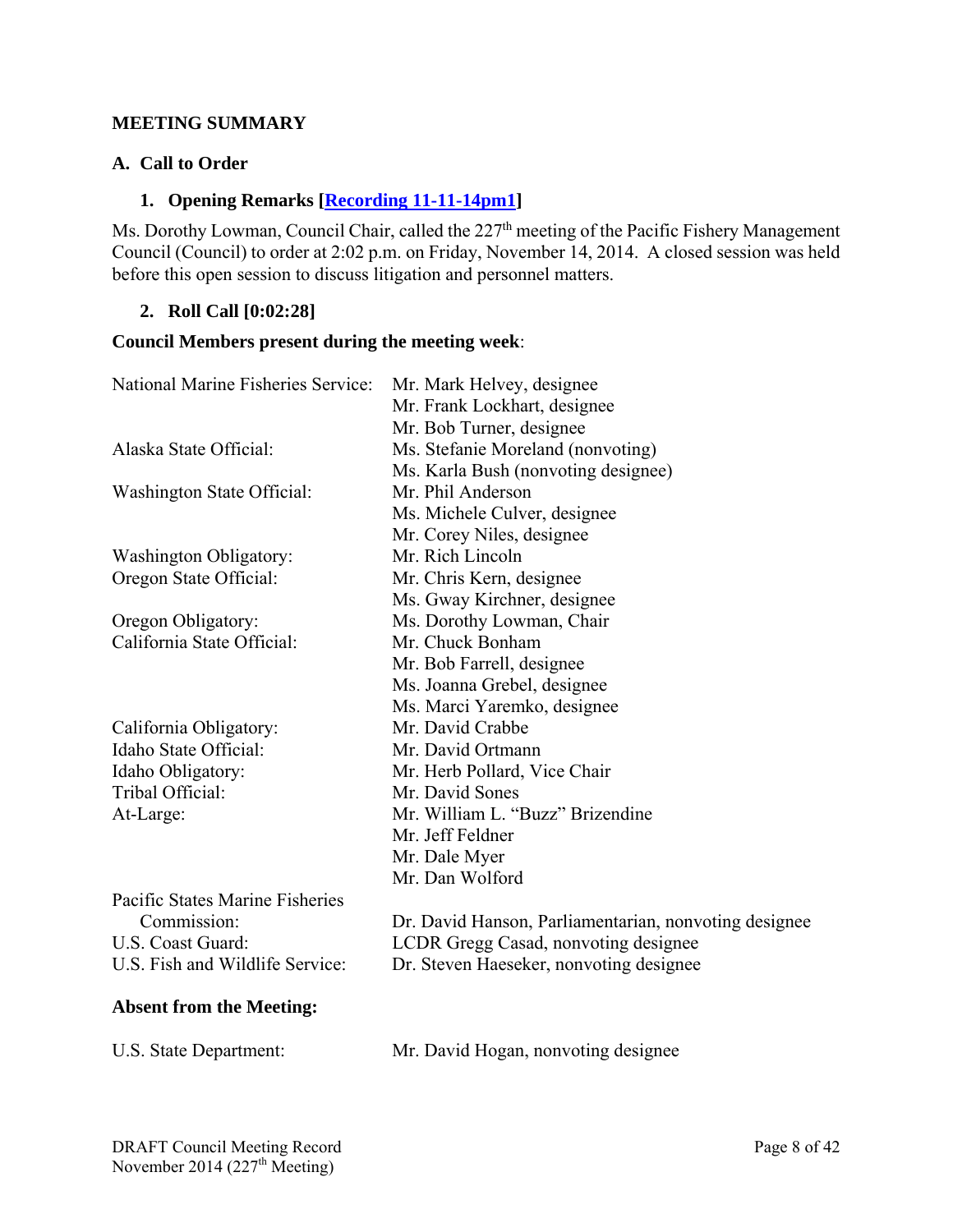## MEETING SUMMARY

### A. Call to Order

#### 1. Opening Remarks [Recording 11-11-14pm1]

Ms. Dorothy Lowman, Council Chair, called the 227th meeting of the Pacific Fishery Management Council (Council) to order at 2:02 p.m. on Friday, November 14, 2014. A closed session was held before this open session to discuss litigation and personnel matters.

#### 2. Roll Call [0:02:28]

**Council Members present during the meeting week**:

| | |
|---|---|
| National Marine Fisheries Service: | Mr. Mark Helvey, designee |
| | Mr. Frank Lockhart, designee |
| | Mr. Bob Turner, designee |
| Alaska State Official: | Ms. Stefanie Moreland (nonvoting) |
| | Ms. Karla Bush (nonvoting designee) |
| Washington State Official: | Mr. Phil Anderson |
| | Ms. Michele Culver, designee |
| | Mr. Corey Niles, designee |
| Washington Obligatory: | Mr. Rich Lincoln |
| Oregon State Official: | Mr. Chris Kern, designee |
| | Ms. Gway Kirchner, designee |
| Oregon Obligatory: | Ms. Dorothy Lowman, Chair |
| California State Official: | Mr. Chuck Bonham |
| | Mr. Bob Farrell, designee |
| | Ms. Joanna Grebel, designee |
| | Ms. Marci Yaremko, designee |
| California Obligatory: | Mr. David Crabbe |
| Idaho State Official: | Mr. David Ortmann |
| Idaho Obligatory: | Mr. Herb Pollard, Vice Chair |
| Tribal Official: | Mr. David Sones |
| At-Large: | Mr. William L. "Buzz" Brizendine |
| | Mr. Jeff Feldner |
| | Mr. Dale Myer |
| | Mr. Dan Wolford |
| Pacific States Marine Fisheries Commission: | Dr. David Hanson, Parliamentarian, nonvoting designee |
| U.S. Coast Guard: | LCDR Gregg Casad, nonvoting designee |
| U.S. Fish and Wildlife Service: | Dr. Steven Haeseker, nonvoting designee |

**Absent from the Meeting:**

| | |
|---|---|
| U.S. State Department: | Mr. David Hogan, nonvoting designee |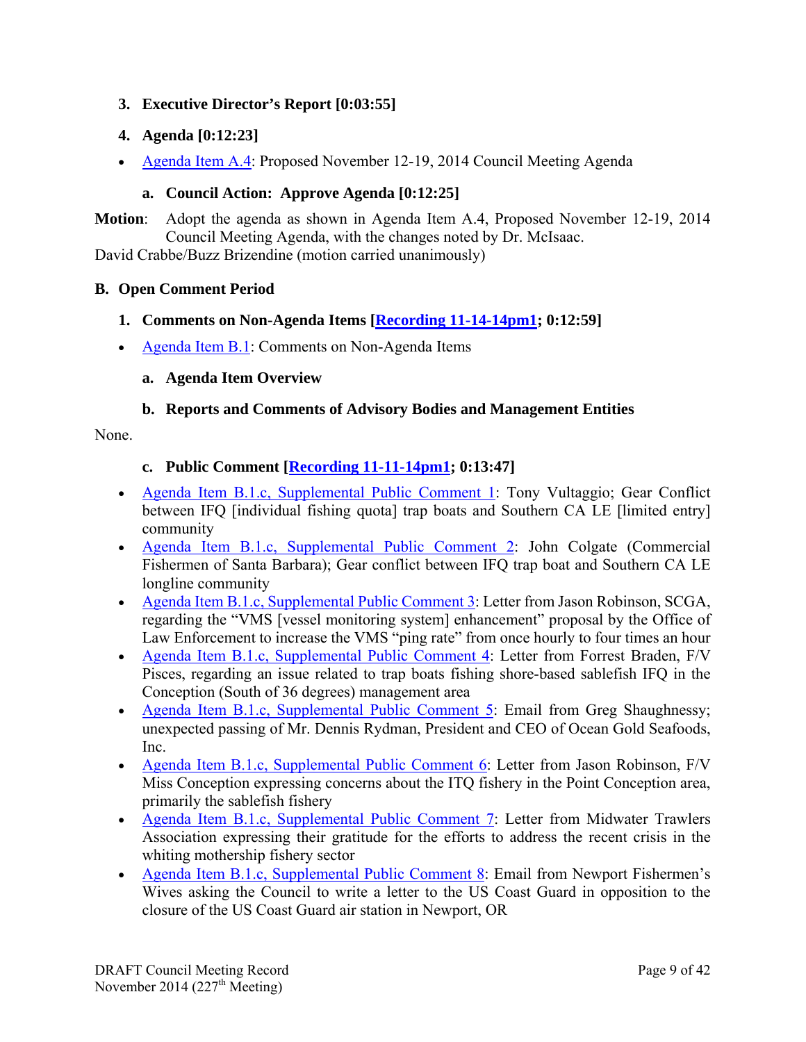### 3. Executive Director's Report [0:03:55]

### 4. Agenda [0:12:23]

- Agenda Item A.4: Proposed November 12-19, 2014 Council Meeting Agenda

#### a. Council Action: Approve Agenda [0:12:25]

**Motion**: Adopt the agenda as shown in Agenda Item A.4, Proposed November 12-19, 2014 Council Meeting Agenda, with the changes noted by Dr. McIsaac.

David Crabbe/Buzz Brizendine (motion carried unanimously)

## B. Open Comment Period

### 1. Comments on Non-Agenda Items [Recording 11-14-14pm1; 0:12:59]

- Agenda Item B.1: Comments on Non-Agenda Items

#### a. Agenda Item Overview

#### b. Reports and Comments of Advisory Bodies and Management Entities

None.

#### c. Public Comment [Recording 11-11-14pm1; 0:13:47]

- Agenda Item B.1.c, Supplemental Public Comment 1: Tony Vultaggio; Gear Conflict between IFQ [individual fishing quota] trap boats and Southern CA LE [limited entry] community
- Agenda Item B.1.c, Supplemental Public Comment 2: John Colgate (Commercial Fishermen of Santa Barbara); Gear conflict between IFQ trap boat and Southern CA LE longline community
- Agenda Item B.1.c, Supplemental Public Comment 3: Letter from Jason Robinson, SCGA, regarding the "VMS [vessel monitoring system] enhancement" proposal by the Office of Law Enforcement to increase the VMS "ping rate" from once hourly to four times an hour
- Agenda Item B.1.c, Supplemental Public Comment 4: Letter from Forrest Braden, F/V Pisces, regarding an issue related to trap boats fishing shore-based sablefish IFQ in the Conception (South of 36 degrees) management area
- Agenda Item B.1.c, Supplemental Public Comment 5: Email from Greg Shaughnessy; unexpected passing of Mr. Dennis Rydman, President and CEO of Ocean Gold Seafoods, Inc.
- Agenda Item B.1.c, Supplemental Public Comment 6: Letter from Jason Robinson, F/V Miss Conception expressing concerns about the ITQ fishery in the Point Conception area, primarily the sablefish fishery
- Agenda Item B.1.c, Supplemental Public Comment 7: Letter from Midwater Trawlers Association expressing their gratitude for the efforts to address the recent crisis in the whiting mothership fishery sector
- Agenda Item B.1.c, Supplemental Public Comment 8: Email from Newport Fishermen's Wives asking the Council to write a letter to the US Coast Guard in opposition to the closure of the US Coast Guard air station in Newport, OR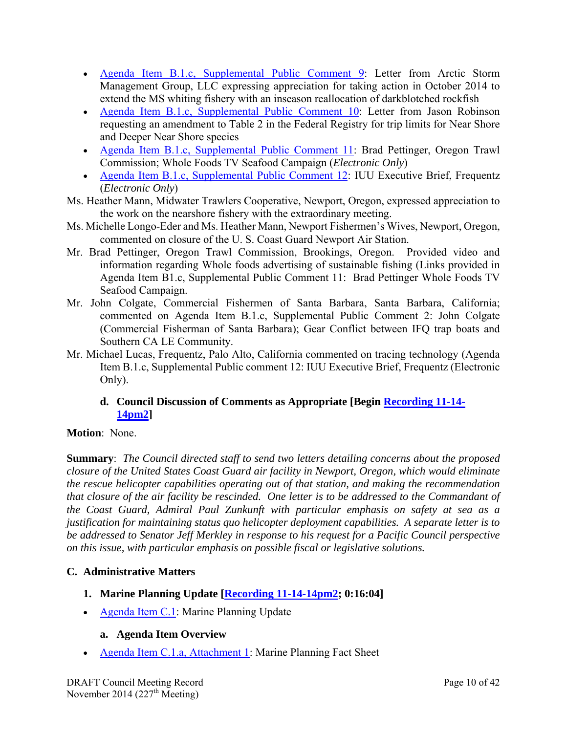- Agenda Item B.1.c, Supplemental Public Comment 9: Letter from Arctic Storm Management Group, LLC expressing appreciation for taking action in October 2014 to extend the MS whiting fishery with an inseason reallocation of darkblotched rockfish
- Agenda Item B.1.c, Supplemental Public Comment 10: Letter from Jason Robinson requesting an amendment to Table 2 in the Federal Registry for trip limits for Near Shore and Deeper Near Shore species
- Agenda Item B.1.c, Supplemental Public Comment 11: Brad Pettinger, Oregon Trawl Commission; Whole Foods TV Seafood Campaign (*Electronic Only*)
- Agenda Item B.1.c, Supplemental Public Comment 12: IUU Executive Brief, Frequentz (*Electronic Only*)

Ms. Heather Mann, Midwater Trawlers Cooperative, Newport, Oregon, expressed appreciation to the work on the nearshore fishery with the extraordinary meeting.

Ms. Michelle Longo-Eder and Ms. Heather Mann, Newport Fishermen's Wives, Newport, Oregon, commented on closure of the U. S. Coast Guard Newport Air Station.

Mr. Brad Pettinger, Oregon Trawl Commission, Brookings, Oregon. Provided video and information regarding Whole foods advertising of sustainable fishing (Links provided in Agenda Item B1.c, Supplemental Public Comment 11: Brad Pettinger Whole Foods TV Seafood Campaign.

Mr. John Colgate, Commercial Fishermen of Santa Barbara, Santa Barbara, California; commented on Agenda Item B.1.c, Supplemental Public Comment 2: John Colgate (Commercial Fisherman of Santa Barbara); Gear Conflict between IFQ trap boats and Southern CA LE Community.

Mr. Michael Lucas, Frequentz, Palo Alto, California commented on tracing technology (Agenda Item B.1.c, Supplemental Public comment 12: IUU Executive Brief, Frequentz (Electronic Only).

#### d. Council Discussion of Comments as Appropriate [Begin Recording 11-14-14pm2]

**Motion**: None.

**Summary**: *The Council directed staff to send two letters detailing concerns about the proposed closure of the United States Coast Guard air facility in Newport, Oregon, which would eliminate the rescue helicopter capabilities operating out of that station, and making the recommendation that closure of the air facility be rescinded. One letter is to be addressed to the Commandant of the Coast Guard, Admiral Paul Zunkunft with particular emphasis on safety at sea as a justification for maintaining status quo helicopter deployment capabilities. A separate letter is to be addressed to Senator Jeff Merkley in response to his request for a Pacific Council perspective on this issue, with particular emphasis on possible fiscal or legislative solutions.*

## C. Administrative Matters

### 1. Marine Planning Update [Recording 11-14-14pm2; 0:16:04]

- Agenda Item C.1: Marine Planning Update

#### a. Agenda Item Overview

- Agenda Item C.1.a, Attachment 1: Marine Planning Fact Sheet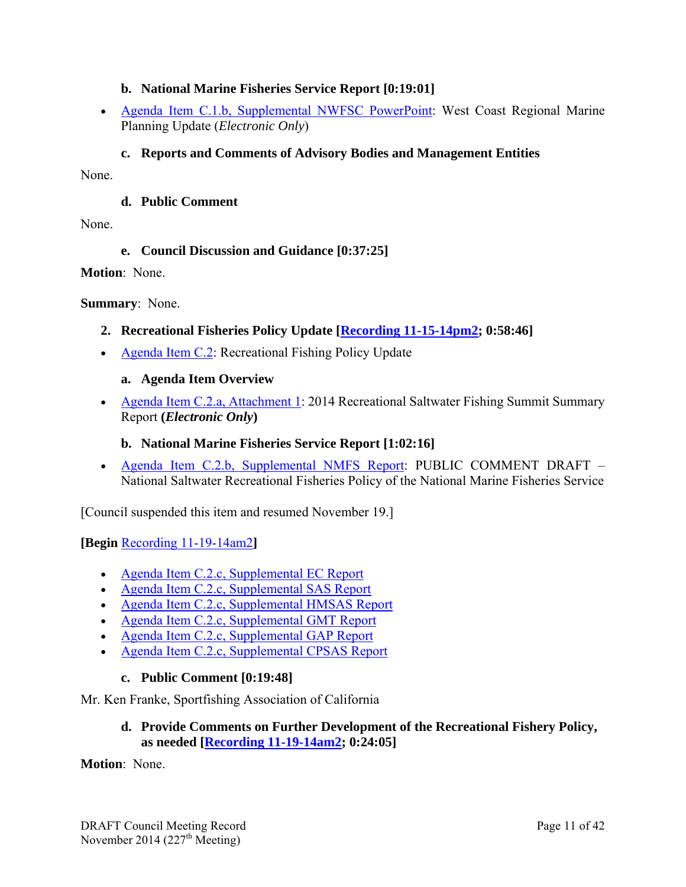### b. National Marine Fisheries Service Report [0:19:01]

- Agenda Item C.1.b, Supplemental NWFSC PowerPoint: West Coast Regional Marine Planning Update (*Electronic Only*)

### c. Reports and Comments of Advisory Bodies and Management Entities

None.

### d. Public Comment

None.

### e. Council Discussion and Guidance [0:37:25]

**Motion**: None.

**Summary**: None.

## 2. Recreational Fisheries Policy Update [Recording 11-15-14pm2; 0:58:46]

- Agenda Item C.2: Recreational Fishing Policy Update

### a. Agenda Item Overview

- Agenda Item C.2.a, Attachment 1: 2014 Recreational Saltwater Fishing Summit Summary Report **(*Electronic Only*)**

### b. National Marine Fisheries Service Report [1:02:16]

- Agenda Item C.2.b, Supplemental NMFS Report: PUBLIC COMMENT DRAFT – National Saltwater Recreational Fisheries Policy of the National Marine Fisheries Service

[Council suspended this item and resumed November 19.]

**[Begin** Recording 11-19-14am2**]**

- Agenda Item C.2.c, Supplemental EC Report
- Agenda Item C.2.c, Supplemental SAS Report
- Agenda Item C.2.c, Supplemental HMSAS Report
- Agenda Item C.2.c, Supplemental GMT Report
- Agenda Item C.2.c, Supplemental GAP Report
- Agenda Item C.2.c, Supplemental CPSAS Report

### c. Public Comment [0:19:48]

Mr. Ken Franke, Sportfishing Association of California

### d. Provide Comments on Further Development of the Recreational Fishery Policy, as needed [Recording 11-19-14am2; 0:24:05]

**Motion**: None.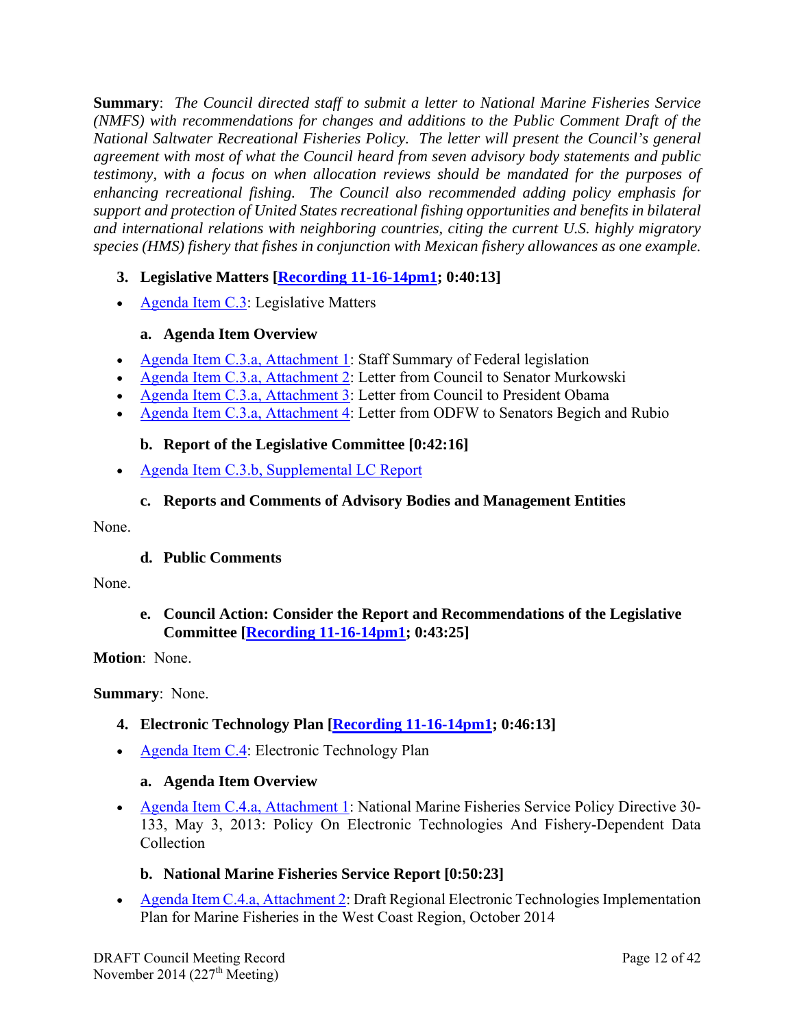**Summary**: *The Council directed staff to submit a letter to National Marine Fisheries Service (NMFS) with recommendations for changes and additions to the Public Comment Draft of the National Saltwater Recreational Fisheries Policy. The letter will present the Council's general agreement with most of what the Council heard from seven advisory body statements and public testimony, with a focus on when allocation reviews should be mandated for the purposes of enhancing recreational fishing. The Council also recommended adding policy emphasis for support and protection of United States recreational fishing opportunities and benefits in bilateral and international relations with neighboring countries, citing the current U.S. highly migratory species (HMS) fishery that fishes in conjunction with Mexican fishery allowances as one example.*

### 3. Legislative Matters [Recording 11-16-14pm1; 0:40:13]

- Agenda Item C.3: Legislative Matters

#### a. Agenda Item Overview

- Agenda Item C.3.a, Attachment 1: Staff Summary of Federal legislation
- Agenda Item C.3.a, Attachment 2: Letter from Council to Senator Murkowski
- Agenda Item C.3.a, Attachment 3: Letter from Council to President Obama
- Agenda Item C.3.a, Attachment 4: Letter from ODFW to Senators Begich and Rubio

#### b. Report of the Legislative Committee [0:42:16]

- Agenda Item C.3.b, Supplemental LC Report

#### c. Reports and Comments of Advisory Bodies and Management Entities

None.

#### d. Public Comments

None.

#### e. Council Action: Consider the Report and Recommendations of the Legislative Committee [Recording 11-16-14pm1; 0:43:25]

**Motion**: None.

**Summary**: None.

### 4. Electronic Technology Plan [Recording 11-16-14pm1; 0:46:13]

- Agenda Item C.4: Electronic Technology Plan

#### a. Agenda Item Overview

- Agenda Item C.4.a, Attachment 1: National Marine Fisheries Service Policy Directive 30-133, May 3, 2013: Policy On Electronic Technologies And Fishery-Dependent Data Collection

#### b. National Marine Fisheries Service Report [0:50:23]

- Agenda Item C.4.a, Attachment 2: Draft Regional Electronic Technologies Implementation Plan for Marine Fisheries in the West Coast Region, October 2014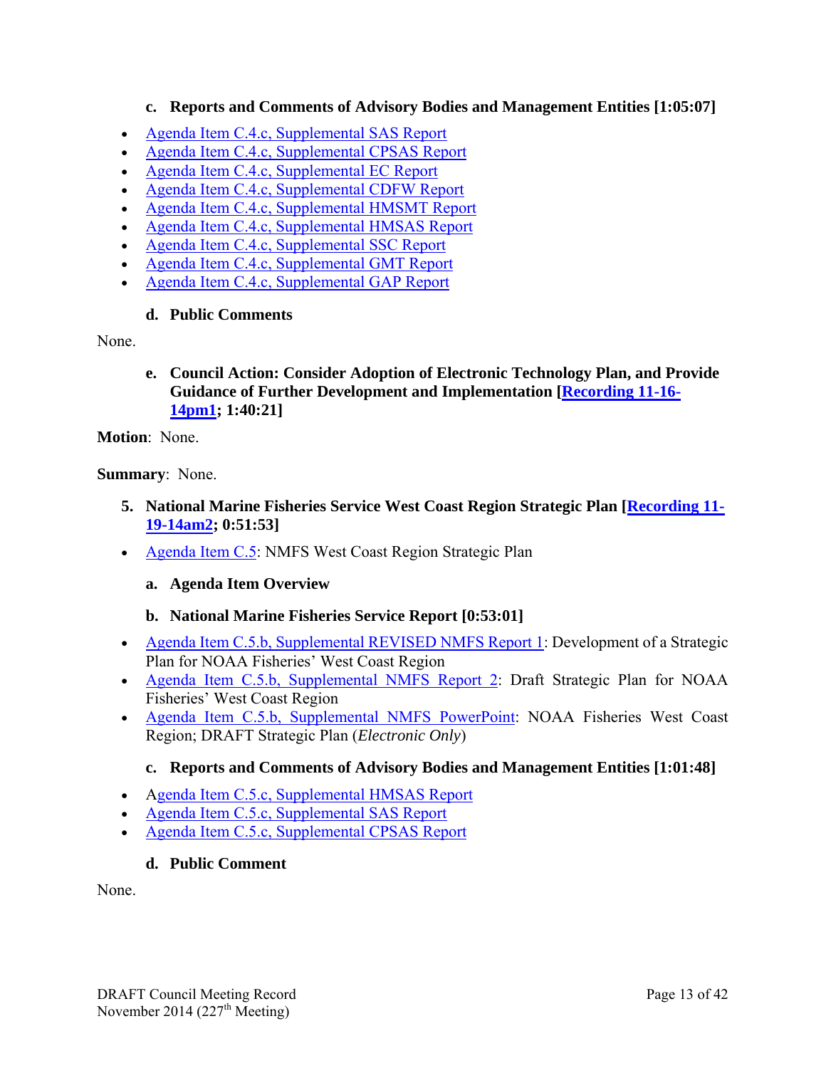#### c. Reports and Comments of Advisory Bodies and Management Entities [1:05:07]

- Agenda Item C.4.c, Supplemental SAS Report
- Agenda Item C.4.c, Supplemental CPSAS Report
- Agenda Item C.4.c, Supplemental EC Report
- Agenda Item C.4.c, Supplemental CDFW Report
- Agenda Item C.4.c, Supplemental HMSMT Report
- Agenda Item C.4.c, Supplemental HMSAS Report
- Agenda Item C.4.c, Supplemental SSC Report
- Agenda Item C.4.c, Supplemental GMT Report
- Agenda Item C.4.c, Supplemental GAP Report

#### d. Public Comments

None.

#### e. Council Action: Consider Adoption of Electronic Technology Plan, and Provide Guidance of Further Development and Implementation [Recording 11-16-14pm1; 1:40:21]

**Motion**: None.

**Summary**: None.

### 5. National Marine Fisheries Service West Coast Region Strategic Plan [Recording 11-19-14am2; 0:51:53]

- Agenda Item C.5: NMFS West Coast Region Strategic Plan

#### a. Agenda Item Overview

#### b. National Marine Fisheries Service Report [0:53:01]

- Agenda Item C.5.b, Supplemental REVISED NMFS Report 1: Development of a Strategic Plan for NOAA Fisheries' West Coast Region
- Agenda Item C.5.b, Supplemental NMFS Report 2: Draft Strategic Plan for NOAA Fisheries' West Coast Region
- Agenda Item C.5.b, Supplemental NMFS PowerPoint: NOAA Fisheries West Coast Region; DRAFT Strategic Plan (*Electronic Only*)

#### c. Reports and Comments of Advisory Bodies and Management Entities [1:01:48]

- Agenda Item C.5.c, Supplemental HMSAS Report
- Agenda Item C.5.c, Supplemental SAS Report
- Agenda Item C.5.c, Supplemental CPSAS Report

#### d. Public Comment

None.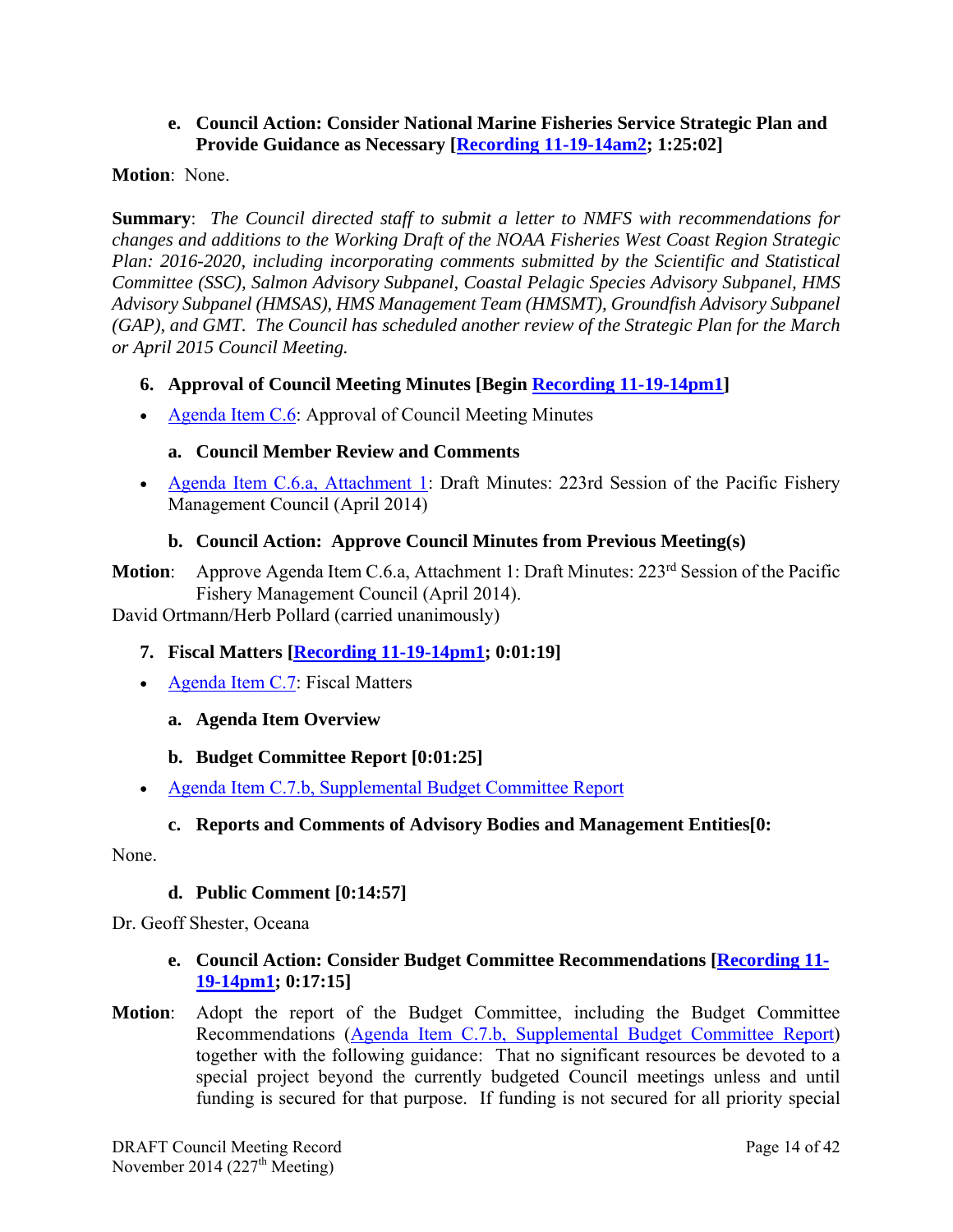**e. Council Action: Consider National Marine Fisheries Service Strategic Plan and Provide Guidance as Necessary [Recording 11-19-14am2; 1:25:02]**

**Motion**: None.

**Summary**: *The Council directed staff to submit a letter to NMFS with recommendations for changes and additions to the Working Draft of the NOAA Fisheries West Coast Region Strategic Plan: 2016-2020, including incorporating comments submitted by the Scientific and Statistical Committee (SSC), Salmon Advisory Subpanel, Coastal Pelagic Species Advisory Subpanel, HMS Advisory Subpanel (HMSAS), HMS Management Team (HMSMT), Groundfish Advisory Subpanel (GAP), and GMT. The Council has scheduled another review of the Strategic Plan for the March or April 2015 Council Meeting.*

**6. Approval of Council Meeting Minutes [Begin Recording 11-19-14pm1]**

- Agenda Item C.6: Approval of Council Meeting Minutes

**a. Council Member Review and Comments**

- Agenda Item C.6.a, Attachment 1: Draft Minutes: 223rd Session of the Pacific Fishery Management Council (April 2014)

**b. Council Action: Approve Council Minutes from Previous Meeting(s)**

**Motion**: Approve Agenda Item C.6.a, Attachment 1: Draft Minutes: 223rd Session of the Pacific Fishery Management Council (April 2014).

David Ortmann/Herb Pollard (carried unanimously)

**7. Fiscal Matters [Recording 11-19-14pm1; 0:01:19]**

- Agenda Item C.7: Fiscal Matters

**a. Agenda Item Overview**

**b. Budget Committee Report [0:01:25]**

- Agenda Item C.7.b, Supplemental Budget Committee Report

**c. Reports and Comments of Advisory Bodies and Management Entities[0:**

None.

**d. Public Comment [0:14:57]**

Dr. Geoff Shester, Oceana

**e. Council Action: Consider Budget Committee Recommendations [Recording 11-19-14pm1; 0:17:15]**

**Motion**: Adopt the report of the Budget Committee, including the Budget Committee Recommendations (Agenda Item C.7.b, Supplemental Budget Committee Report) together with the following guidance: That no significant resources be devoted to a special project beyond the currently budgeted Council meetings unless and until funding is secured for that purpose. If funding is not secured for all priority special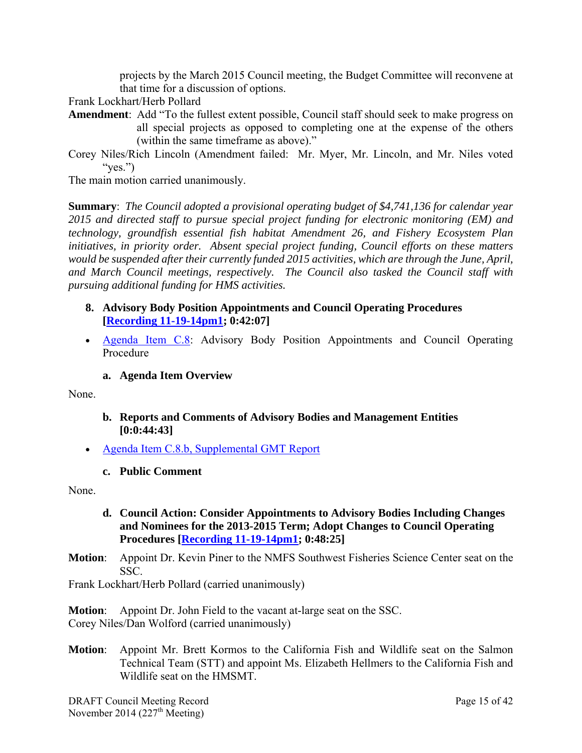projects by the March 2015 Council meeting, the Budget Committee will reconvene at that time for a discussion of options.

Frank Lockhart/Herb Pollard

**Amendment**: Add "To the fullest extent possible, Council staff should seek to make progress on all special projects as opposed to completing one at the expense of the others (within the same timeframe as above)."

Corey Niles/Rich Lincoln (Amendment failed: Mr. Myer, Mr. Lincoln, and Mr. Niles voted "yes.")

The main motion carried unanimously.

**Summary**: *The Council adopted a provisional operating budget of $4,741,136 for calendar year 2015 and directed staff to pursue special project funding for electronic monitoring (EM) and technology, groundfish essential fish habitat Amendment 26, and Fishery Ecosystem Plan initiatives, in priority order. Absent special project funding, Council efforts on these matters would be suspended after their currently funded 2015 activities, which are through the June, April, and March Council meetings, respectively. The Council also tasked the Council staff with pursuing additional funding for HMS activities.*

### 8. Advisory Body Position Appointments and Council Operating Procedures [Recording 11-19-14pm1; 0:42:07]

- Agenda Item C.8: Advisory Body Position Appointments and Council Operating Procedure

#### a. Agenda Item Overview

None.

#### b. Reports and Comments of Advisory Bodies and Management Entities [0:0:44:43]

- Agenda Item C.8.b, Supplemental GMT Report

#### c. Public Comment

None.

#### d. Council Action: Consider Appointments to Advisory Bodies Including Changes and Nominees for the 2013-2015 Term; Adopt Changes to Council Operating Procedures [Recording 11-19-14pm1; 0:48:25]

**Motion**: Appoint Dr. Kevin Piner to the NMFS Southwest Fisheries Science Center seat on the SSC.

Frank Lockhart/Herb Pollard (carried unanimously)

**Motion**: Appoint Dr. John Field to the vacant at-large seat on the SSC.

Corey Niles/Dan Wolford (carried unanimously)

**Motion**: Appoint Mr. Brett Kormos to the California Fish and Wildlife seat on the Salmon Technical Team (STT) and appoint Ms. Elizabeth Hellmers to the California Fish and Wildlife seat on the HMSMT.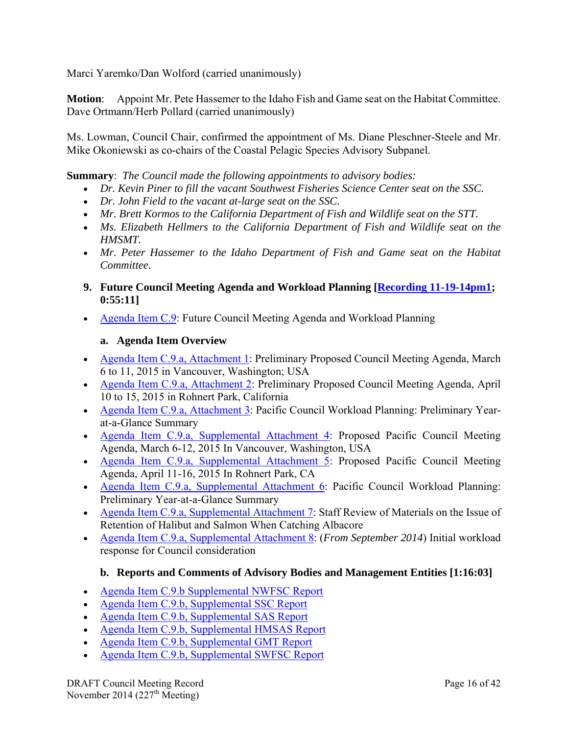Marci Yaremko/Dan Wolford (carried unanimously)

**Motion**: Appoint Mr. Pete Hassemer to the Idaho Fish and Game seat on the Habitat Committee. Dave Ortmann/Herb Pollard (carried unanimously)

Ms. Lowman, Council Chair, confirmed the appointment of Ms. Diane Pleschner-Steele and Mr. Mike Okoniewski as co-chairs of the Coastal Pelagic Species Advisory Subpanel.

**Summary**: *The Council made the following appointments to advisory bodies:*

- *Dr. Kevin Piner to fill the vacant Southwest Fisheries Science Center seat on the SSC.*
- *Dr. John Field to the vacant at-large seat on the SSC.*
- *Mr. Brett Kormos to the California Department of Fish and Wildlife seat on the STT.*
- *Ms. Elizabeth Hellmers to the California Department of Fish and Wildlife seat on the HMSMT.*
- *Mr. Peter Hassemer to the Idaho Department of Fish and Game seat on the Habitat Committee.*

### 9. Future Council Meeting Agenda and Workload Planning [Recording 11-19-14pm1; 0:55:11]

- Agenda Item C.9: Future Council Meeting Agenda and Workload Planning

#### a. Agenda Item Overview

- Agenda Item C.9.a, Attachment 1: Preliminary Proposed Council Meeting Agenda, March 6 to 11, 2015 in Vancouver, Washington; USA
- Agenda Item C.9.a, Attachment 2: Preliminary Proposed Council Meeting Agenda, April 10 to 15, 2015 in Rohnert Park, California
- Agenda Item C.9.a, Attachment 3: Pacific Council Workload Planning: Preliminary Year-at-a-Glance Summary
- Agenda Item C.9.a, Supplemental Attachment 4: Proposed Pacific Council Meeting Agenda, March 6-12, 2015 In Vancouver, Washington, USA
- Agenda Item C.9.a, Supplemental Attachment 5: Proposed Pacific Council Meeting Agenda, April 11-16, 2015 In Rohnert Park, CA
- Agenda Item C.9.a, Supplemental Attachment 6: Pacific Council Workload Planning: Preliminary Year-at-a-Glance Summary
- Agenda Item C.9.a, Supplemental Attachment 7: Staff Review of Materials on the Issue of Retention of Halibut and Salmon When Catching Albacore
- Agenda Item C.9.a, Supplemental Attachment 8: (*From September 2014*) Initial workload response for Council consideration

#### b. Reports and Comments of Advisory Bodies and Management Entities [1:16:03]

- Agenda Item C.9.b Supplemental NWFSC Report
- Agenda Item C.9.b, Supplemental SSC Report
- Agenda Item C.9.b, Supplemental SAS Report
- Agenda Item C.9.b, Supplemental HMSAS Report
- Agenda Item C.9.b, Supplemental GMT Report
- Agenda Item C.9.b, Supplemental SWFSC Report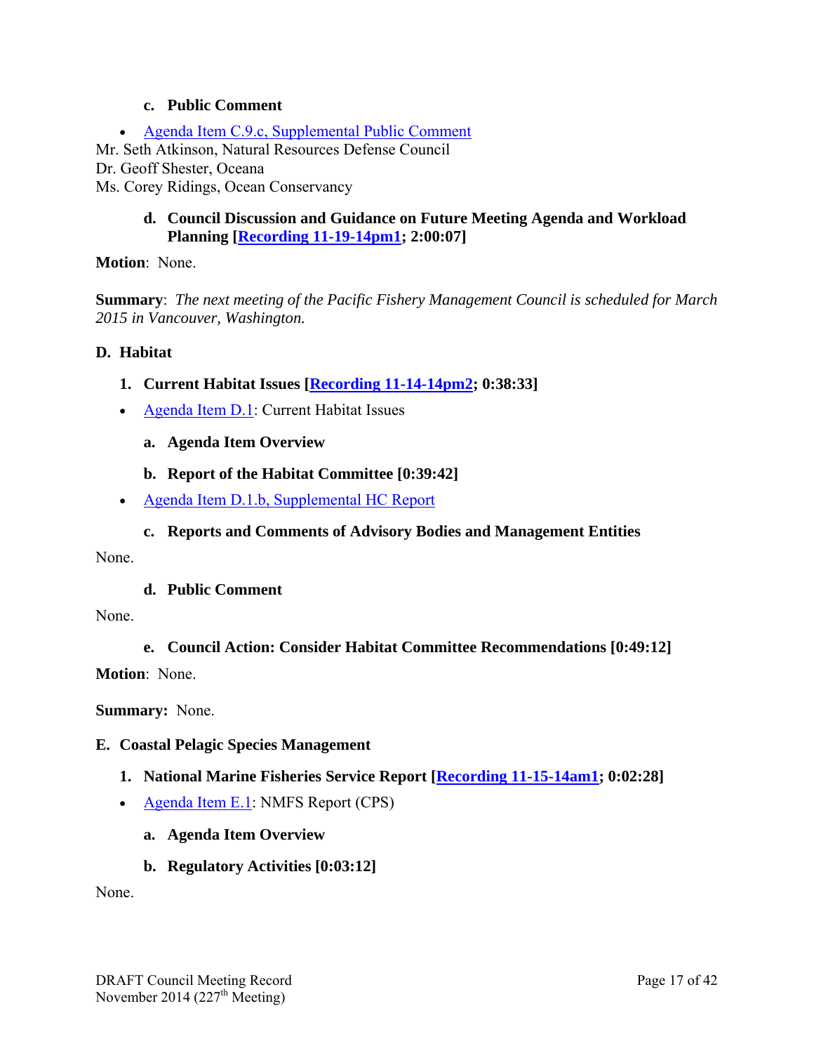#### c. Public Comment

- Agenda Item C.9.c, Supplemental Public Comment

Mr. Seth Atkinson, Natural Resources Defense Council
Dr. Geoff Shester, Oceana
Ms. Corey Ridings, Ocean Conservancy

#### d. Council Discussion and Guidance on Future Meeting Agenda and Workload Planning [Recording 11-19-14pm1; 2:00:07]

**Motion**: None.

**Summary**: *The next meeting of the Pacific Fishery Management Council is scheduled for March 2015 in Vancouver, Washington.*

## D. Habitat

### 1. Current Habitat Issues [Recording 11-14-14pm2; 0:38:33]

- Agenda Item D.1: Current Habitat Issues

#### a. Agenda Item Overview

#### b. Report of the Habitat Committee [0:39:42]

- Agenda Item D.1.b, Supplemental HC Report

#### c. Reports and Comments of Advisory Bodies and Management Entities

None.

#### d. Public Comment

None.

#### e. Council Action: Consider Habitat Committee Recommendations [0:49:12]

**Motion**: None.

**Summary:** None.

## E. Coastal Pelagic Species Management

### 1. National Marine Fisheries Service Report [Recording 11-15-14am1; 0:02:28]

- Agenda Item E.1: NMFS Report (CPS)

#### a. Agenda Item Overview

#### b. Regulatory Activities [0:03:12]

None.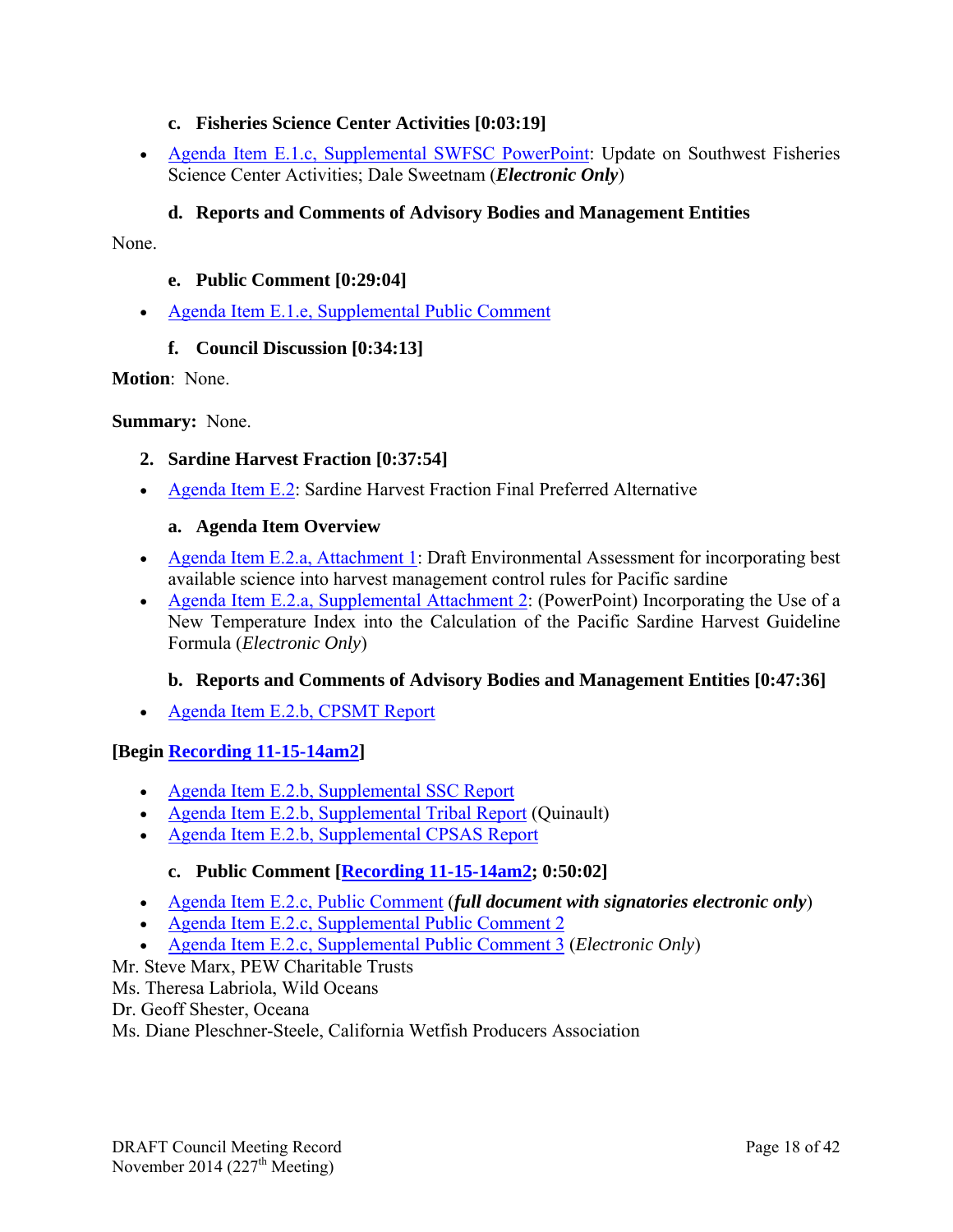#### c. Fisheries Science Center Activities [0:03:19]

- Agenda Item E.1.c, Supplemental SWFSC PowerPoint: Update on Southwest Fisheries Science Center Activities; Dale Sweetnam (***Electronic Only***)

#### d. Reports and Comments of Advisory Bodies and Management Entities

None.

#### e. Public Comment [0:29:04]

- Agenda Item E.1.e, Supplemental Public Comment

#### f. Council Discussion [0:34:13]

**Motion**: None.

**Summary:** None.

### 2. Sardine Harvest Fraction [0:37:54]

- Agenda Item E.2: Sardine Harvest Fraction Final Preferred Alternative

#### a. Agenda Item Overview

- Agenda Item E.2.a, Attachment 1: Draft Environmental Assessment for incorporating best available science into harvest management control rules for Pacific sardine
- Agenda Item E.2.a, Supplemental Attachment 2: (PowerPoint) Incorporating the Use of a New Temperature Index into the Calculation of the Pacific Sardine Harvest Guideline Formula (*Electronic Only*)

#### b. Reports and Comments of Advisory Bodies and Management Entities [0:47:36]

- Agenda Item E.2.b, CPSMT Report

**[Begin Recording 11-15-14am2]**

- Agenda Item E.2.b, Supplemental SSC Report
- Agenda Item E.2.b, Supplemental Tribal Report (Quinault)
- Agenda Item E.2.b, Supplemental CPSAS Report

#### c. Public Comment [Recording 11-15-14am2; 0:50:02]

- Agenda Item E.2.c, Public Comment (***full document with signatories electronic only***)
- Agenda Item E.2.c, Supplemental Public Comment 2
- Agenda Item E.2.c, Supplemental Public Comment 3 (*Electronic Only*)

Mr. Steve Marx, PEW Charitable Trusts
Ms. Theresa Labriola, Wild Oceans
Dr. Geoff Shester, Oceana
Ms. Diane Pleschner-Steele, California Wetfish Producers Association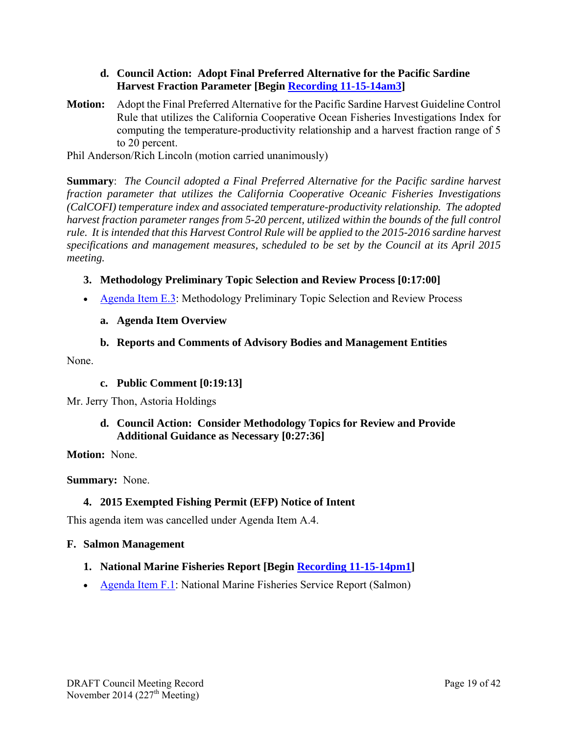#### d. Council Action: Adopt Final Preferred Alternative for the Pacific Sardine Harvest Fraction Parameter [Begin [Recording 11-15-14am3]]

**Motion:** Adopt the Final Preferred Alternative for the Pacific Sardine Harvest Guideline Control Rule that utilizes the California Cooperative Ocean Fisheries Investigations Index for computing the temperature-productivity relationship and a harvest fraction range of 5 to 20 percent.

Phil Anderson/Rich Lincoln (motion carried unanimously)

**Summary**: *The Council adopted a Final Preferred Alternative for the Pacific sardine harvest fraction parameter that utilizes the California Cooperative Oceanic Fisheries Investigations (CalCOFI) temperature index and associated temperature-productivity relationship. The adopted harvest fraction parameter ranges from 5-20 percent, utilized within the bounds of the full control rule. It is intended that this Harvest Control Rule will be applied to the 2015-2016 sardine harvest specifications and management measures, scheduled to be set by the Council at its April 2015 meeting.*

### 3. Methodology Preliminary Topic Selection and Review Process [0:17:00]

- [Agenda Item E.3]: Methodology Preliminary Topic Selection and Review Process

#### a. Agenda Item Overview

#### b. Reports and Comments of Advisory Bodies and Management Entities

None.

#### c. Public Comment [0:19:13]

Mr. Jerry Thon, Astoria Holdings

#### d. Council Action: Consider Methodology Topics for Review and Provide Additional Guidance as Necessary [0:27:36]

**Motion:** None.

**Summary:** None.

### 4. 2015 Exempted Fishing Permit (EFP) Notice of Intent

This agenda item was cancelled under Agenda Item A.4.

## F. Salmon Management

### 1. National Marine Fisheries Report [Begin [Recording 11-15-14pm1]]

- [Agenda Item F.1]: National Marine Fisheries Service Report (Salmon)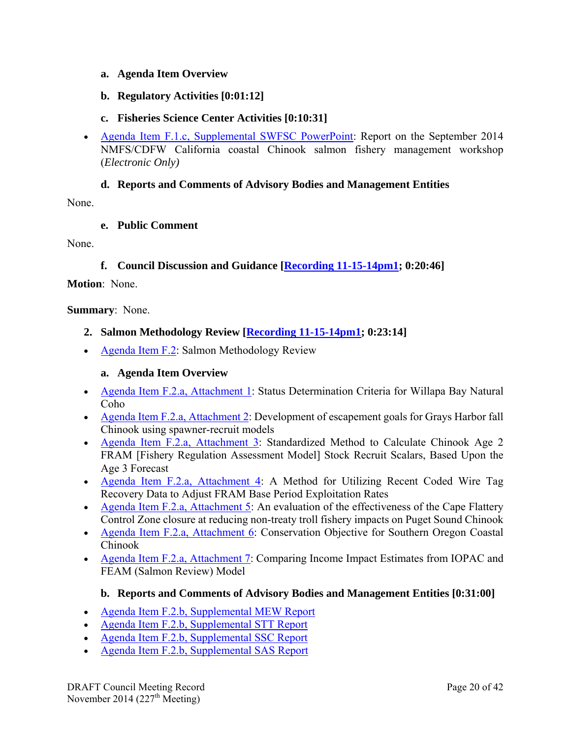#### a. Agenda Item Overview

#### b. Regulatory Activities [0:01:12]

#### c. Fisheries Science Center Activities [0:10:31]

- Agenda Item F.1.c, Supplemental SWFSC PowerPoint: Report on the September 2014 NMFS/CDFW California coastal Chinook salmon fishery management workshop (*Electronic Only)*

#### d. Reports and Comments of Advisory Bodies and Management Entities

None.

#### e. Public Comment

None.

#### f. Council Discussion and Guidance [Recording 11-15-14pm1; 0:20:46]

**Motion**: None.

**Summary**: None.

### 2. Salmon Methodology Review [Recording 11-15-14pm1; 0:23:14]

- Agenda Item F.2: Salmon Methodology Review

#### a. Agenda Item Overview

- Agenda Item F.2.a, Attachment 1: Status Determination Criteria for Willapa Bay Natural Coho
- Agenda Item F.2.a, Attachment 2: Development of escapement goals for Grays Harbor fall Chinook using spawner-recruit models
- Agenda Item F.2.a, Attachment 3: Standardized Method to Calculate Chinook Age 2 FRAM [Fishery Regulation Assessment Model] Stock Recruit Scalars, Based Upon the Age 3 Forecast
- Agenda Item F.2.a, Attachment 4: A Method for Utilizing Recent Coded Wire Tag Recovery Data to Adjust FRAM Base Period Exploitation Rates
- Agenda Item F.2.a, Attachment 5: An evaluation of the effectiveness of the Cape Flattery Control Zone closure at reducing non-treaty troll fishery impacts on Puget Sound Chinook
- Agenda Item F.2.a, Attachment 6: Conservation Objective for Southern Oregon Coastal Chinook
- Agenda Item F.2.a, Attachment 7: Comparing Income Impact Estimates from IOPAC and FEAM (Salmon Review) Model

#### b. Reports and Comments of Advisory Bodies and Management Entities [0:31:00]

- Agenda Item F.2.b, Supplemental MEW Report
- Agenda Item F.2.b, Supplemental STT Report
- Agenda Item F.2.b, Supplemental SSC Report
- Agenda Item F.2.b, Supplemental SAS Report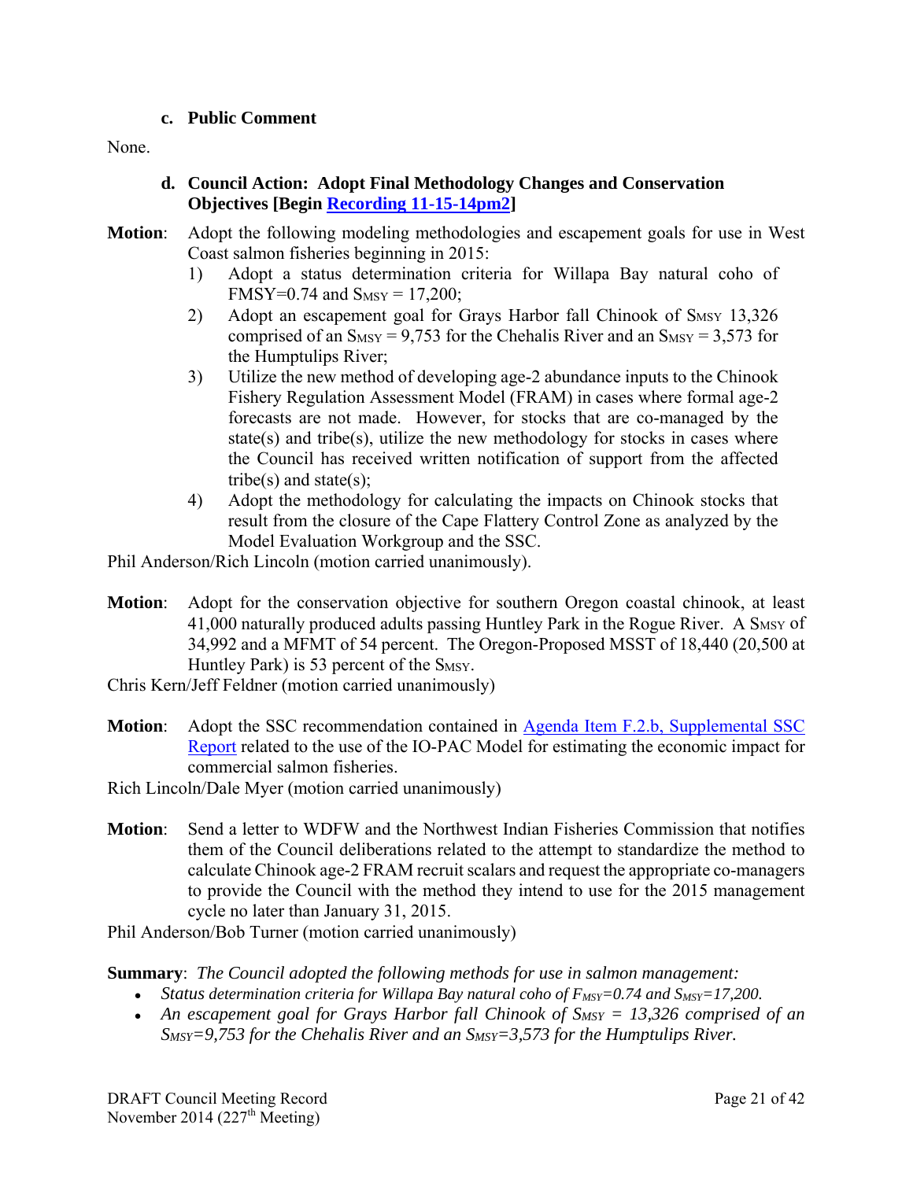### c. Public Comment

None.

### d. Council Action: Adopt Final Methodology Changes and Conservation Objectives [Begin Recording 11-15-14pm2]

**Motion**: Adopt the following modeling methodologies and escapement goals for use in West Coast salmon fisheries beginning in 2015:

1) Adopt a status determination criteria for Willapa Bay natural coho of FMSY=0.74 and $S_{MSY}$ = 17,200;
2) Adopt an escapement goal for Grays Harbor fall Chinook of $S_{MSY}$ 13,326 comprised of an $S_{MSY}$ = 9,753 for the Chehalis River and an $S_{MSY}$ = 3,573 for the Humptulips River;
3) Utilize the new method of developing age-2 abundance inputs to the Chinook Fishery Regulation Assessment Model (FRAM) in cases where formal age-2 forecasts are not made. However, for stocks that are co-managed by the state(s) and tribe(s), utilize the new methodology for stocks in cases where the Council has received written notification of support from the affected tribe(s) and state(s);
4) Adopt the methodology for calculating the impacts on Chinook stocks that result from the closure of the Cape Flattery Control Zone as analyzed by the Model Evaluation Workgroup and the SSC.

Phil Anderson/Rich Lincoln (motion carried unanimously).

**Motion**: Adopt for the conservation objective for southern Oregon coastal chinook, at least 41,000 naturally produced adults passing Huntley Park in the Rogue River. A $S_{MSY}$ of 34,992 and a MFMT of 54 percent. The Oregon-Proposed MSST of 18,440 (20,500 at Huntley Park) is 53 percent of the $S_{MSY}$.

Chris Kern/Jeff Feldner (motion carried unanimously)

**Motion**: Adopt the SSC recommendation contained in Agenda Item F.2.b, Supplemental SSC Report related to the use of the IO-PAC Model for estimating the economic impact for commercial salmon fisheries.

Rich Lincoln/Dale Myer (motion carried unanimously)

**Motion**: Send a letter to WDFW and the Northwest Indian Fisheries Commission that notifies them of the Council deliberations related to the attempt to standardize the method to calculate Chinook age-2 FRAM recruit scalars and request the appropriate co-managers to provide the Council with the method they intend to use for the 2015 management cycle no later than January 31, 2015.

Phil Anderson/Bob Turner (motion carried unanimously)

**Summary**: *The Council adopted the following methods for use in salmon management:*

- *Status determination criteria for Willapa Bay natural coho of $F_{MSY}$=0.74 and $S_{MSY}$=17,200.*
- *An escapement goal for Grays Harbor fall Chinook of $S_{MSY}$ = 13,326 comprised of an $S_{MSY}$=9,753 for the Chehalis River and an $S_{MSY}$=3,573 for the Humptulips River.*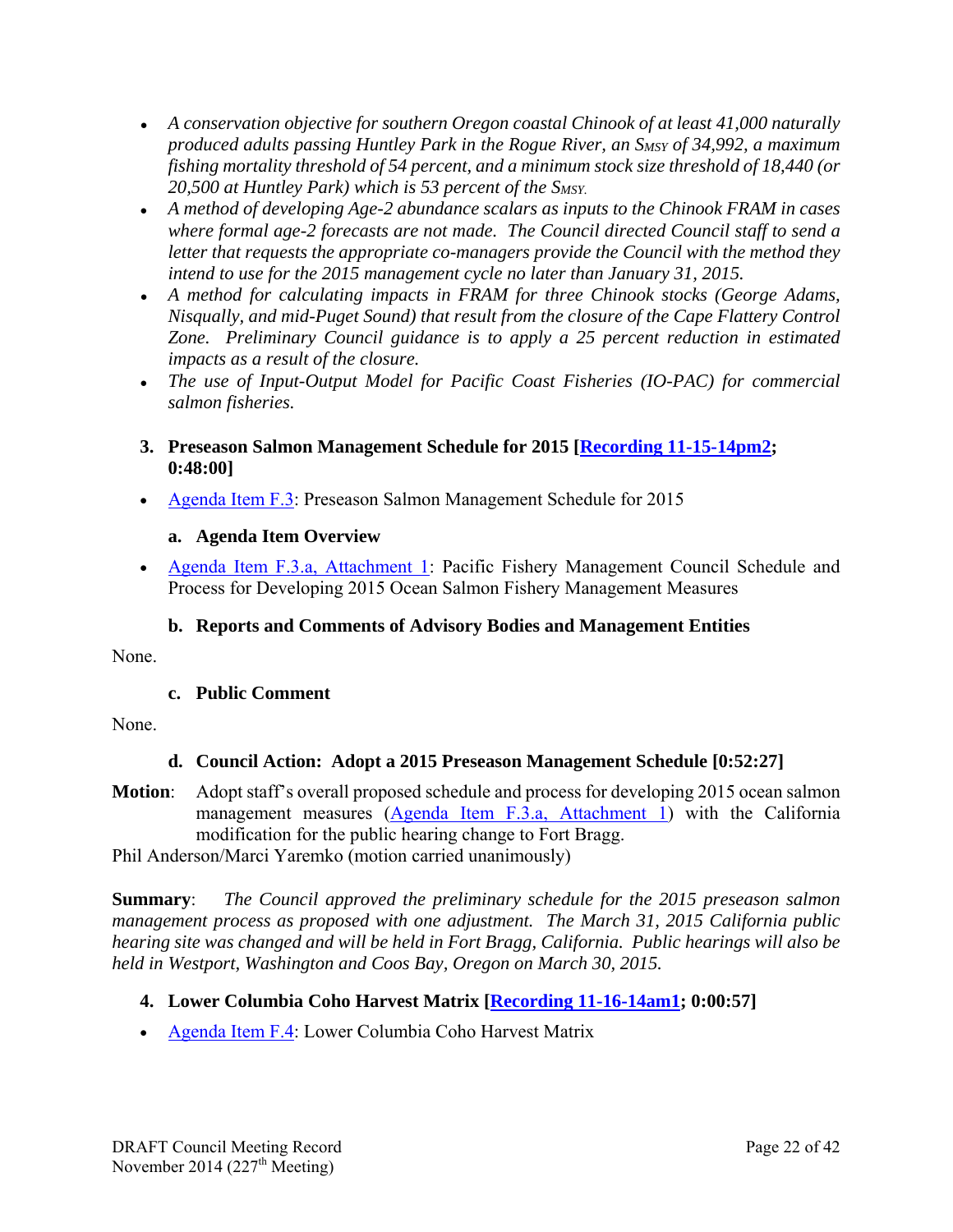- *A conservation objective for southern Oregon coastal Chinook of at least 41,000 naturally produced adults passing Huntley Park in the Rogue River, an $S_{MSY}$ of 34,992, a maximum fishing mortality threshold of 54 percent, and a minimum stock size threshold of 18,440 (or 20,500 at Huntley Park) which is 53 percent of the $S_{MSY}$.*
- *A method of developing Age-2 abundance scalars as inputs to the Chinook FRAM in cases where formal age-2 forecasts are not made. The Council directed Council staff to send a letter that requests the appropriate co-managers provide the Council with the method they intend to use for the 2015 management cycle no later than January 31, 2015.*
- *A method for calculating impacts in FRAM for three Chinook stocks (George Adams, Nisqually, and mid-Puget Sound) that result from the closure of the Cape Flattery Control Zone. Preliminary Council guidance is to apply a 25 percent reduction in estimated impacts as a result of the closure.*
- *The use of Input-Output Model for Pacific Coast Fisheries (IO-PAC) for commercial salmon fisheries.*

### 3. Preseason Salmon Management Schedule for 2015 [Recording 11-15-14pm2; 0:48:00]

- Agenda Item F.3: Preseason Salmon Management Schedule for 2015

#### a. Agenda Item Overview

- Agenda Item F.3.a, Attachment 1: Pacific Fishery Management Council Schedule and Process for Developing 2015 Ocean Salmon Fishery Management Measures

#### b. Reports and Comments of Advisory Bodies and Management Entities

None.

#### c. Public Comment

None.

#### d. Council Action: Adopt a 2015 Preseason Management Schedule [0:52:27]

**Motion**: Adopt staff's overall proposed schedule and process for developing 2015 ocean salmon management measures (Agenda Item F.3.a, Attachment 1) with the California modification for the public hearing change to Fort Bragg.

Phil Anderson/Marci Yaremko (motion carried unanimously)

**Summary**: *The Council approved the preliminary schedule for the 2015 preseason salmon management process as proposed with one adjustment. The March 31, 2015 California public hearing site was changed and will be held in Fort Bragg, California. Public hearings will also be held in Westport, Washington and Coos Bay, Oregon on March 30, 2015.*

### 4. Lower Columbia Coho Harvest Matrix [Recording 11-16-14am1; 0:00:57]

- Agenda Item F.4: Lower Columbia Coho Harvest Matrix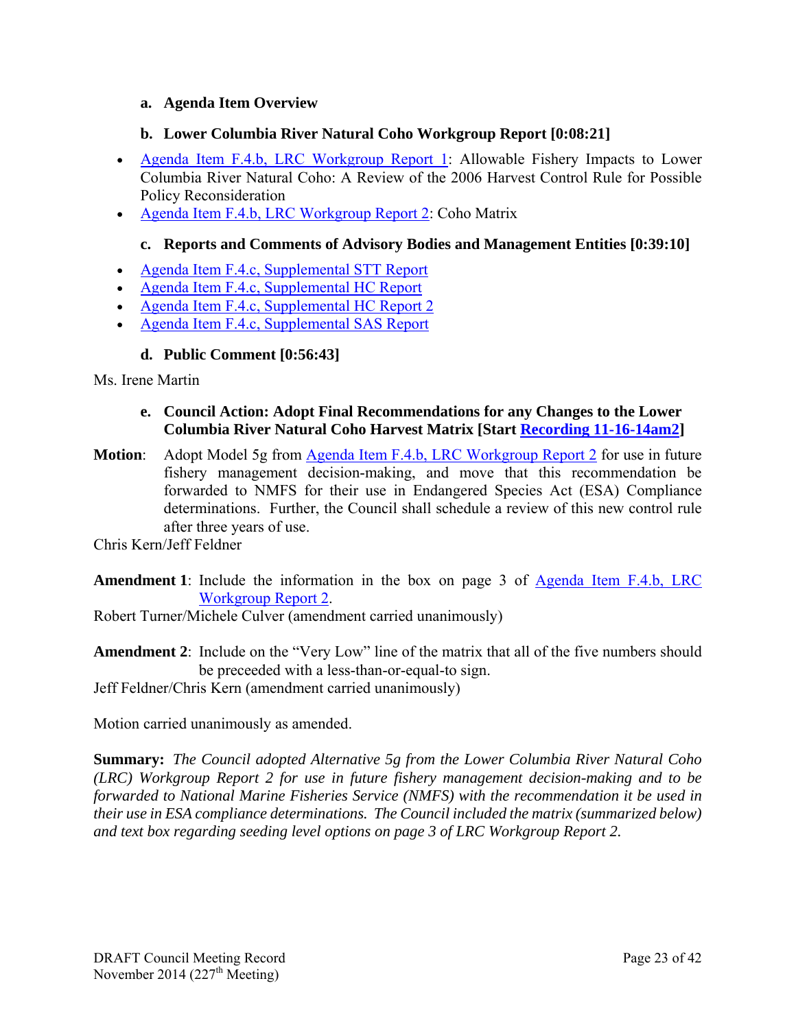a. **Agenda Item Overview**

b. **Lower Columbia River Natural Coho Workgroup Report [0:08:21]**

- Agenda Item F.4.b, LRC Workgroup Report 1: Allowable Fishery Impacts to Lower Columbia River Natural Coho: A Review of the 2006 Harvest Control Rule for Possible Policy Reconsideration
- Agenda Item F.4.b, LRC Workgroup Report 2: Coho Matrix

c. **Reports and Comments of Advisory Bodies and Management Entities [0:39:10]**

- Agenda Item F.4.c, Supplemental STT Report
- Agenda Item F.4.c, Supplemental HC Report
- Agenda Item F.4.c, Supplemental HC Report 2
- Agenda Item F.4.c, Supplemental SAS Report

d. **Public Comment [0:56:43]**

Ms. Irene Martin

e. **Council Action: Adopt Final Recommendations for any Changes to the Lower Columbia River Natural Coho Harvest Matrix [Start Recording 11-16-14am2]**

**Motion**: Adopt Model 5g from Agenda Item F.4.b, LRC Workgroup Report 2 for use in future fishery management decision-making, and move that this recommendation be forwarded to NMFS for their use in Endangered Species Act (ESA) Compliance determinations. Further, the Council shall schedule a review of this new control rule after three years of use.

Chris Kern/Jeff Feldner

**Amendment 1**: Include the information in the box on page 3 of Agenda Item F.4.b, LRC Workgroup Report 2.

Robert Turner/Michele Culver (amendment carried unanimously)

**Amendment 2**: Include on the "Very Low" line of the matrix that all of the five numbers should be preceeded with a less-than-or-equal-to sign.

Jeff Feldner/Chris Kern (amendment carried unanimously)

Motion carried unanimously as amended.

**Summary:** *The Council adopted Alternative 5g from the Lower Columbia River Natural Coho (LRC) Workgroup Report 2 for use in future fishery management decision-making and to be forwarded to National Marine Fisheries Service (NMFS) with the recommendation it be used in their use in ESA compliance determinations. The Council included the matrix (summarized below) and text box regarding seeding level options on page 3 of LRC Workgroup Report 2.*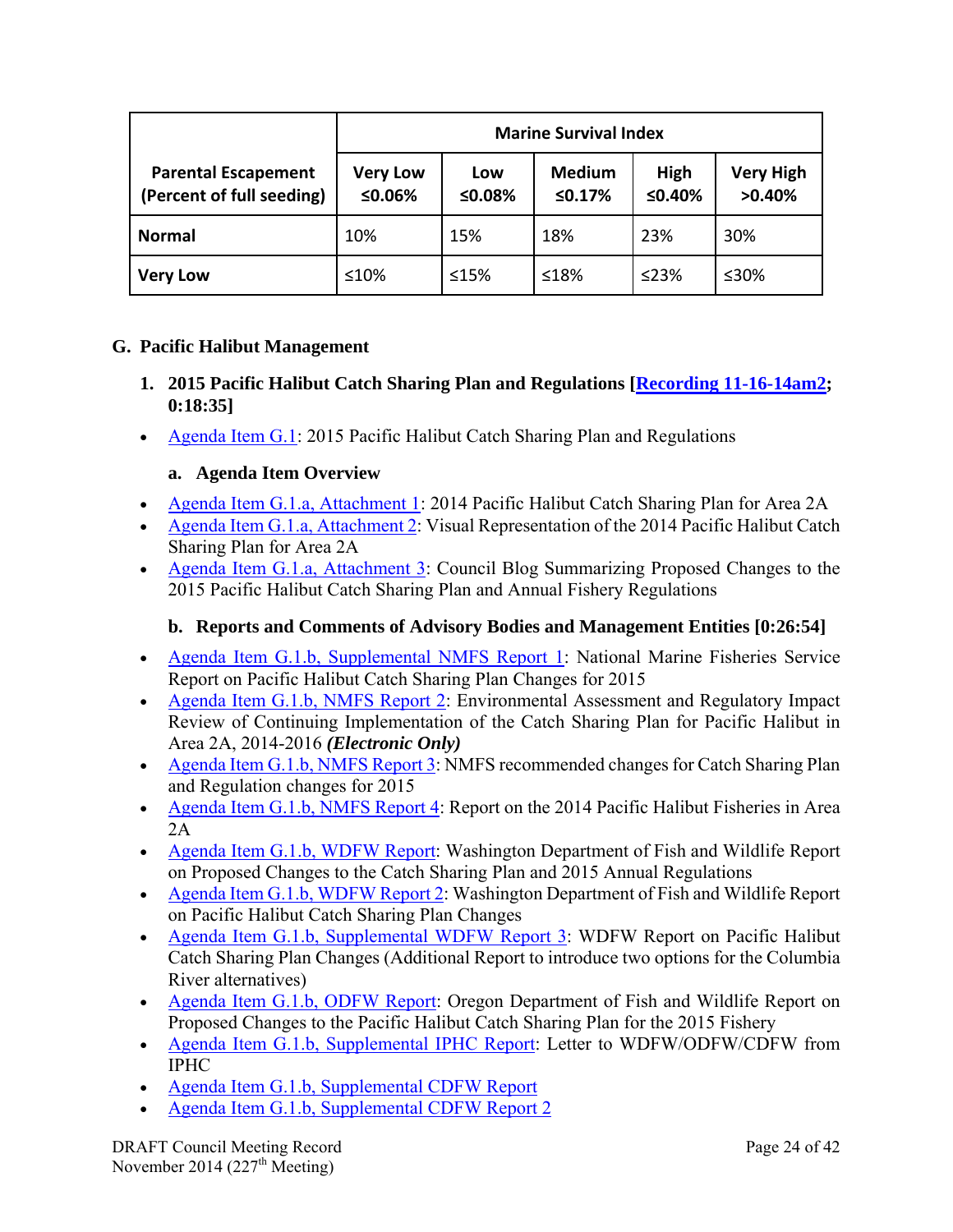| Parental Escapement (Percent of full seeding) | Marine Survival Index | | | | |
|---|---|---|---|---|---|
| | Very Low ≤0.06% | Low ≤0.08% | Medium ≤0.17% | High ≤0.40% | Very High >0.40% |
| **Normal** | 10% | 15% | 18% | 23% | 30% |
| **Very Low** | ≤10% | ≤15% | ≤18% | ≤23% | ≤30% |

## G. Pacific Halibut Management

### 1. 2015 Pacific Halibut Catch Sharing Plan and Regulations [Recording 11-16-14am2; 0:18:35]

- Agenda Item G.1: 2015 Pacific Halibut Catch Sharing Plan and Regulations

#### a. Agenda Item Overview

- Agenda Item G.1.a, Attachment 1: 2014 Pacific Halibut Catch Sharing Plan for Area 2A
- Agenda Item G.1.a, Attachment 2: Visual Representation of the 2014 Pacific Halibut Catch Sharing Plan for Area 2A
- Agenda Item G.1.a, Attachment 3: Council Blog Summarizing Proposed Changes to the 2015 Pacific Halibut Catch Sharing Plan and Annual Fishery Regulations

#### b. Reports and Comments of Advisory Bodies and Management Entities [0:26:54]

- Agenda Item G.1.b, Supplemental NMFS Report 1: National Marine Fisheries Service Report on Pacific Halibut Catch Sharing Plan Changes for 2015
- Agenda Item G.1.b, NMFS Report 2: Environmental Assessment and Regulatory Impact Review of Continuing Implementation of the Catch Sharing Plan for Pacific Halibut in Area 2A, 2014-2016 ***(Electronic Only)***
- Agenda Item G.1.b, NMFS Report 3: NMFS recommended changes for Catch Sharing Plan and Regulation changes for 2015
- Agenda Item G.1.b, NMFS Report 4: Report on the 2014 Pacific Halibut Fisheries in Area 2A
- Agenda Item G.1.b, WDFW Report: Washington Department of Fish and Wildlife Report on Proposed Changes to the Catch Sharing Plan and 2015 Annual Regulations
- Agenda Item G.1.b, WDFW Report 2: Washington Department of Fish and Wildlife Report on Pacific Halibut Catch Sharing Plan Changes
- Agenda Item G.1.b, Supplemental WDFW Report 3: WDFW Report on Pacific Halibut Catch Sharing Plan Changes (Additional Report to introduce two options for the Columbia River alternatives)
- Agenda Item G.1.b, ODFW Report: Oregon Department of Fish and Wildlife Report on Proposed Changes to the Pacific Halibut Catch Sharing Plan for the 2015 Fishery
- Agenda Item G.1.b, Supplemental IPHC Report: Letter to WDFW/ODFW/CDFW from IPHC
- Agenda Item G.1.b, Supplemental CDFW Report
- Agenda Item G.1.b, Supplemental CDFW Report 2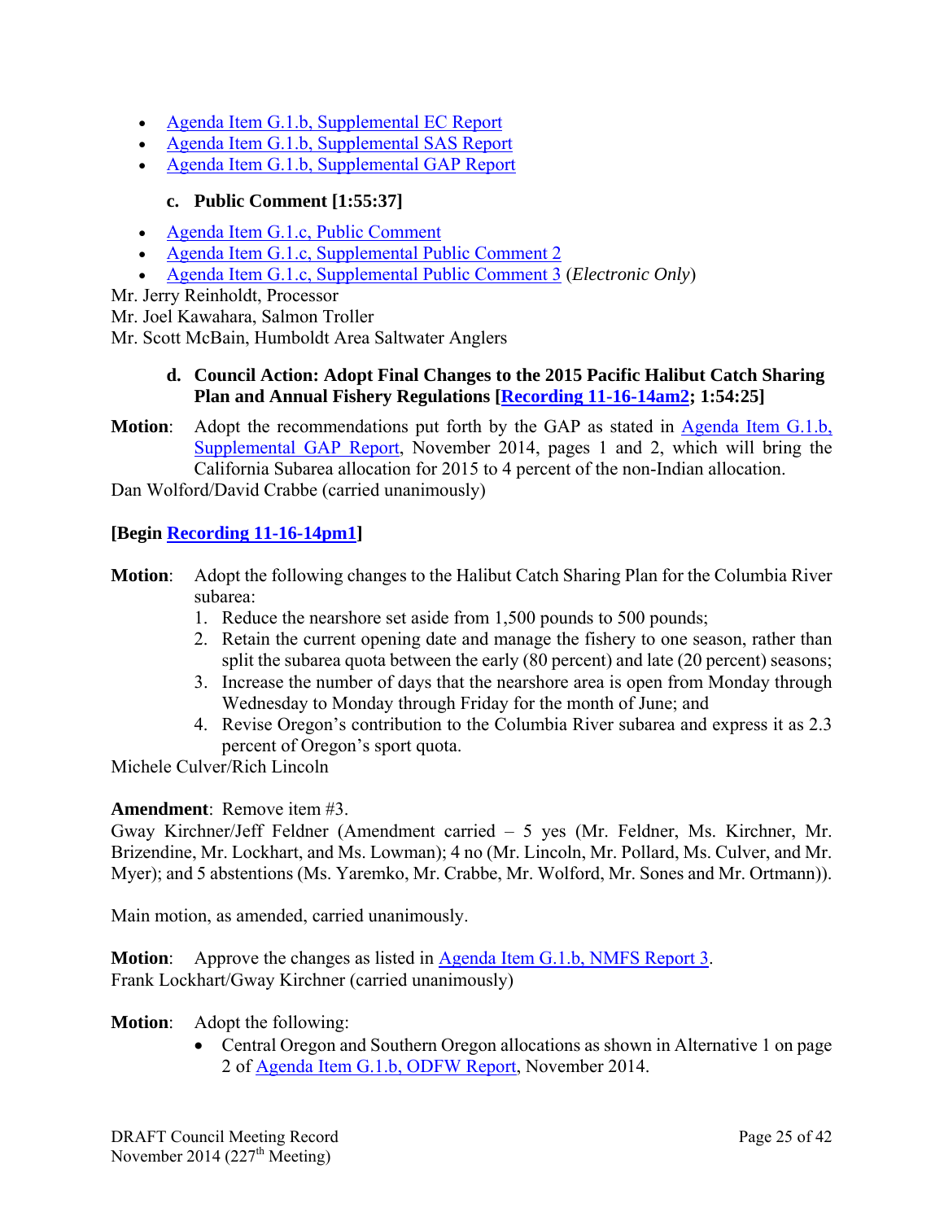- Agenda Item G.1.b, Supplemental EC Report
- Agenda Item G.1.b, Supplemental SAS Report
- Agenda Item G.1.b, Supplemental GAP Report

### c. Public Comment [1:55:37]

- Agenda Item G.1.c, Public Comment
- Agenda Item G.1.c, Supplemental Public Comment 2
- Agenda Item G.1.c, Supplemental Public Comment 3 (*Electronic Only*)

Mr. Jerry Reinholdt, Processor
Mr. Joel Kawahara, Salmon Troller
Mr. Scott McBain, Humboldt Area Saltwater Anglers

### d. Council Action: Adopt Final Changes to the 2015 Pacific Halibut Catch Sharing Plan and Annual Fishery Regulations [Recording 11-16-14am2; 1:54:25]

**Motion**: Adopt the recommendations put forth by the GAP as stated in Agenda Item G.1.b, Supplemental GAP Report, November 2014, pages 1 and 2, which will bring the California Subarea allocation for 2015 to 4 percent of the non-Indian allocation.

Dan Wolford/David Crabbe (carried unanimously)

**[Begin Recording 11-16-14pm1]**

**Motion**: Adopt the following changes to the Halibut Catch Sharing Plan for the Columbia River subarea:

1. Reduce the nearshore set aside from 1,500 pounds to 500 pounds;
2. Retain the current opening date and manage the fishery to one season, rather than split the subarea quota between the early (80 percent) and late (20 percent) seasons;
3. Increase the number of days that the nearshore area is open from Monday through Wednesday to Monday through Friday for the month of June; and
4. Revise Oregon's contribution to the Columbia River subarea and express it as 2.3 percent of Oregon's sport quota.

Michele Culver/Rich Lincoln

**Amendment**: Remove item #3.

Gway Kirchner/Jeff Feldner (Amendment carried – 5 yes (Mr. Feldner, Ms. Kirchner, Mr. Brizendine, Mr. Lockhart, and Ms. Lowman); 4 no (Mr. Lincoln, Mr. Pollard, Ms. Culver, and Mr. Myer); and 5 abstentions (Ms. Yaremko, Mr. Crabbe, Mr. Wolford, Mr. Sones and Mr. Ortmann)).

Main motion, as amended, carried unanimously.

**Motion**: Approve the changes as listed in Agenda Item G.1.b, NMFS Report 3.

Frank Lockhart/Gway Kirchner (carried unanimously)

**Motion**: Adopt the following:

- Central Oregon and Southern Oregon allocations as shown in Alternative 1 on page 2 of Agenda Item G.1.b, ODFW Report, November 2014.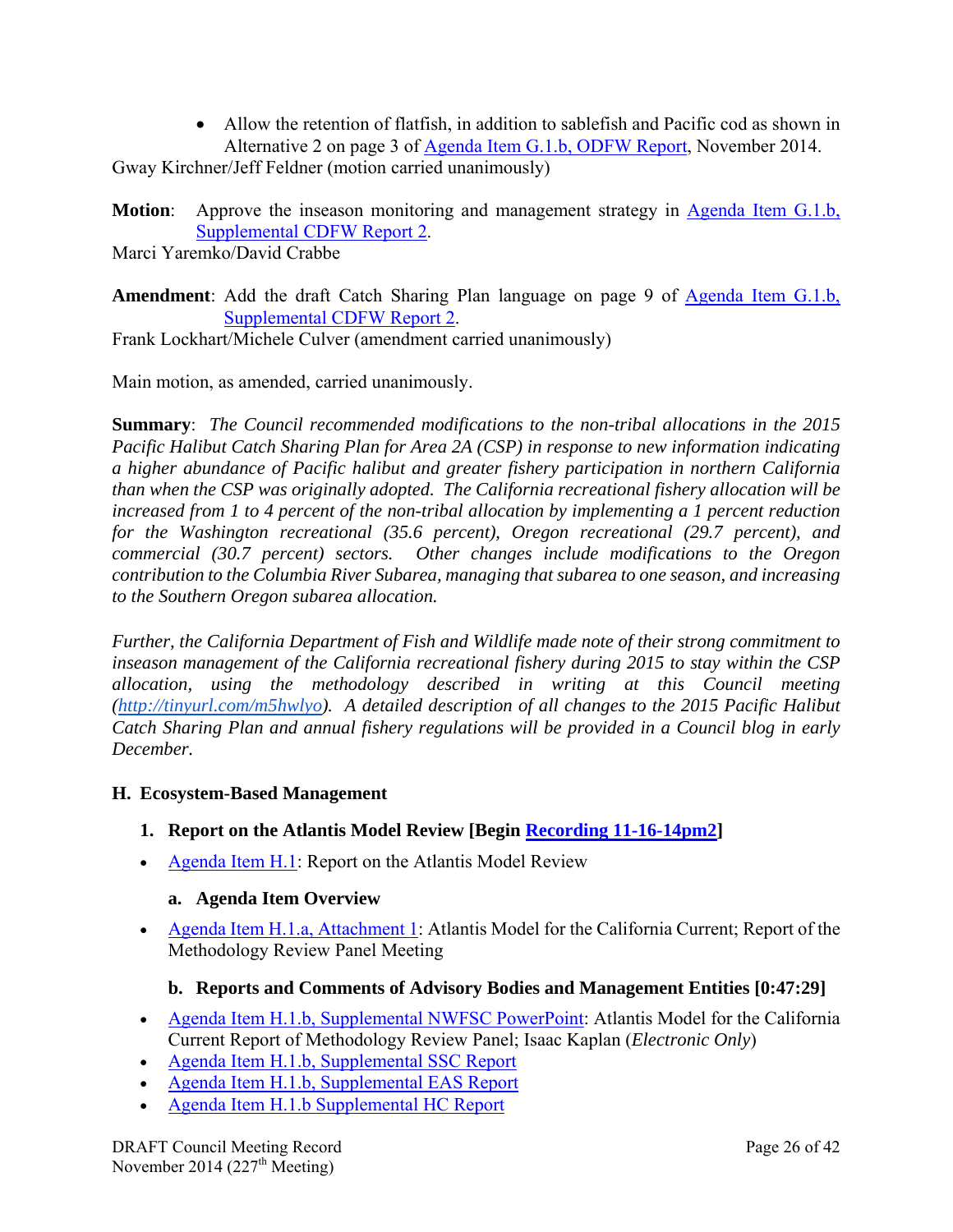- Allow the retention of flatfish, in addition to sablefish and Pacific cod as shown in Alternative 2 on page 3 of Agenda Item G.1.b, ODFW Report, November 2014.

Gway Kirchner/Jeff Feldner (motion carried unanimously)

**Motion**: Approve the inseason monitoring and management strategy in Agenda Item G.1.b, Supplemental CDFW Report 2.

Marci Yaremko/David Crabbe

**Amendment**: Add the draft Catch Sharing Plan language on page 9 of Agenda Item G.1.b, Supplemental CDFW Report 2.

Frank Lockhart/Michele Culver (amendment carried unanimously)

Main motion, as amended, carried unanimously.

**Summary**: *The Council recommended modifications to the non-tribal allocations in the 2015 Pacific Halibut Catch Sharing Plan for Area 2A (CSP) in response to new information indicating a higher abundance of Pacific halibut and greater fishery participation in northern California than when the CSP was originally adopted. The California recreational fishery allocation will be increased from 1 to 4 percent of the non-tribal allocation by implementing a 1 percent reduction for the Washington recreational (35.6 percent), Oregon recreational (29.7 percent), and commercial (30.7 percent) sectors. Other changes include modifications to the Oregon contribution to the Columbia River Subarea, managing that subarea to one season, and increasing to the Southern Oregon subarea allocation.*

*Further, the California Department of Fish and Wildlife made note of their strong commitment to inseason management of the California recreational fishery during 2015 to stay within the CSP allocation, using the methodology described in writing at this Council meeting (http://tinyurl.com/m5hwlyo). A detailed description of all changes to the 2015 Pacific Halibut Catch Sharing Plan and annual fishery regulations will be provided in a Council blog in early December.*

## H. Ecosystem-Based Management

### 1. Report on the Atlantis Model Review [Begin Recording 11-16-14pm2]

- Agenda Item H.1: Report on the Atlantis Model Review

#### a. Agenda Item Overview

- Agenda Item H.1.a, Attachment 1: Atlantis Model for the California Current; Report of the Methodology Review Panel Meeting

#### b. Reports and Comments of Advisory Bodies and Management Entities [0:47:29]

- Agenda Item H.1.b, Supplemental NWFSC PowerPoint: Atlantis Model for the California Current Report of Methodology Review Panel; Isaac Kaplan (*Electronic Only*)
- Agenda Item H.1.b, Supplemental SSC Report
- Agenda Item H.1.b, Supplemental EAS Report
- Agenda Item H.1.b Supplemental HC Report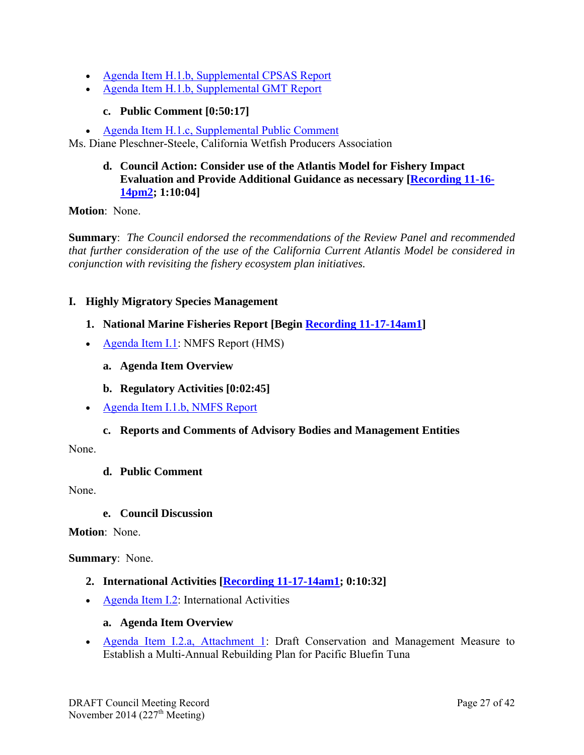- Agenda Item H.1.b, Supplemental CPSAS Report
- Agenda Item H.1.b, Supplemental GMT Report

**c. Public Comment [0:50:17]**

- Agenda Item H.1.c, Supplemental Public Comment

Ms. Diane Pleschner-Steele, California Wetfish Producers Association

**d. Council Action: Consider use of the Atlantis Model for Fishery Impact Evaluation and Provide Additional Guidance as necessary [Recording 11-16-14pm2; 1:10:04]**

**Motion**: None.

**Summary**: *The Council endorsed the recommendations of the Review Panel and recommended that further consideration of the use of the California Current Atlantis Model be considered in conjunction with revisiting the fishery ecosystem plan initiatives.*

## I. Highly Migratory Species Management

### 1. National Marine Fisheries Report [Begin Recording 11-17-14am1]

- Agenda Item I.1: NMFS Report (HMS)

**a. Agenda Item Overview**

**b. Regulatory Activities [0:02:45]**

- Agenda Item I.1.b, NMFS Report

**c. Reports and Comments of Advisory Bodies and Management Entities**

None.

**d. Public Comment**

None.

**e. Council Discussion**

**Motion**: None.

**Summary**: None.

### 2. International Activities [Recording 11-17-14am1; 0:10:32]

- Agenda Item I.2: International Activities

**a. Agenda Item Overview**

- Agenda Item I.2.a, Attachment 1: Draft Conservation and Management Measure to Establish a Multi-Annual Rebuilding Plan for Pacific Bluefin Tuna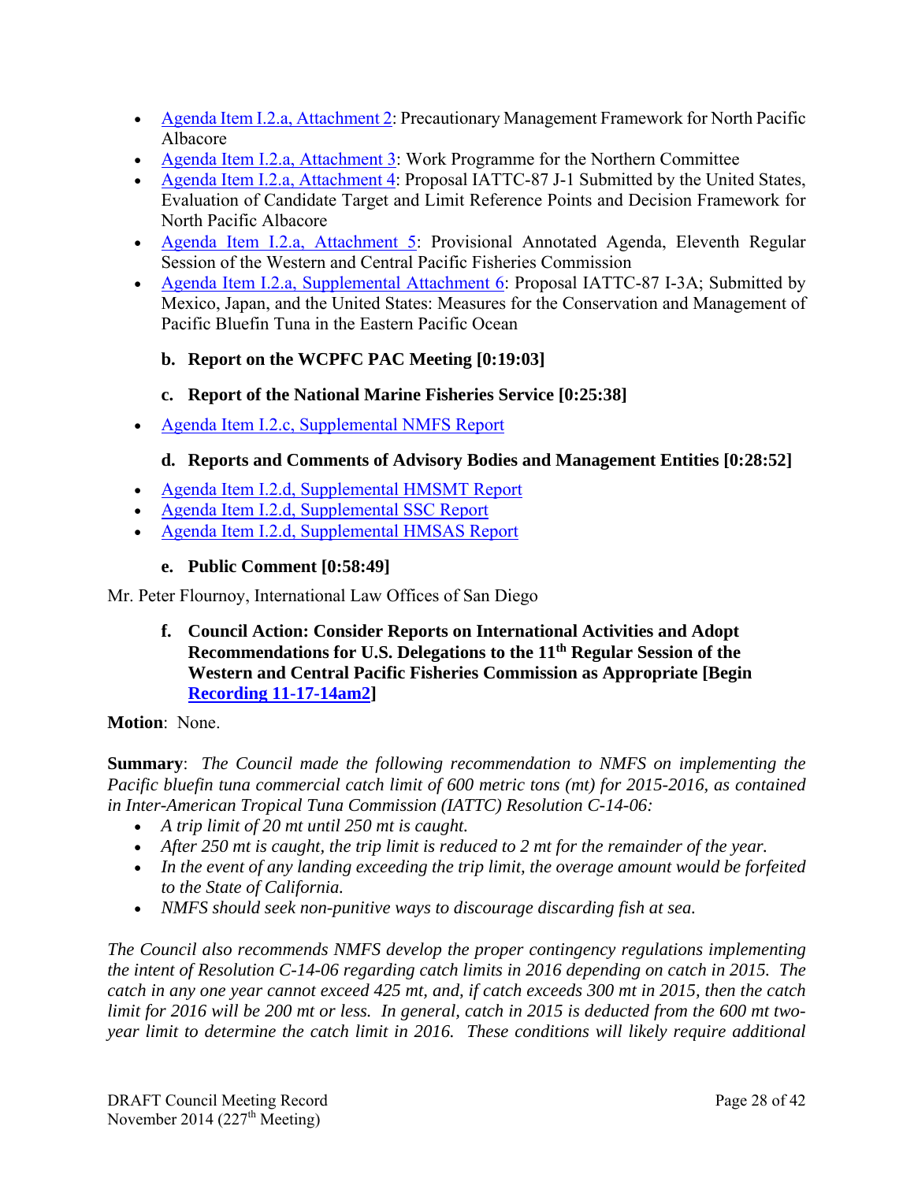- Agenda Item I.2.a, Attachment 2: Precautionary Management Framework for North Pacific Albacore
- Agenda Item I.2.a, Attachment 3: Work Programme for the Northern Committee
- Agenda Item I.2.a, Attachment 4: Proposal IATTC-87 J-1 Submitted by the United States, Evaluation of Candidate Target and Limit Reference Points and Decision Framework for North Pacific Albacore
- Agenda Item I.2.a, Attachment 5: Provisional Annotated Agenda, Eleventh Regular Session of the Western and Central Pacific Fisheries Commission
- Agenda Item I.2.a, Supplemental Attachment 6: Proposal IATTC-87 I-3A; Submitted by Mexico, Japan, and the United States: Measures for the Conservation and Management of Pacific Bluefin Tuna in the Eastern Pacific Ocean

**b. Report on the WCPFC PAC Meeting [0:19:03]**

**c. Report of the National Marine Fisheries Service [0:25:38]**

- Agenda Item I.2.c, Supplemental NMFS Report

**d. Reports and Comments of Advisory Bodies and Management Entities [0:28:52]**

- Agenda Item I.2.d, Supplemental HMSMT Report
- Agenda Item I.2.d, Supplemental SSC Report
- Agenda Item I.2.d, Supplemental HMSAS Report

**e. Public Comment [0:58:49]**

Mr. Peter Flournoy, International Law Offices of San Diego

**f. Council Action: Consider Reports on International Activities and Adopt Recommendations for U.S. Delegations to the 11th Regular Session of the Western and Central Pacific Fisheries Commission as Appropriate [Begin Recording 11-17-14am2]**

**Motion**: None.

**Summary**: *The Council made the following recommendation to NMFS on implementing the Pacific bluefin tuna commercial catch limit of 600 metric tons (mt) for 2015-2016, as contained in Inter-American Tropical Tuna Commission (IATTC) Resolution C-14-06:*

- *A trip limit of 20 mt until 250 mt is caught.*
- *After 250 mt is caught, the trip limit is reduced to 2 mt for the remainder of the year.*
- *In the event of any landing exceeding the trip limit, the overage amount would be forfeited to the State of California.*
- *NMFS should seek non-punitive ways to discourage discarding fish at sea.*

*The Council also recommends NMFS develop the proper contingency regulations implementing the intent of Resolution C-14-06 regarding catch limits in 2016 depending on catch in 2015. The catch in any one year cannot exceed 425 mt, and, if catch exceeds 300 mt in 2015, then the catch limit for 2016 will be 200 mt or less. In general, catch in 2015 is deducted from the 600 mt two-year limit to determine the catch limit in 2016. These conditions will likely require additional*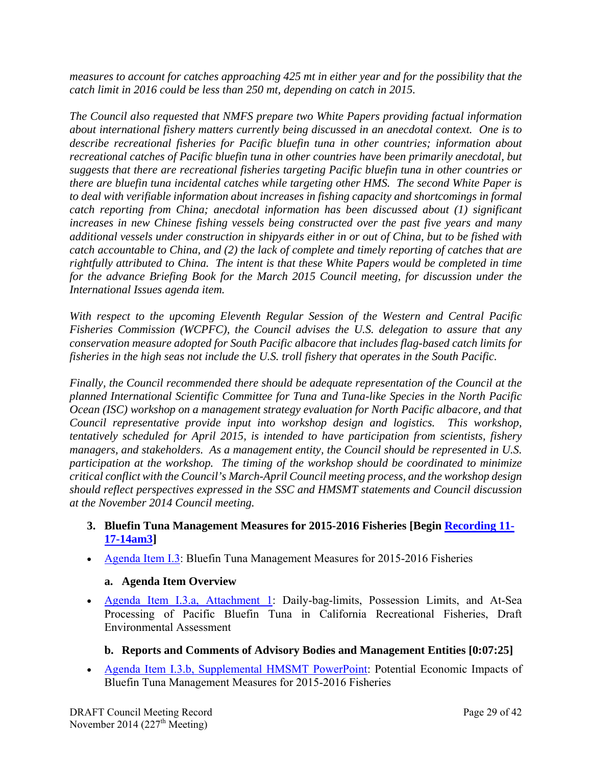*measures to account for catches approaching 425 mt in either year and for the possibility that the catch limit in 2016 could be less than 250 mt, depending on catch in 2015.*

*The Council also requested that NMFS prepare two White Papers providing factual information about international fishery matters currently being discussed in an anecdotal context. One is to describe recreational fisheries for Pacific bluefin tuna in other countries; information about recreational catches of Pacific bluefin tuna in other countries have been primarily anecdotal, but suggests that there are recreational fisheries targeting Pacific bluefin tuna in other countries or there are bluefin tuna incidental catches while targeting other HMS. The second White Paper is to deal with verifiable information about increases in fishing capacity and shortcomings in formal catch reporting from China; anecdotal information has been discussed about (1) significant increases in new Chinese fishing vessels being constructed over the past five years and many additional vessels under construction in shipyards either in or out of China, but to be fished with catch accountable to China, and (2) the lack of complete and timely reporting of catches that are rightfully attributed to China. The intent is that these White Papers would be completed in time for the advance Briefing Book for the March 2015 Council meeting, for discussion under the International Issues agenda item.*

*With respect to the upcoming Eleventh Regular Session of the Western and Central Pacific Fisheries Commission (WCPFC), the Council advises the U.S. delegation to assure that any conservation measure adopted for South Pacific albacore that includes flag-based catch limits for fisheries in the high seas not include the U.S. troll fishery that operates in the South Pacific.*

*Finally, the Council recommended there should be adequate representation of the Council at the planned International Scientific Committee for Tuna and Tuna-like Species in the North Pacific Ocean (ISC) workshop on a management strategy evaluation for North Pacific albacore, and that Council representative provide input into workshop design and logistics. This workshop, tentatively scheduled for April 2015, is intended to have participation from scientists, fishery managers, and stakeholders. As a management entity, the Council should be represented in U.S. participation at the workshop. The timing of the workshop should be coordinated to minimize critical conflict with the Council's March-April Council meeting process, and the workshop design should reflect perspectives expressed in the SSC and HMSMT statements and Council discussion at the November 2014 Council meeting.*

### 3. Bluefin Tuna Management Measures for 2015-2016 Fisheries [Begin Recording 11-17-14am3]

- Agenda Item I.3: Bluefin Tuna Management Measures for 2015-2016 Fisheries

#### a. Agenda Item Overview

- Agenda Item I.3.a, Attachment 1: Daily-bag-limits, Possession Limits, and At-Sea Processing of Pacific Bluefin Tuna in California Recreational Fisheries, Draft Environmental Assessment

#### b. Reports and Comments of Advisory Bodies and Management Entities [0:07:25]

- Agenda Item I.3.b, Supplemental HMSMT PowerPoint: Potential Economic Impacts of Bluefin Tuna Management Measures for 2015-2016 Fisheries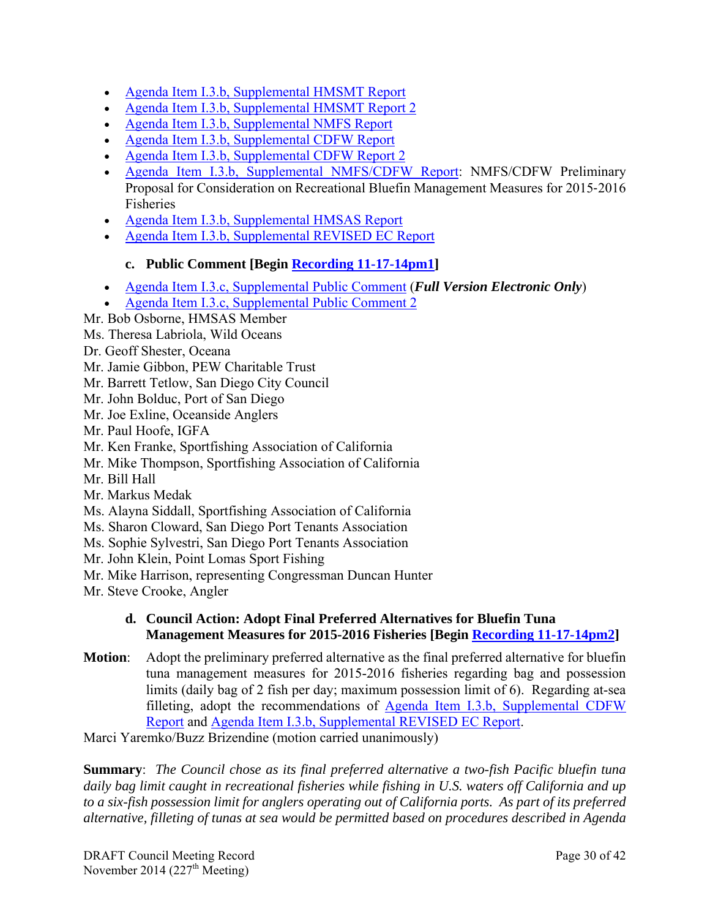- Agenda Item I.3.b, Supplemental HMSMT Report
- Agenda Item I.3.b, Supplemental HMSMT Report 2
- Agenda Item I.3.b, Supplemental NMFS Report
- Agenda Item I.3.b, Supplemental CDFW Report
- Agenda Item I.3.b, Supplemental CDFW Report 2
- Agenda Item I.3.b, Supplemental NMFS/CDFW Report: NMFS/CDFW Preliminary Proposal for Consideration on Recreational Bluefin Management Measures for 2015-2016 Fisheries
- Agenda Item I.3.b, Supplemental HMSAS Report
- Agenda Item I.3.b, Supplemental REVISED EC Report

### c. Public Comment [Begin Recording 11-17-14pm1]

- Agenda Item I.3.c, Supplemental Public Comment (***Full Version Electronic Only***)
- Agenda Item I.3.c, Supplemental Public Comment 2

Mr. Bob Osborne, HMSAS Member
Ms. Theresa Labriola, Wild Oceans
Dr. Geoff Shester, Oceana
Mr. Jamie Gibbon, PEW Charitable Trust
Mr. Barrett Tetlow, San Diego City Council
Mr. John Bolduc, Port of San Diego
Mr. Joe Exline, Oceanside Anglers
Mr. Paul Hoofe, IGFA
Mr. Ken Franke, Sportfishing Association of California
Mr. Mike Thompson, Sportfishing Association of California
Mr. Bill Hall
Mr. Markus Medak
Ms. Alayna Siddall, Sportfishing Association of California
Ms. Sharon Cloward, San Diego Port Tenants Association
Ms. Sophie Sylvestri, San Diego Port Tenants Association
Mr. John Klein, Point Lomas Sport Fishing
Mr. Mike Harrison, representing Congressman Duncan Hunter
Mr. Steve Crooke, Angler

### d. Council Action: Adopt Final Preferred Alternatives for Bluefin Tuna Management Measures for 2015-2016 Fisheries [Begin Recording 11-17-14pm2]

**Motion**: Adopt the preliminary preferred alternative as the final preferred alternative for bluefin tuna management measures for 2015-2016 fisheries regarding bag and possession limits (daily bag of 2 fish per day; maximum possession limit of 6). Regarding at-sea filleting, adopt the recommendations of Agenda Item I.3.b, Supplemental CDFW Report and Agenda Item I.3.b, Supplemental REVISED EC Report.

Marci Yaremko/Buzz Brizendine (motion carried unanimously)

**Summary**: *The Council chose as its final preferred alternative a two-fish Pacific bluefin tuna daily bag limit caught in recreational fisheries while fishing in U.S. waters off California and up to a six-fish possession limit for anglers operating out of California ports. As part of its preferred alternative, filleting of tunas at sea would be permitted based on procedures described in Agenda*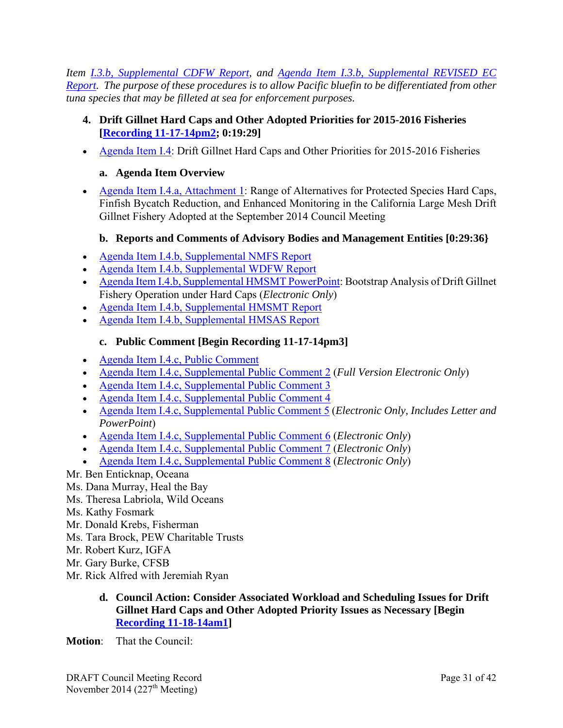*Item I.3.b, Supplemental CDFW Report, and Agenda Item I.3.b, Supplemental REVISED EC Report. The purpose of these procedures is to allow Pacific bluefin to be differentiated from other tuna species that may be filleted at sea for enforcement purposes.*

### 4. Drift Gillnet Hard Caps and Other Adopted Priorities for 2015-2016 Fisheries [Recording 11-17-14pm2; 0:19:29]

- Agenda Item I.4: Drift Gillnet Hard Caps and Other Priorities for 2015-2016 Fisheries

#### a. Agenda Item Overview

- Agenda Item I.4.a, Attachment 1: Range of Alternatives for Protected Species Hard Caps, Finfish Bycatch Reduction, and Enhanced Monitoring in the California Large Mesh Drift Gillnet Fishery Adopted at the September 2014 Council Meeting

#### b. Reports and Comments of Advisory Bodies and Management Entities [0:29:36}

- Agenda Item I.4.b, Supplemental NMFS Report
- Agenda Item I.4.b, Supplemental WDFW Report
- Agenda Item I.4.b, Supplemental HMSMT PowerPoint: Bootstrap Analysis of Drift Gillnet Fishery Operation under Hard Caps (*Electronic Only*)
- Agenda Item I.4.b, Supplemental HMSMT Report
- Agenda Item I.4.b, Supplemental HMSAS Report

#### c. Public Comment [Begin Recording 11-17-14pm3]

- Agenda Item I.4.c, Public Comment
- Agenda Item I.4.c, Supplemental Public Comment 2 (*Full Version Electronic Only*)
- Agenda Item I.4.c, Supplemental Public Comment 3
- Agenda Item I.4.c, Supplemental Public Comment 4
- Agenda Item I.4.c, Supplemental Public Comment 5 (*Electronic Only, Includes Letter and PowerPoint*)
- Agenda Item I.4.c, Supplemental Public Comment 6 (*Electronic Only*)
- Agenda Item I.4.c, Supplemental Public Comment 7 (*Electronic Only*)
- Agenda Item I.4.c, Supplemental Public Comment 8 (*Electronic Only*)

Mr. Ben Enticknap, Oceana
Ms. Dana Murray, Heal the Bay
Ms. Theresa Labriola, Wild Oceans
Ms. Kathy Fosmark
Mr. Donald Krebs, Fisherman
Ms. Tara Brock, PEW Charitable Trusts
Mr. Robert Kurz, IGFA
Mr. Gary Burke, CFSB
Mr. Rick Alfred with Jeremiah Ryan

#### d. Council Action: Consider Associated Workload and Scheduling Issues for Drift Gillnet Hard Caps and Other Adopted Priority Issues as Necessary [Begin Recording 11-18-14am1]

**Motion**: That the Council: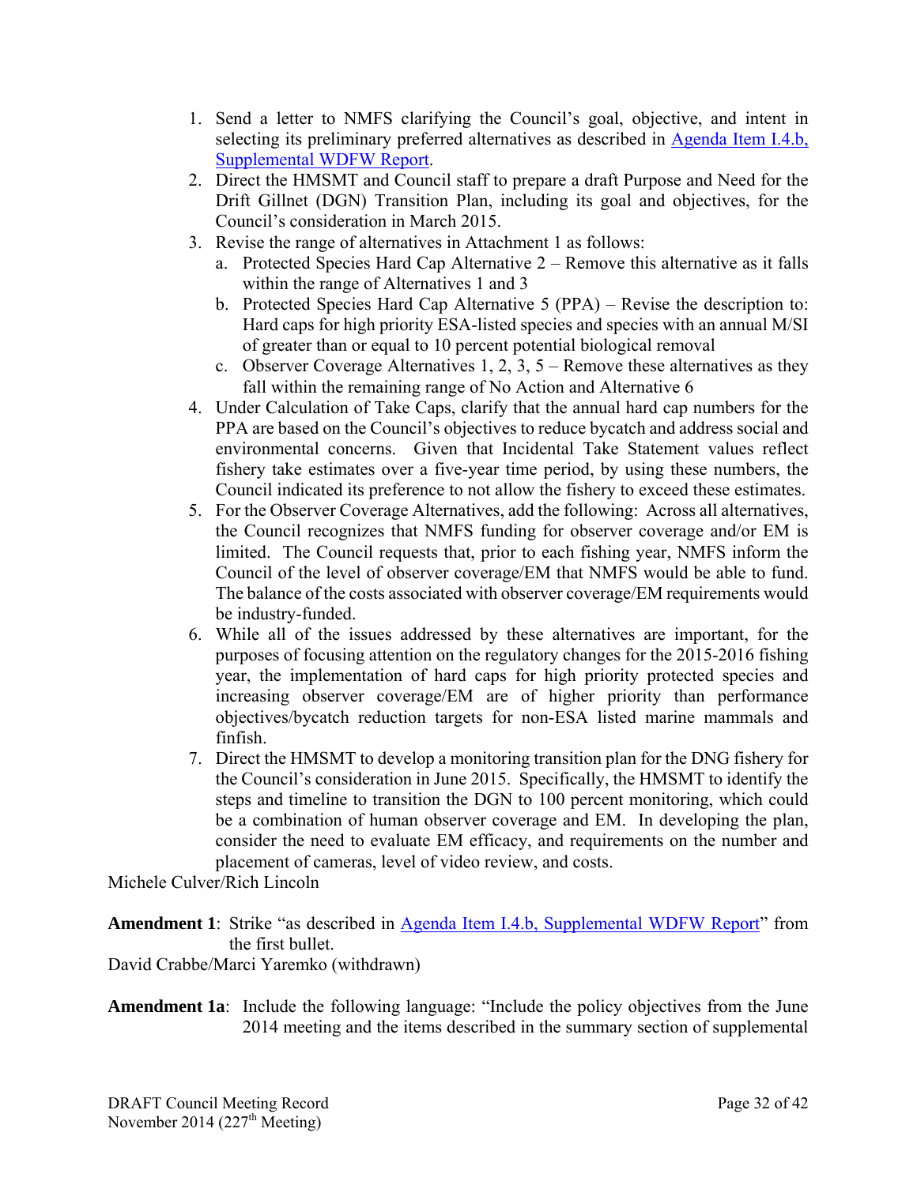1. Send a letter to NMFS clarifying the Council's goal, objective, and intent in selecting its preliminary preferred alternatives as described in [Agenda Item I.4.b, Supplemental WDFW Report](#).
2. Direct the HMSMT and Council staff to prepare a draft Purpose and Need for the Drift Gillnet (DGN) Transition Plan, including its goal and objectives, for the Council's consideration in March 2015.
3. Revise the range of alternatives in Attachment 1 as follows:
   a. Protected Species Hard Cap Alternative 2 – Remove this alternative as it falls within the range of Alternatives 1 and 3
   b. Protected Species Hard Cap Alternative 5 (PPA) – Revise the description to: Hard caps for high priority ESA-listed species and species with an annual M/SI of greater than or equal to 10 percent potential biological removal
   c. Observer Coverage Alternatives 1, 2, 3, 5 – Remove these alternatives as they fall within the remaining range of No Action and Alternative 6
4. Under Calculation of Take Caps, clarify that the annual hard cap numbers for the PPA are based on the Council's objectives to reduce bycatch and address social and environmental concerns. Given that Incidental Take Statement values reflect fishery take estimates over a five-year time period, by using these numbers, the Council indicated its preference to not allow the fishery to exceed these estimates.
5. For the Observer Coverage Alternatives, add the following: Across all alternatives, the Council recognizes that NMFS funding for observer coverage and/or EM is limited. The Council requests that, prior to each fishing year, NMFS inform the Council of the level of observer coverage/EM that NMFS would be able to fund. The balance of the costs associated with observer coverage/EM requirements would be industry-funded.
6. While all of the issues addressed by these alternatives are important, for the purposes of focusing attention on the regulatory changes for the 2015-2016 fishing year, the implementation of hard caps for high priority protected species and increasing observer coverage/EM are of higher priority than performance objectives/bycatch reduction targets for non-ESA listed marine mammals and finfish.
7. Direct the HMSMT to develop a monitoring transition plan for the DNG fishery for the Council's consideration in June 2015. Specifically, the HMSMT to identify the steps and timeline to transition the DGN to 100 percent monitoring, which could be a combination of human observer coverage and EM. In developing the plan, consider the need to evaluate EM efficacy, and requirements on the number and placement of cameras, level of video review, and costs.

Michele Culver/Rich Lincoln

**Amendment 1**: Strike "as described in [Agenda Item I.4.b, Supplemental WDFW Report](#)" from the first bullet.

David Crabbe/Marci Yaremko (withdrawn)

**Amendment 1a**: Include the following language: "Include the policy objectives from the June 2014 meeting and the items described in the summary section of supplemental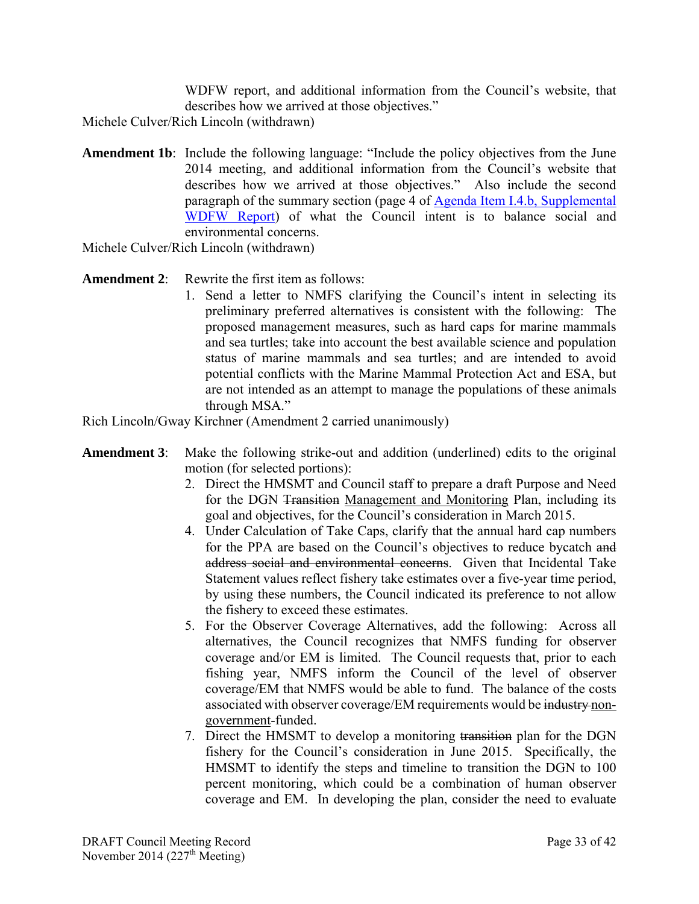WDFW report, and additional information from the Council's website, that describes how we arrived at those objectives."

Michele Culver/Rich Lincoln (withdrawn)

**Amendment 1b**: Include the following language: "Include the policy objectives from the June 2014 meeting, and additional information from the Council's website that describes how we arrived at those objectives." Also include the second paragraph of the summary section (page 4 of [Agenda Item I.4.b, Supplemental WDFW Report]) of what the Council intent is to balance social and environmental concerns.

Michele Culver/Rich Lincoln (withdrawn)

**Amendment 2**: Rewrite the first item as follows:

1. Send a letter to NMFS clarifying the Council's intent in selecting its preliminary preferred alternatives is consistent with the following: The proposed management measures, such as hard caps for marine mammals and sea turtles; take into account the best available science and population status of marine mammals and sea turtles; and are intended to avoid potential conflicts with the Marine Mammal Protection Act and ESA, but are not intended as an attempt to manage the populations of these animals through MSA."

Rich Lincoln/Gway Kirchner (Amendment 2 carried unanimously)

**Amendment 3**: Make the following strike-out and addition (underlined) edits to the original motion (for selected portions):

2. Direct the HMSMT and Council staff to prepare a draft Purpose and Need for the DGN ~~Transition~~ <u>Management and Monitoring</u> Plan, including its goal and objectives, for the Council's consideration in March 2015.
4. Under Calculation of Take Caps, clarify that the annual hard cap numbers for the PPA are based on the Council's objectives to reduce bycatch ~~and address social and environmental concerns~~. Given that Incidental Take Statement values reflect fishery take estimates over a five-year time period, by using these numbers, the Council indicated its preference to not allow the fishery to exceed these estimates.
5. For the Observer Coverage Alternatives, add the following: Across all alternatives, the Council recognizes that NMFS funding for observer coverage and/or EM is limited. The Council requests that, prior to each fishing year, NMFS inform the Council of the level of observer coverage/EM that NMFS would be able to fund. The balance of the costs associated with observer coverage/EM requirements would be ~~industry~~ <u>non-government</u>-funded.
7. Direct the HMSMT to develop a monitoring ~~transition~~ plan for the DGN fishery for the Council's consideration in June 2015. Specifically, the HMSMT to identify the steps and timeline to transition the DGN to 100 percent monitoring, which could be a combination of human observer coverage and EM. In developing the plan, consider the need to evaluate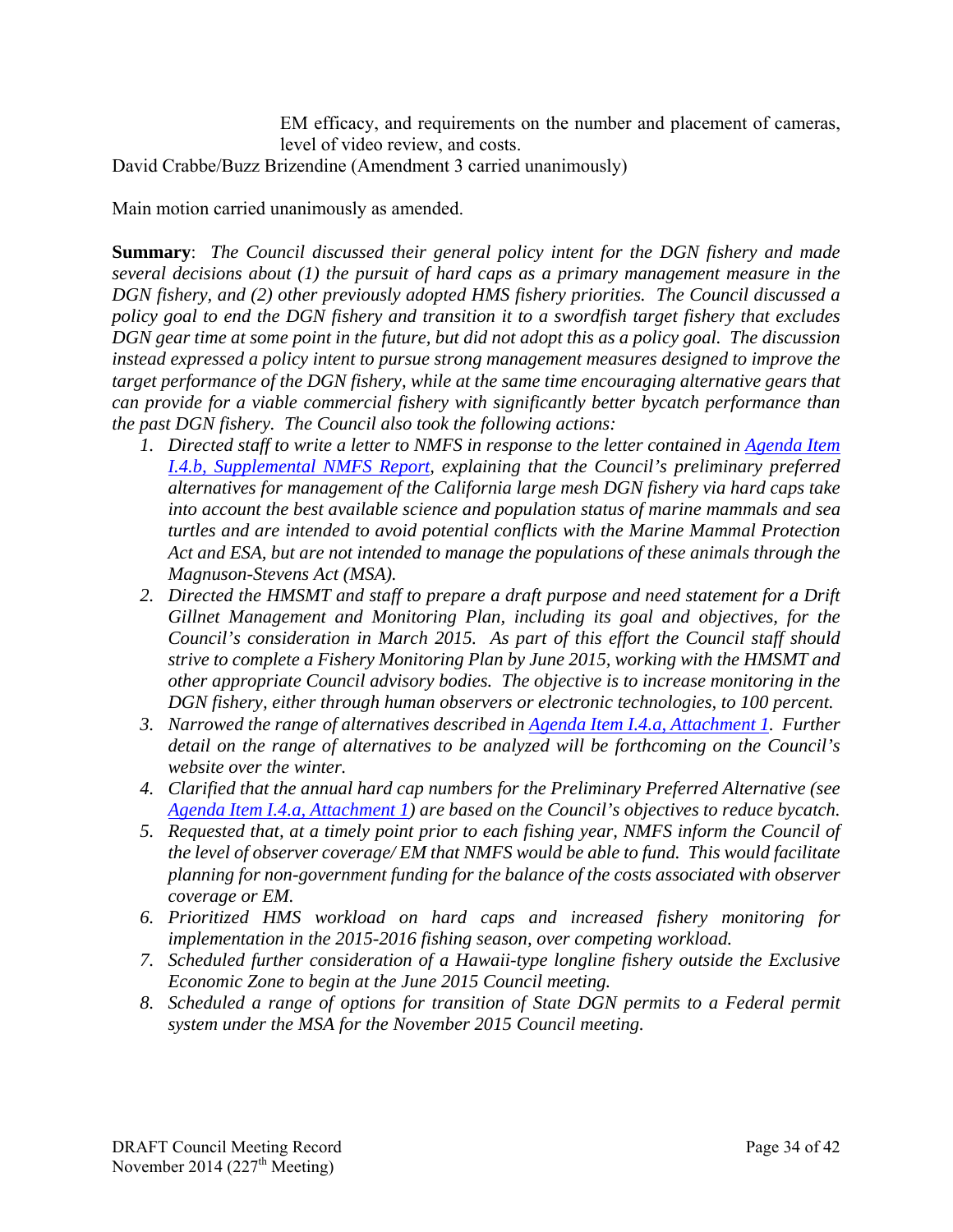EM efficacy, and requirements on the number and placement of cameras, level of video review, and costs.

David Crabbe/Buzz Brizendine (Amendment 3 carried unanimously)

Main motion carried unanimously as amended.

**Summary**: *The Council discussed their general policy intent for the DGN fishery and made several decisions about (1) the pursuit of hard caps as a primary management measure in the DGN fishery, and (2) other previously adopted HMS fishery priorities. The Council discussed a policy goal to end the DGN fishery and transition it to a swordfish target fishery that excludes DGN gear time at some point in the future, but did not adopt this as a policy goal. The discussion instead expressed a policy intent to pursue strong management measures designed to improve the target performance of the DGN fishery, while at the same time encouraging alternative gears that can provide for a viable commercial fishery with significantly better bycatch performance than the past DGN fishery. The Council also took the following actions:*

1. *Directed staff to write a letter to NMFS in response to the letter contained in Agenda Item I.4.b, Supplemental NMFS Report, explaining that the Council's preliminary preferred alternatives for management of the California large mesh DGN fishery via hard caps take into account the best available science and population status of marine mammals and sea turtles and are intended to avoid potential conflicts with the Marine Mammal Protection Act and ESA, but are not intended to manage the populations of these animals through the Magnuson-Stevens Act (MSA).*
2. *Directed the HMSMT and staff to prepare a draft purpose and need statement for a Drift Gillnet Management and Monitoring Plan, including its goal and objectives, for the Council's consideration in March 2015. As part of this effort the Council staff should strive to complete a Fishery Monitoring Plan by June 2015, working with the HMSMT and other appropriate Council advisory bodies. The objective is to increase monitoring in the DGN fishery, either through human observers or electronic technologies, to 100 percent.*
3. *Narrowed the range of alternatives described in Agenda Item I.4.a, Attachment 1. Further detail on the range of alternatives to be analyzed will be forthcoming on the Council's website over the winter.*
4. *Clarified that the annual hard cap numbers for the Preliminary Preferred Alternative (see Agenda Item I.4.a, Attachment 1) are based on the Council's objectives to reduce bycatch.*
5. *Requested that, at a timely point prior to each fishing year, NMFS inform the Council of the level of observer coverage/ EM that NMFS would be able to fund. This would facilitate planning for non-government funding for the balance of the costs associated with observer coverage or EM.*
6. *Prioritized HMS workload on hard caps and increased fishery monitoring for implementation in the 2015-2016 fishing season, over competing workload.*
7. *Scheduled further consideration of a Hawaii-type longline fishery outside the Exclusive Economic Zone to begin at the June 2015 Council meeting.*
8. *Scheduled a range of options for transition of State DGN permits to a Federal permit system under the MSA for the November 2015 Council meeting.*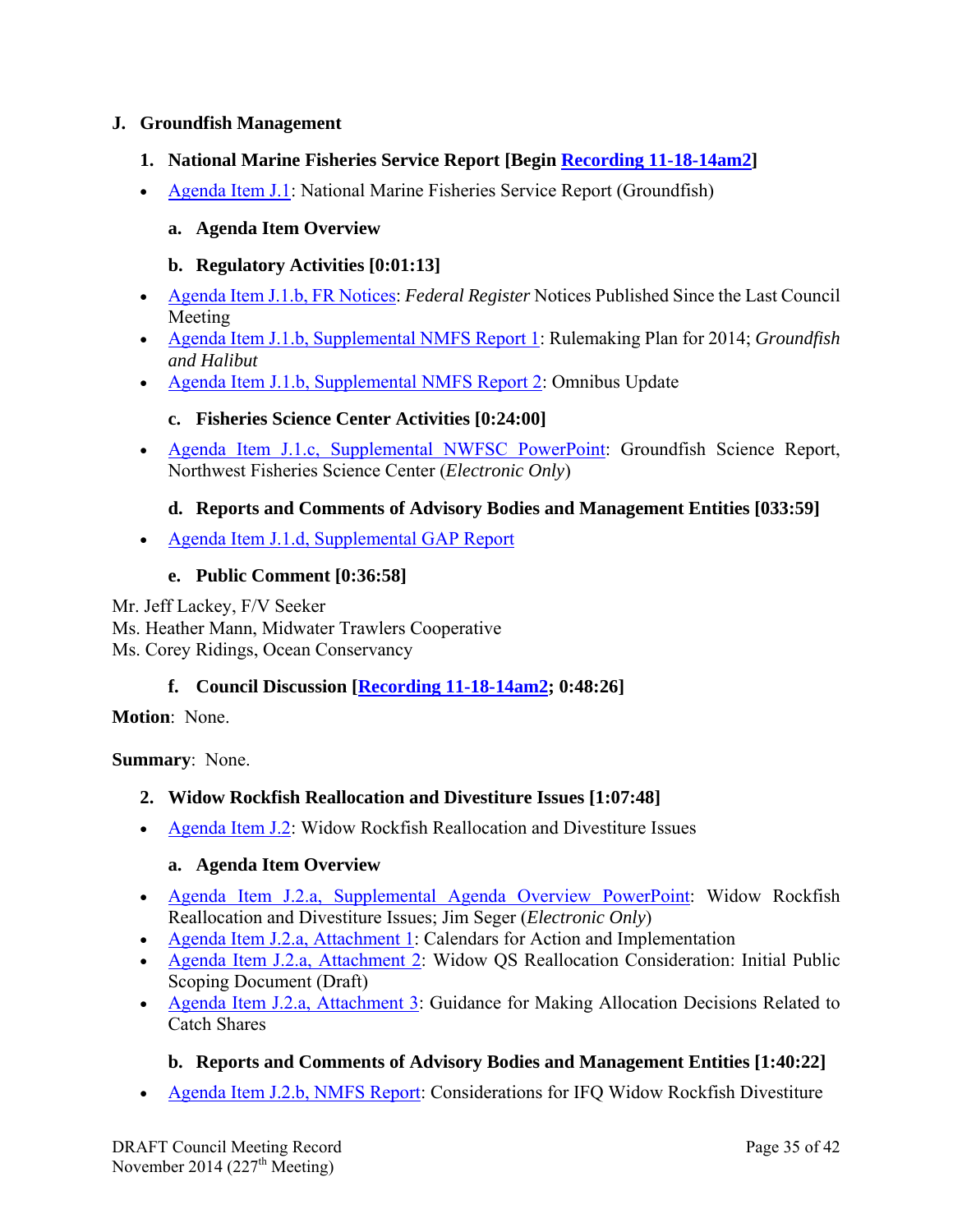## J. Groundfish Management

### 1. National Marine Fisheries Service Report [Begin Recording 11-18-14am2]

- Agenda Item J.1: National Marine Fisheries Service Report (Groundfish)

#### a. Agenda Item Overview

#### b. Regulatory Activities [0:01:13]

- Agenda Item J.1.b, FR Notices: *Federal Register* Notices Published Since the Last Council Meeting
- Agenda Item J.1.b, Supplemental NMFS Report 1: Rulemaking Plan for 2014; *Groundfish and Halibut*
- Agenda Item J.1.b, Supplemental NMFS Report 2: Omnibus Update

#### c. Fisheries Science Center Activities [0:24:00]

- Agenda Item J.1.c, Supplemental NWFSC PowerPoint: Groundfish Science Report, Northwest Fisheries Science Center (*Electronic Only*)

#### d. Reports and Comments of Advisory Bodies and Management Entities [033:59]

- Agenda Item J.1.d, Supplemental GAP Report

#### e. Public Comment [0:36:58]

Mr. Jeff Lackey, F/V Seeker
Ms. Heather Mann, Midwater Trawlers Cooperative
Ms. Corey Ridings, Ocean Conservancy

#### f. Council Discussion [Recording 11-18-14am2; 0:48:26]

**Motion**: None.

**Summary**: None.

### 2. Widow Rockfish Reallocation and Divestiture Issues [1:07:48]

- Agenda Item J.2: Widow Rockfish Reallocation and Divestiture Issues

#### a. Agenda Item Overview

- Agenda Item J.2.a, Supplemental Agenda Overview PowerPoint: Widow Rockfish Reallocation and Divestiture Issues; Jim Seger (*Electronic Only*)
- Agenda Item J.2.a, Attachment 1: Calendars for Action and Implementation
- Agenda Item J.2.a, Attachment 2: Widow QS Reallocation Consideration: Initial Public Scoping Document (Draft)
- Agenda Item J.2.a, Attachment 3: Guidance for Making Allocation Decisions Related to Catch Shares

#### b. Reports and Comments of Advisory Bodies and Management Entities [1:40:22]

- Agenda Item J.2.b, NMFS Report: Considerations for IFQ Widow Rockfish Divestiture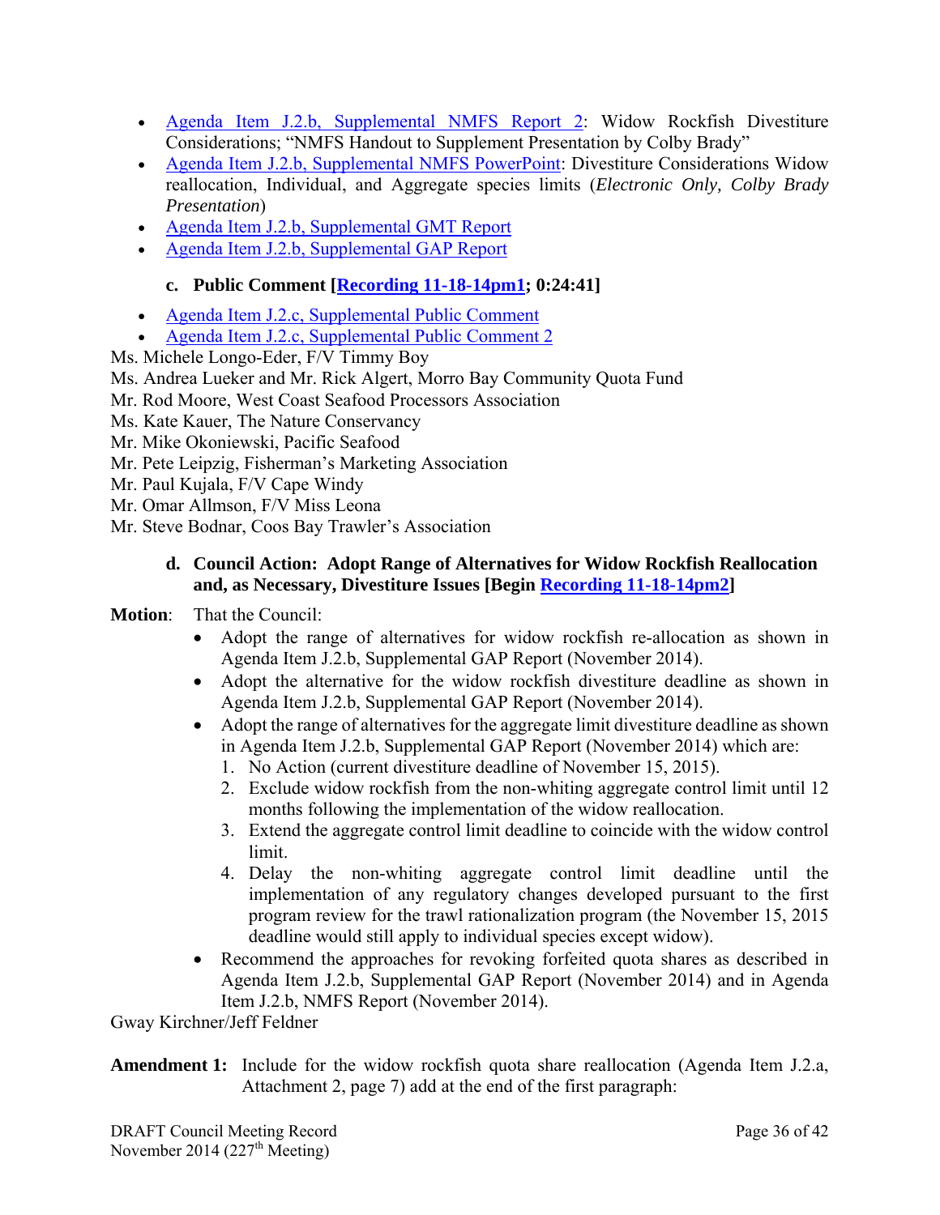- Agenda Item J.2.b, Supplemental NMFS Report 2: Widow Rockfish Divestiture Considerations; "NMFS Handout to Supplement Presentation by Colby Brady"
- Agenda Item J.2.b, Supplemental NMFS PowerPoint: Divestiture Considerations Widow reallocation, Individual, and Aggregate species limits (*Electronic Only, Colby Brady Presentation*)
- Agenda Item J.2.b, Supplemental GMT Report
- Agenda Item J.2.b, Supplemental GAP Report

### c. Public Comment [Recording 11-18-14pm1; 0:24:41]

- Agenda Item J.2.c, Supplemental Public Comment
- Agenda Item J.2.c, Supplemental Public Comment 2

Ms. Michele Longo-Eder, F/V Timmy Boy
Mr. Andrea Lueker and Mr. Rick Algert, Morro Bay Community Quota Fund
Mr. Rod Moore, West Coast Seafood Processors Association
Ms. Kate Kauer, The Nature Conservancy
Mr. Mike Okoniewski, Pacific Seafood
Mr. Pete Leipzig, Fisherman's Marketing Association
Mr. Paul Kujala, F/V Cape Windy
Mr. Omar Allmson, F/V Miss Leona
Mr. Steve Bodnar, Coos Bay Trawler's Association

### d. Council Action: Adopt Range of Alternatives for Widow Rockfish Reallocation and, as Necessary, Divestiture Issues [Begin Recording 11-18-14pm2]

**Motion**: That the Council:

- Adopt the range of alternatives for widow rockfish re-allocation as shown in Agenda Item J.2.b, Supplemental GAP Report (November 2014).
- Adopt the alternative for the widow rockfish divestiture deadline as shown in Agenda Item J.2.b, Supplemental GAP Report (November 2014).
- Adopt the range of alternatives for the aggregate limit divestiture deadline as shown in Agenda Item J.2.b, Supplemental GAP Report (November 2014) which are:
  1. No Action (current divestiture deadline of November 15, 2015).
  2. Exclude widow rockfish from the non-whiting aggregate control limit until 12 months following the implementation of the widow reallocation.
  3. Extend the aggregate control limit deadline to coincide with the widow control limit.
  4. Delay the non-whiting aggregate control limit deadline until the implementation of any regulatory changes developed pursuant to the first program review for the trawl rationalization program (the November 15, 2015 deadline would still apply to individual species except widow).
- Recommend the approaches for revoking forfeited quota shares as described in Agenda Item J.2.b, Supplemental GAP Report (November 2014) and in Agenda Item J.2.b, NMFS Report (November 2014).

Gway Kirchner/Jeff Feldner

**Amendment 1:** Include for the widow rockfish quota share reallocation (Agenda Item J.2.a, Attachment 2, page 7) add at the end of the first paragraph: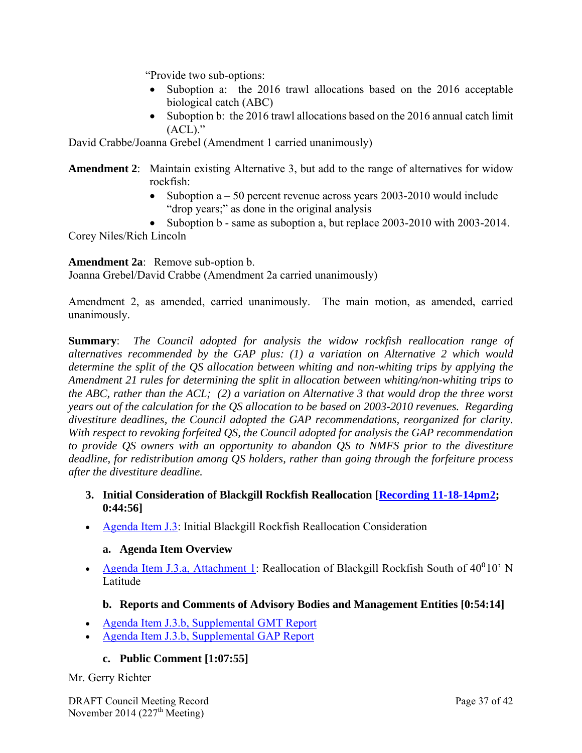"Provide two sub-options:

- Suboption a: the 2016 trawl allocations based on the 2016 acceptable biological catch (ABC)
- Suboption b: the 2016 trawl allocations based on the 2016 annual catch limit (ACL)."

David Crabbe/Joanna Grebel (Amendment 1 carried unanimously)

**Amendment 2**: Maintain existing Alternative 3, but add to the range of alternatives for widow rockfish:

- Suboption a – 50 percent revenue across years 2003-2010 would include "drop years;" as done in the original analysis
- Suboption b - same as suboption a, but replace 2003-2010 with 2003-2014.

Corey Niles/Rich Lincoln

**Amendment 2a**: Remove sub-option b.
Joanna Grebel/David Crabbe (Amendment 2a carried unanimously)

Amendment 2, as amended, carried unanimously. The main motion, as amended, carried unanimously.

**Summary**: *The Council adopted for analysis the widow rockfish reallocation range of alternatives recommended by the GAP plus: (1) a variation on Alternative 2 which would determine the split of the QS allocation between whiting and non-whiting trips by applying the Amendment 21 rules for determining the split in allocation between whiting/non-whiting trips to the ABC, rather than the ACL; (2) a variation on Alternative 3 that would drop the three worst years out of the calculation for the QS allocation to be based on 2003-2010 revenues. Regarding divestiture deadlines, the Council adopted the GAP recommendations, reorganized for clarity. With respect to revoking forfeited QS, the Council adopted for analysis the GAP recommendation to provide QS owners with an opportunity to abandon QS to NMFS prior to the divestiture deadline, for redistribution among QS holders, rather than going through the forfeiture process after the divestiture deadline.*

### 3. Initial Consideration of Blackgill Rockfish Reallocation [Recording 11-18-14pm2; 0:44:56]

- Agenda Item J.3: Initial Blackgill Rockfish Reallocation Consideration

#### a. Agenda Item Overview

- Agenda Item J.3.a, Attachment 1: Reallocation of Blackgill Rockfish South of $40^0$10' N Latitude

#### b. Reports and Comments of Advisory Bodies and Management Entities [0:54:14]

- Agenda Item J.3.b, Supplemental GMT Report
- Agenda Item J.3.b, Supplemental GAP Report

#### c. Public Comment [1:07:55]

Mr. Gerry Richter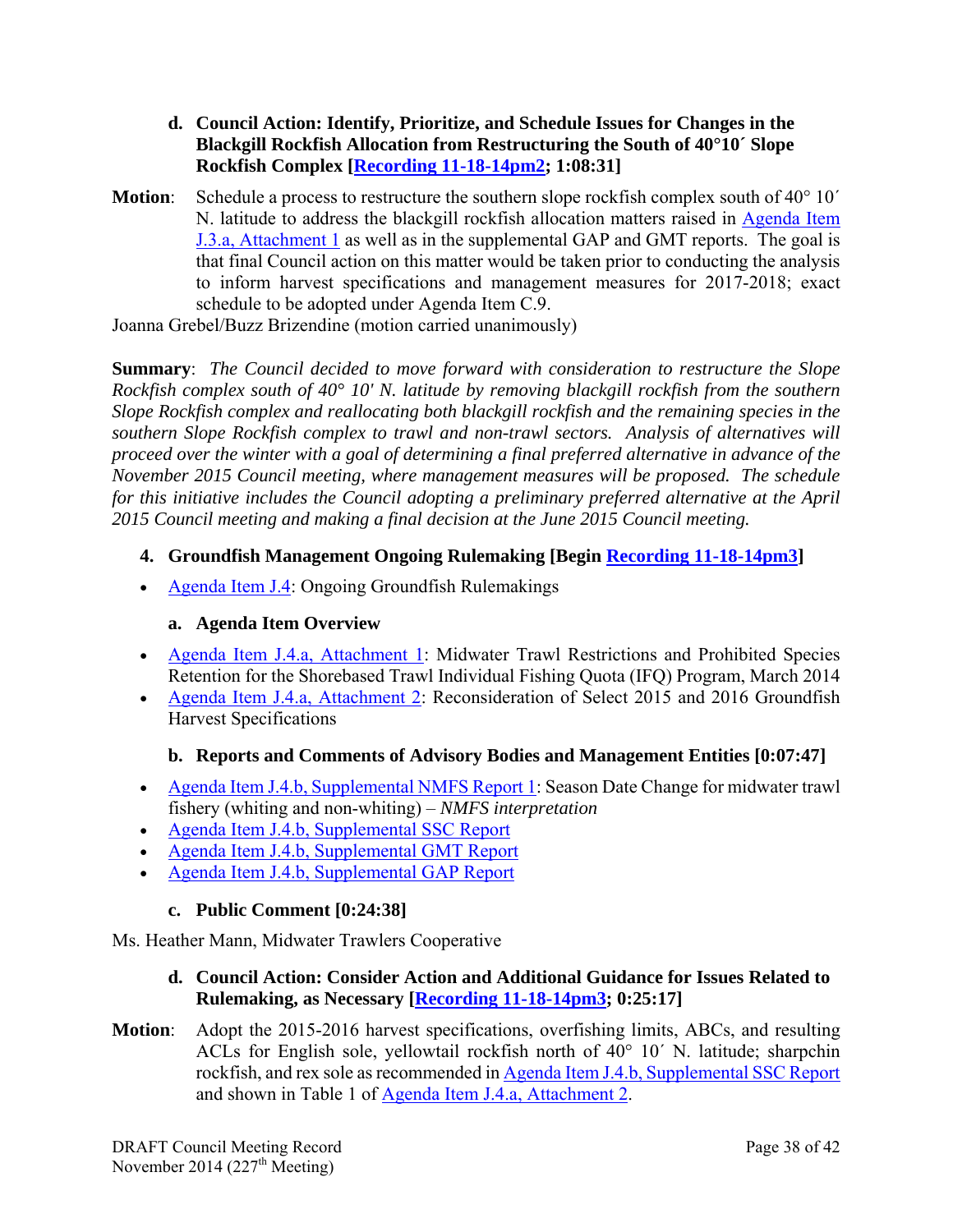**d. Council Action: Identify, Prioritize, and Schedule Issues for Changes in the Blackgill Rockfish Allocation from Restructuring the South of 40°10´ Slope Rockfish Complex [Recording 11-18-14pm2; 1:08:31]**

**Motion**: Schedule a process to restructure the southern slope rockfish complex south of 40° 10´ N. latitude to address the blackgill rockfish allocation matters raised in Agenda Item J.3.a, Attachment 1 as well as in the supplemental GAP and GMT reports. The goal is that final Council action on this matter would be taken prior to conducting the analysis to inform harvest specifications and management measures for 2017-2018; exact schedule to be adopted under Agenda Item C.9.

Joanna Grebel/Buzz Brizendine (motion carried unanimously)

**Summary**: *The Council decided to move forward with consideration to restructure the Slope Rockfish complex south of 40° 10' N. latitude by removing blackgill rockfish from the southern Slope Rockfish complex and reallocating both blackgill rockfish and the remaining species in the southern Slope Rockfish complex to trawl and non-trawl sectors. Analysis of alternatives will proceed over the winter with a goal of determining a final preferred alternative in advance of the November 2015 Council meeting, where management measures will be proposed. The schedule for this initiative includes the Council adopting a preliminary preferred alternative at the April 2015 Council meeting and making a final decision at the June 2015 Council meeting.*

### 4. Groundfish Management Ongoing Rulemaking [Begin Recording 11-18-14pm3]

- Agenda Item J.4: Ongoing Groundfish Rulemakings

**a. Agenda Item Overview**

- Agenda Item J.4.a, Attachment 1: Midwater Trawl Restrictions and Prohibited Species Retention for the Shorebased Trawl Individual Fishing Quota (IFQ) Program, March 2014
- Agenda Item J.4.a, Attachment 2: Reconsideration of Select 2015 and 2016 Groundfish Harvest Specifications

**b. Reports and Comments of Advisory Bodies and Management Entities [0:07:47]**

- Agenda Item J.4.b, Supplemental NMFS Report 1: Season Date Change for midwater trawl fishery (whiting and non-whiting) – *NMFS interpretation*
- Agenda Item J.4.b, Supplemental SSC Report
- Agenda Item J.4.b, Supplemental GMT Report
- Agenda Item J.4.b, Supplemental GAP Report

**c. Public Comment [0:24:38]**

Ms. Heather Mann, Midwater Trawlers Cooperative

**d. Council Action: Consider Action and Additional Guidance for Issues Related to Rulemaking, as Necessary [Recording 11-18-14pm3; 0:25:17]**

**Motion**: Adopt the 2015-2016 harvest specifications, overfishing limits, ABCs, and resulting ACLs for English sole, yellowtail rockfish north of 40° 10´ N. latitude; sharpchin rockfish, and rex sole as recommended in Agenda Item J.4.b, Supplemental SSC Report and shown in Table 1 of Agenda Item J.4.a, Attachment 2.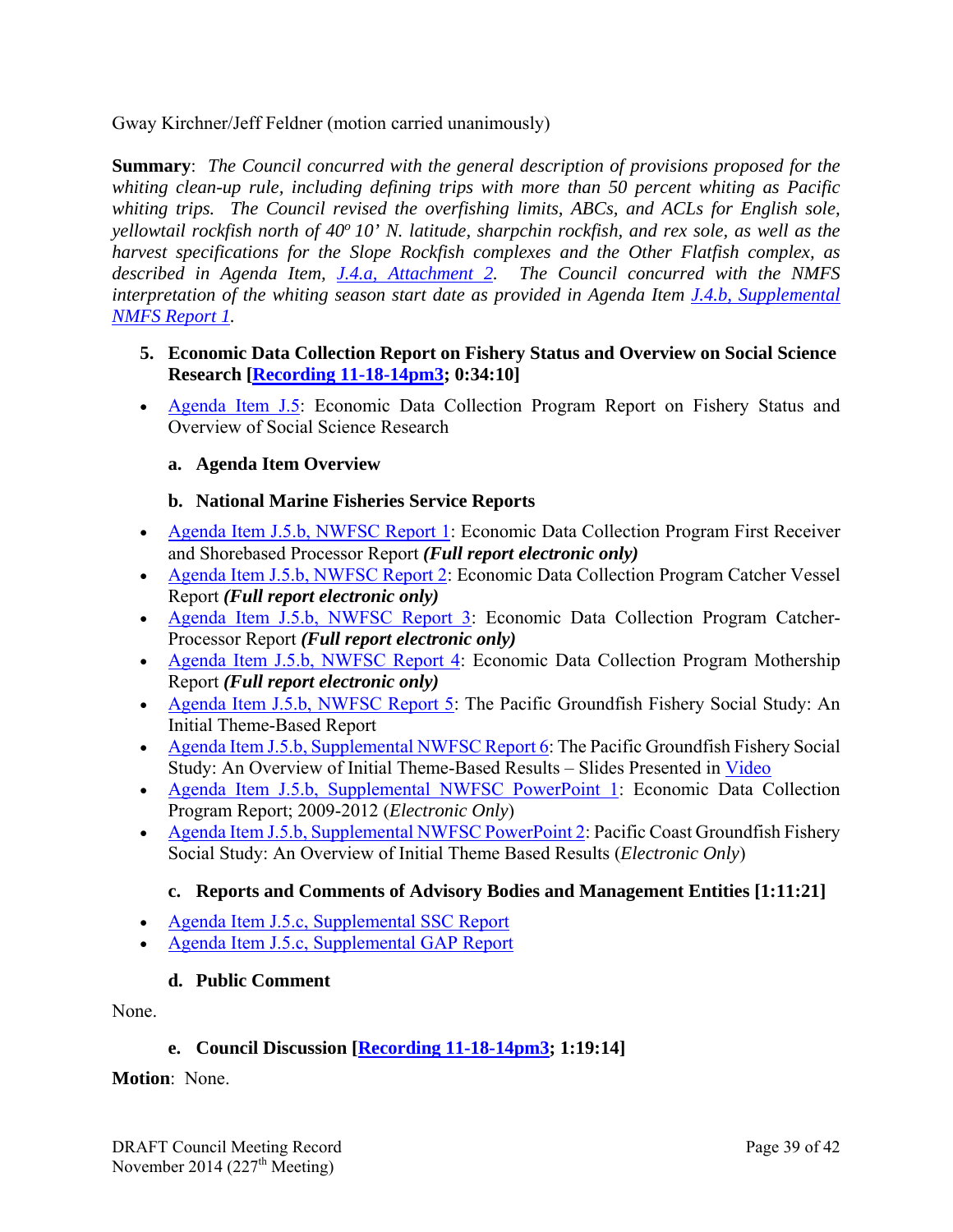Gway Kirchner/Jeff Feldner (motion carried unanimously)

**Summary**: *The Council concurred with the general description of provisions proposed for the whiting clean-up rule, including defining trips with more than 50 percent whiting as Pacific whiting trips. The Council revised the overfishing limits, ABCs, and ACLs for English sole, yellowtail rockfish north of 40º 10' N. latitude, sharpchin rockfish, and rex sole, as well as the harvest specifications for the Slope Rockfish complexes and the Other Flatfish complex, as described in Agenda Item, J.4.a, Attachment 2. The Council concurred with the NMFS interpretation of the whiting season start date as provided in Agenda Item J.4.b, Supplemental NMFS Report 1.*

### 5. Economic Data Collection Report on Fishery Status and Overview on Social Science Research [Recording 11-18-14pm3; 0:34:10]

- Agenda Item J.5: Economic Data Collection Program Report on Fishery Status and Overview of Social Science Research

#### a. Agenda Item Overview

#### b. National Marine Fisheries Service Reports

- Agenda Item J.5.b, NWFSC Report 1: Economic Data Collection Program First Receiver and Shorebased Processor Report ***(Full report electronic only)***
- Agenda Item J.5.b, NWFSC Report 2: Economic Data Collection Program Catcher Vessel Report ***(Full report electronic only)***
- Agenda Item J.5.b, NWFSC Report 3: Economic Data Collection Program Catcher-Processor Report ***(Full report electronic only)***
- Agenda Item J.5.b, NWFSC Report 4: Economic Data Collection Program Mothership Report ***(Full report electronic only)***
- Agenda Item J.5.b, NWFSC Report 5: The Pacific Groundfish Fishery Social Study: An Initial Theme-Based Report
- Agenda Item J.5.b, Supplemental NWFSC Report 6: The Pacific Groundfish Fishery Social Study: An Overview of Initial Theme-Based Results – Slides Presented in Video
- Agenda Item J.5.b, Supplemental NWFSC PowerPoint 1: Economic Data Collection Program Report; 2009-2012 (*Electronic Only*)
- Agenda Item J.5.b, Supplemental NWFSC PowerPoint 2: Pacific Coast Groundfish Fishery Social Study: An Overview of Initial Theme Based Results (*Electronic Only*)

#### c. Reports and Comments of Advisory Bodies and Management Entities [1:11:21]

- Agenda Item J.5.c, Supplemental SSC Report
- Agenda Item J.5.c, Supplemental GAP Report

#### d. Public Comment

None.

#### e. Council Discussion [Recording 11-18-14pm3; 1:19:14]

**Motion**: None.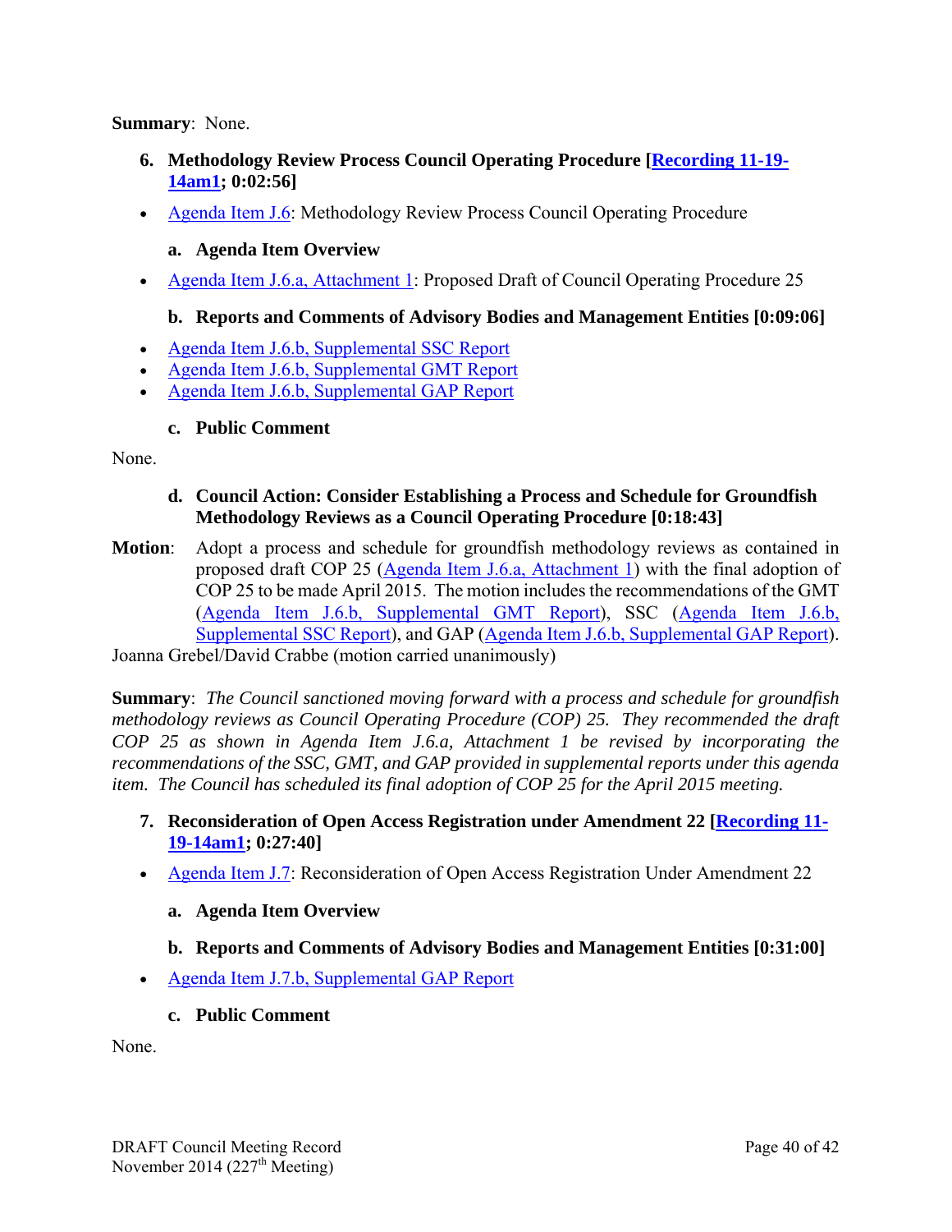**Summary**: None.

### 6. Methodology Review Process Council Operating Procedure [Recording 11-19-14am1; 0:02:56]

- Agenda Item J.6: Methodology Review Process Council Operating Procedure

#### a. Agenda Item Overview

- Agenda Item J.6.a, Attachment 1: Proposed Draft of Council Operating Procedure 25

#### b. Reports and Comments of Advisory Bodies and Management Entities [0:09:06]

- Agenda Item J.6.b, Supplemental SSC Report
- Agenda Item J.6.b, Supplemental GMT Report
- Agenda Item J.6.b, Supplemental GAP Report

#### c. Public Comment

None.

#### d. Council Action: Consider Establishing a Process and Schedule for Groundfish Methodology Reviews as a Council Operating Procedure [0:18:43]

**Motion**: Adopt a process and schedule for groundfish methodology reviews as contained in proposed draft COP 25 (Agenda Item J.6.a, Attachment 1) with the final adoption of COP 25 to be made April 2015. The motion includes the recommendations of the GMT (Agenda Item J.6.b, Supplemental GMT Report), SSC (Agenda Item J.6.b, Supplemental SSC Report), and GAP (Agenda Item J.6.b, Supplemental GAP Report).
Joanna Grebel/David Crabbe (motion carried unanimously)

**Summary**: *The Council sanctioned moving forward with a process and schedule for groundfish methodology reviews as Council Operating Procedure (COP) 25. They recommended the draft COP 25 as shown in Agenda Item J.6.a, Attachment 1 be revised by incorporating the recommendations of the SSC, GMT, and GAP provided in supplemental reports under this agenda item. The Council has scheduled its final adoption of COP 25 for the April 2015 meeting.*

### 7. Reconsideration of Open Access Registration under Amendment 22 [Recording 11-19-14am1; 0:27:40]

- Agenda Item J.7: Reconsideration of Open Access Registration Under Amendment 22

#### a. Agenda Item Overview

#### b. Reports and Comments of Advisory Bodies and Management Entities [0:31:00]

- Agenda Item J.7.b, Supplemental GAP Report

#### c. Public Comment

None.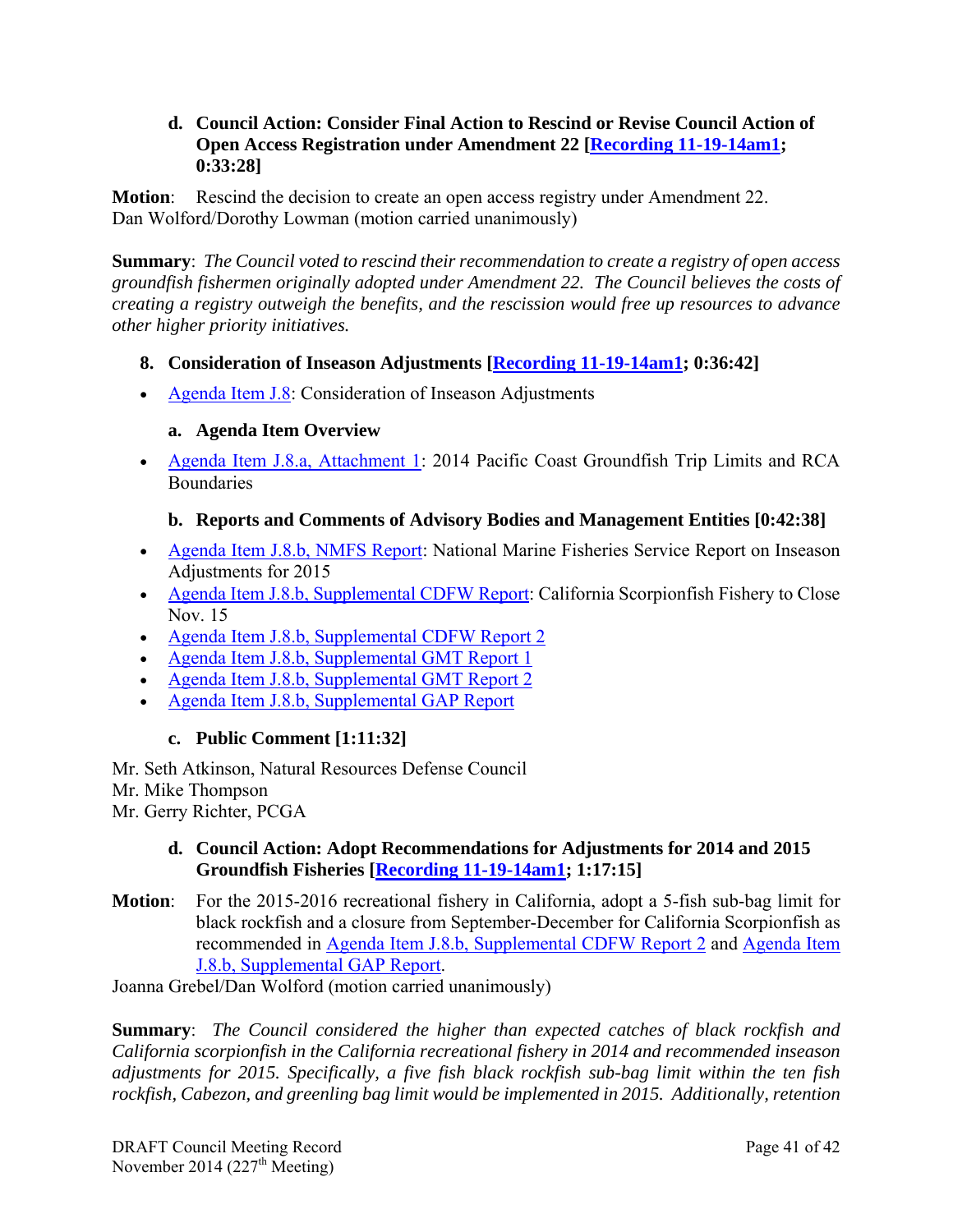#### d. Council Action: Consider Final Action to Rescind or Revise Council Action of Open Access Registration under Amendment 22 [Recording 11-19-14am1; 0:33:28]

**Motion**: Rescind the decision to create an open access registry under Amendment 22.
Dan Wolford/Dorothy Lowman (motion carried unanimously)

**Summary**: *The Council voted to rescind their recommendation to create a registry of open access groundfish fishermen originally adopted under Amendment 22. The Council believes the costs of creating a registry outweigh the benefits, and the rescission would free up resources to advance other higher priority initiatives.*

### 8. Consideration of Inseason Adjustments [Recording 11-19-14am1; 0:36:42]

- Agenda Item J.8: Consideration of Inseason Adjustments

#### a. Agenda Item Overview

- Agenda Item J.8.a, Attachment 1: 2014 Pacific Coast Groundfish Trip Limits and RCA Boundaries

#### b. Reports and Comments of Advisory Bodies and Management Entities [0:42:38]

- Agenda Item J.8.b, NMFS Report: National Marine Fisheries Service Report on Inseason Adjustments for 2015
- Agenda Item J.8.b, Supplemental CDFW Report: California Scorpionfish Fishery to Close Nov. 15
- Agenda Item J.8.b, Supplemental CDFW Report 2
- Agenda Item J.8.b, Supplemental GMT Report 1
- Agenda Item J.8.b, Supplemental GMT Report 2
- Agenda Item J.8.b, Supplemental GAP Report

#### c. Public Comment [1:11:32]

Mr. Seth Atkinson, Natural Resources Defense Council
Mr. Mike Thompson
Mr. Gerry Richter, PCGA

#### d. Council Action: Adopt Recommendations for Adjustments for 2014 and 2015 Groundfish Fisheries [Recording 11-19-14am1; 1:17:15]

**Motion**: For the 2015-2016 recreational fishery in California, adopt a 5-fish sub-bag limit for black rockfish and a closure from September-December for California Scorpionfish as recommended in Agenda Item J.8.b, Supplemental CDFW Report 2 and Agenda Item J.8.b, Supplemental GAP Report.
Joanna Grebel/Dan Wolford (motion carried unanimously)

**Summary**: *The Council considered the higher than expected catches of black rockfish and California scorpionfish in the California recreational fishery in 2014 and recommended inseason adjustments for 2015. Specifically, a five fish black rockfish sub-bag limit within the ten fish rockfish, Cabezon, and greenling bag limit would be implemented in 2015. Additionally, retention*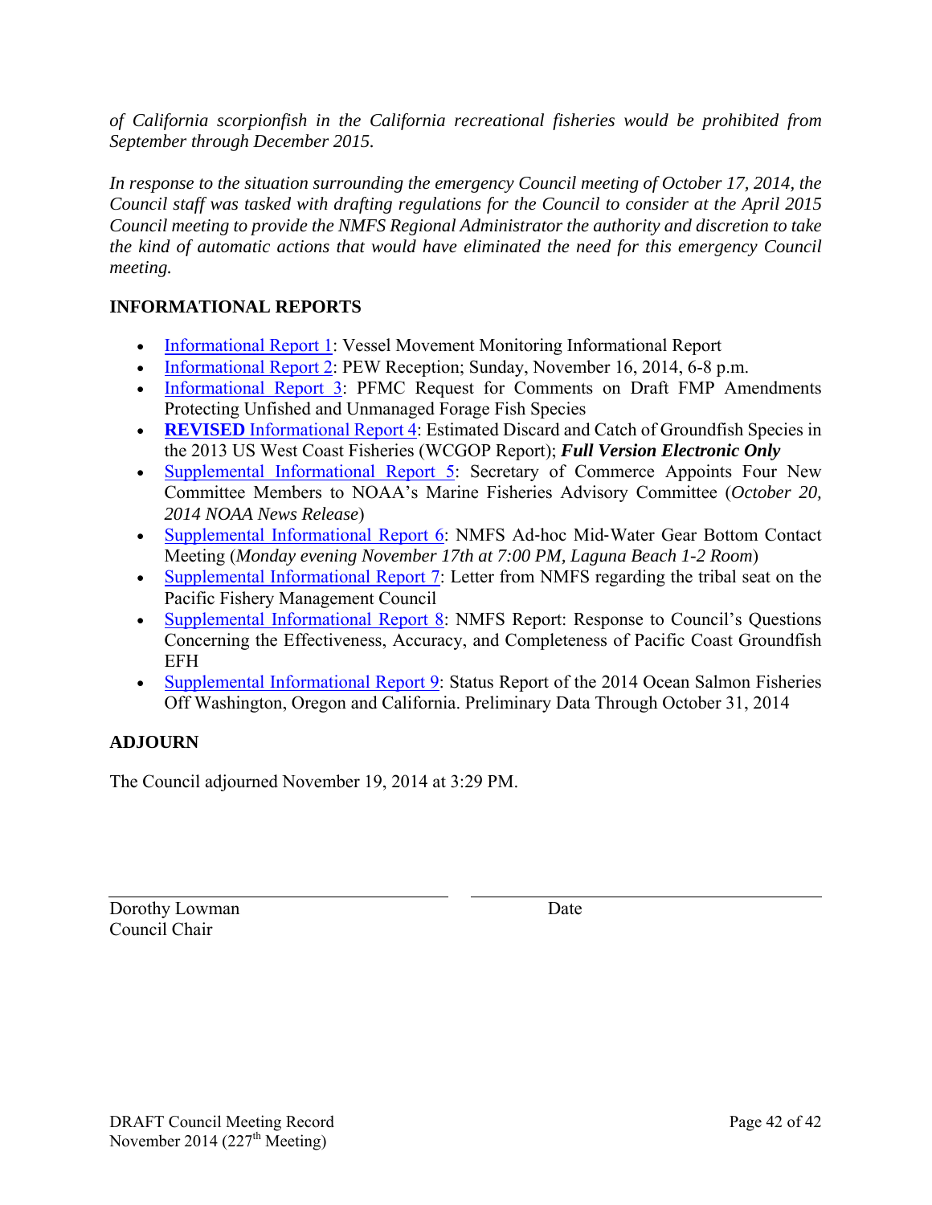*of California scorpionfish in the California recreational fisheries would be prohibited from September through December 2015.*

*In response to the situation surrounding the emergency Council meeting of October 17, 2014, the Council staff was tasked with drafting regulations for the Council to consider at the April 2015 Council meeting to provide the NMFS Regional Administrator the authority and discretion to take the kind of automatic actions that would have eliminated the need for this emergency Council meeting.*

## INFORMATIONAL REPORTS

- Informational Report 1: Vessel Movement Monitoring Informational Report
- Informational Report 2: PEW Reception; Sunday, November 16, 2014, 6-8 p.m.
- Informational Report 3: PFMC Request for Comments on Draft FMP Amendments Protecting Unfished and Unmanaged Forage Fish Species
- **REVISED** Informational Report 4: Estimated Discard and Catch of Groundfish Species in the 2013 US West Coast Fisheries (WCGOP Report); ***Full Version Electronic Only***
- Supplemental Informational Report 5: Secretary of Commerce Appoints Four New Committee Members to NOAA's Marine Fisheries Advisory Committee (*October 20, 2014 NOAA News Release*)
- Supplemental Informational Report 6: NMFS Ad-hoc Mid-Water Gear Bottom Contact Meeting (*Monday evening November 17th at 7:00 PM, Laguna Beach 1-2 Room*)
- Supplemental Informational Report 7: Letter from NMFS regarding the tribal seat on the Pacific Fishery Management Council
- Supplemental Informational Report 8: NMFS Report: Response to Council's Questions Concerning the Effectiveness, Accuracy, and Completeness of Pacific Coast Groundfish EFH
- Supplemental Informational Report 9: Status Report of the 2014 Ocean Salmon Fisheries Off Washington, Oregon and California. Preliminary Data Through October 31, 2014

## ADJOURN

The Council adjourned November 19, 2014 at 3:29 PM.

\_\_\_\_\_\_\_\_\_\_\_\_\_\_\_\_\_\_\_\_\_\_\_\_\_\_\_\_\_\_ \_\_\_\_\_\_\_\_\_\_\_\_\_\_\_\_\_\_\_\_\_\_\_\_\_\_\_\_\_\_

Dorothy Lowman Date
Council Chair